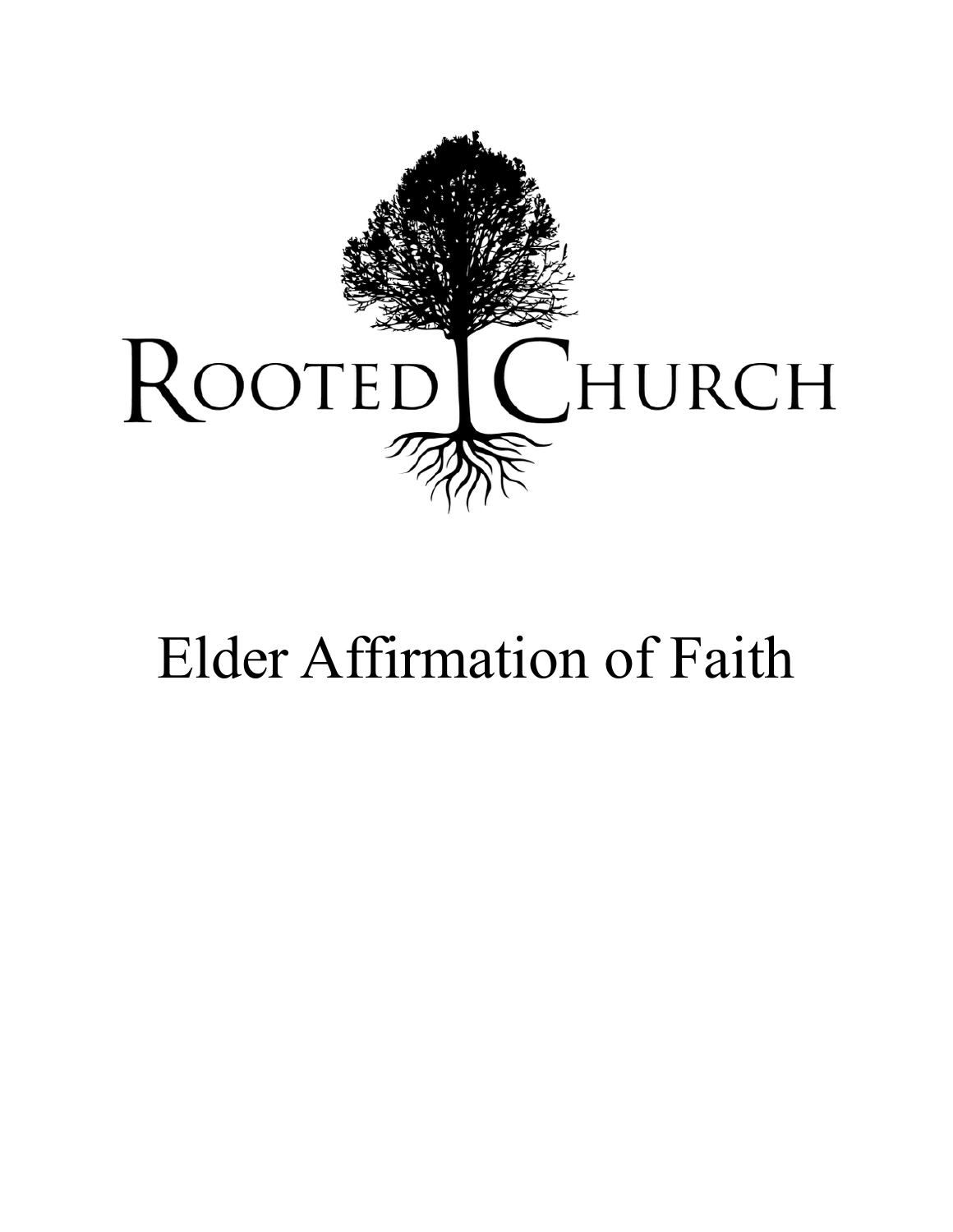ROOTED CHURCH

# Elder Affirmation of Faith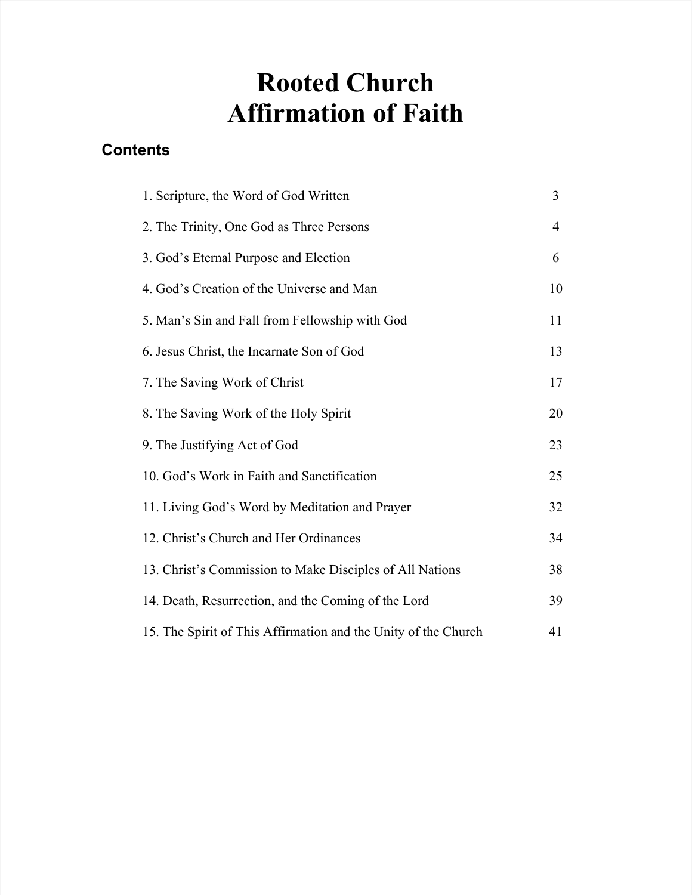# Rooted Church
# Affirmation of Faith

## Contents

| | |
|---|---|
| 1. Scripture, the Word of God Written | 3 |
| 2. The Trinity, One God as Three Persons | 4 |
| 3. God's Eternal Purpose and Election | 6 |
| 4. God's Creation of the Universe and Man | 10 |
| 5. Man's Sin and Fall from Fellowship with God | 11 |
| 6. Jesus Christ, the Incarnate Son of God | 13 |
| 7. The Saving Work of Christ | 17 |
| 8. The Saving Work of the Holy Spirit | 20 |
| 9. The Justifying Act of God | 23 |
| 10. God's Work in Faith and Sanctification | 25 |
| 11. Living God's Word by Meditation and Prayer | 32 |
| 12. Christ's Church and Her Ordinances | 34 |
| 13. Christ's Commission to Make Disciples of All Nations | 38 |
| 14. Death, Resurrection, and the Coming of the Lord | 39 |
| 15. The Spirit of This Affirmation and the Unity of the Church | 41 |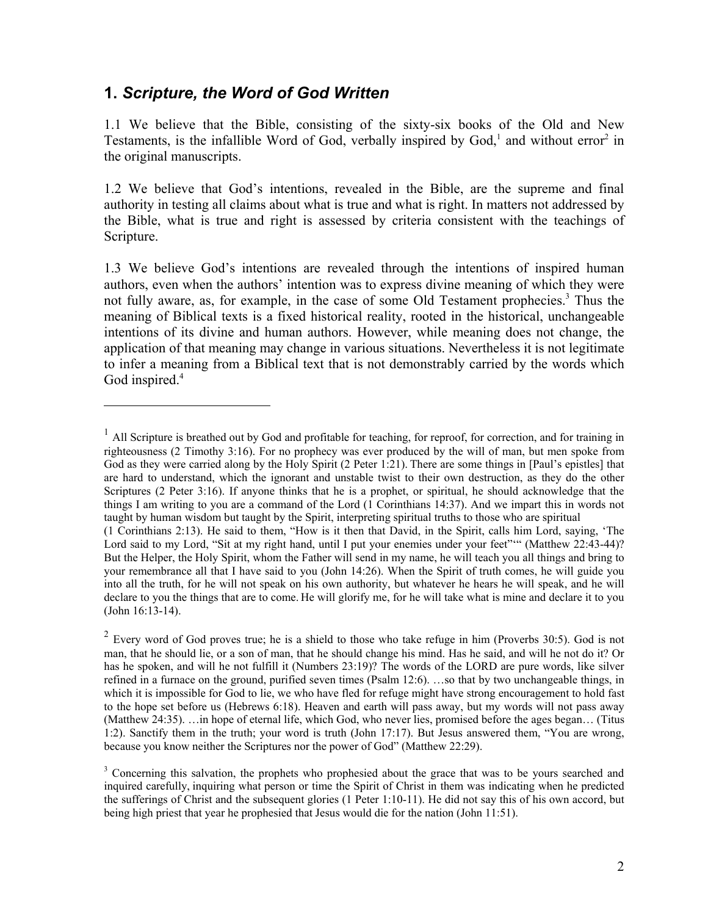## 1. *Scripture, the Word of God Written*

1.1 We believe that the Bible, consisting of the sixty-six books of the Old and New Testaments, is the infallible Word of God, verbally inspired by God,[1] and without error[2] in the original manuscripts.

1.2 We believe that God's intentions, revealed in the Bible, are the supreme and final authority in testing all claims about what is true and what is right. In matters not addressed by the Bible, what is true and right is assessed by criteria consistent with the teachings of Scripture.

1.3 We believe God's intentions are revealed through the intentions of inspired human authors, even when the authors' intention was to express divine meaning of which they were not fully aware, as, for example, in the case of some Old Testament prophecies.[3] Thus the meaning of Biblical texts is a fixed historical reality, rooted in the historical, unchangeable intentions of its divine and human authors. However, while meaning does not change, the application of that meaning may change in various situations. Nevertheless it is not legitimate to infer a meaning from a Biblical text that is not demonstrably carried by the words which God inspired.[4]

---

[1] All Scripture is breathed out by God and profitable for teaching, for reproof, for correction, and for training in righteousness (2 Timothy 3:16). For no prophecy was ever produced by the will of man, but men spoke from God as they were carried along by the Holy Spirit (2 Peter 1:21). There are some things in [Paul's epistles] that are hard to understand, which the ignorant and unstable twist to their own destruction, as they do the other Scriptures (2 Peter 3:16). If anyone thinks that he is a prophet, or spiritual, he should acknowledge that the things I am writing to you are a command of the Lord (1 Corinthians 14:37). And we impart this in words not taught by human wisdom but taught by the Spirit, interpreting spiritual truths to those who are spiritual (1 Corinthians 2:13). He said to them, "How is it then that David, in the Spirit, calls him Lord, saying, 'The Lord said to my Lord, "Sit at my right hand, until I put your enemies under your feet"'" (Matthew 22:43-44)? But the Helper, the Holy Spirit, whom the Father will send in my name, he will teach you all things and bring to your remembrance all that I have said to you (John 14:26). When the Spirit of truth comes, he will guide you into all the truth, for he will not speak on his own authority, but whatever he hears he will speak, and he will declare to you the things that are to come. He will glorify me, for he will take what is mine and declare it to you (John 16:13-14).

[2] Every word of God proves true; he is a shield to those who take refuge in him (Proverbs 30:5). God is not man, that he should lie, or a son of man, that he should change his mind. Has he said, and will he not do it? Or has he spoken, and will he not fulfill it (Numbers 23:19)? The words of the LORD are pure words, like silver refined in a furnace on the ground, purified seven times (Psalm 12:6). …so that by two unchangeable things, in which it is impossible for God to lie, we who have fled for refuge might have strong encouragement to hold fast to the hope set before us (Hebrews 6:18). Heaven and earth will pass away, but my words will not pass away (Matthew 24:35). …in hope of eternal life, which God, who never lies, promised before the ages began… (Titus 1:2). Sanctify them in the truth; your word is truth (John 17:17). But Jesus answered them, "You are wrong, because you know neither the Scriptures nor the power of God" (Matthew 22:29).

[3] Concerning this salvation, the prophets who prophesied about the grace that was to be yours searched and inquired carefully, inquiring what person or time the Spirit of Christ in them was indicating when he predicted the sufferings of Christ and the subsequent glories (1 Peter 1:10-11). He did not say this of his own accord, but being high priest that year he prophesied that Jesus would die for the nation (John 11:51).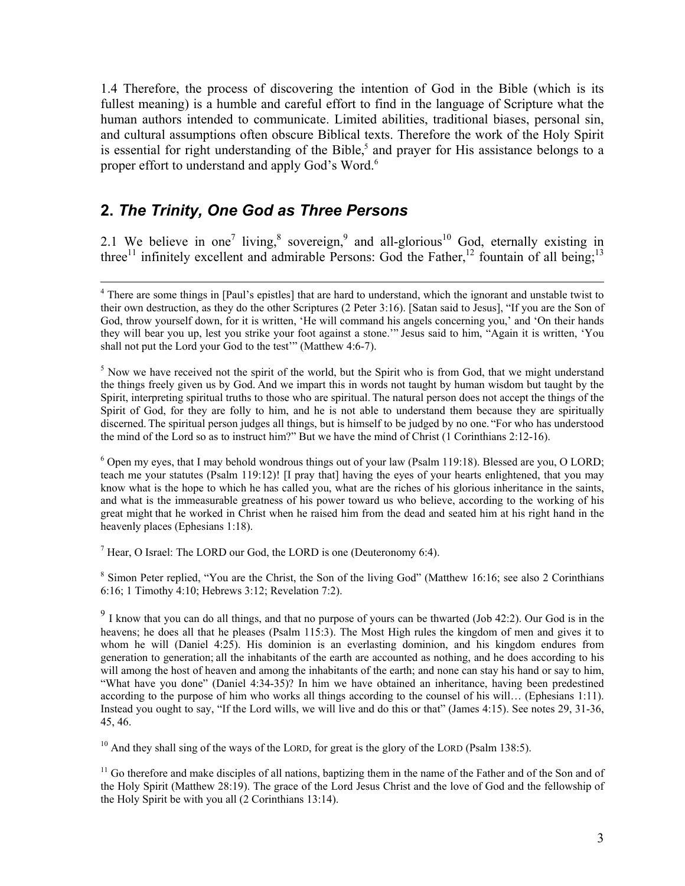1.4 Therefore, the process of discovering the intention of God in the Bible (which is its fullest meaning) is a humble and careful effort to find in the language of Scripture what the human authors intended to communicate. Limited abilities, traditional biases, personal sin, and cultural assumptions often obscure Biblical texts. Therefore the work of the Holy Spirit is essential for right understanding of the Bible,[5] and prayer for His assistance belongs to a proper effort to understand and apply God's Word.[6]

## 2. *The Trinity, One God as Three Persons*

2.1 We believe in one[7] living,[8] sovereign,[9] and all-glorious[10] God, eternally existing in three[11] infinitely excellent and admirable Persons: God the Father,[12] fountain of all being;[13]

---

[4] There are some things in [Paul's epistles] that are hard to understand, which the ignorant and unstable twist to their own destruction, as they do the other Scriptures (2 Peter 3:16). [Satan said to Jesus], "If you are the Son of God, throw yourself down, for it is written, 'He will command his angels concerning you,' and 'On their hands they will bear you up, lest you strike your foot against a stone.'" Jesus said to him, "Again it is written, 'You shall not put the Lord your God to the test'" (Matthew 4:6-7).

[5] Now we have received not the spirit of the world, but the Spirit who is from God, that we might understand the things freely given us by God. And we impart this in words not taught by human wisdom but taught by the Spirit, interpreting spiritual truths to those who are spiritual. The natural person does not accept the things of the Spirit of God, for they are folly to him, and he is not able to understand them because they are spiritually discerned. The spiritual person judges all things, but is himself to be judged by no one. "For who has understood the mind of the Lord so as to instruct him?" But we have the mind of Christ (1 Corinthians 2:12-16).

[6] Open my eyes, that I may behold wondrous things out of your law (Psalm 119:18). Blessed are you, O LORD; teach me your statutes (Psalm 119:12)! [I pray that] having the eyes of your hearts enlightened, that you may know what is the hope to which he has called you, what are the riches of his glorious inheritance in the saints, and what is the immeasurable greatness of his power toward us who believe, according to the working of his great might that he worked in Christ when he raised him from the dead and seated him at his right hand in the heavenly places (Ephesians 1:18).

[7] Hear, O Israel: The LORD our God, the LORD is one (Deuteronomy 6:4).

[8] Simon Peter replied, "You are the Christ, the Son of the living God" (Matthew 16:16; see also 2 Corinthians 6:16; 1 Timothy 4:10; Hebrews 3:12; Revelation 7:2).

[9] I know that you can do all things, and that no purpose of yours can be thwarted (Job 42:2). Our God is in the heavens; he does all that he pleases (Psalm 115:3). The Most High rules the kingdom of men and gives it to whom he will (Daniel 4:25). His dominion is an everlasting dominion, and his kingdom endures from generation to generation; all the inhabitants of the earth are accounted as nothing, and he does according to his will among the host of heaven and among the inhabitants of the earth; and none can stay his hand or say to him, "What have you done" (Daniel 4:34-35)? In him we have obtained an inheritance, having been predestined according to the purpose of him who works all things according to the counsel of his will… (Ephesians 1:11). Instead you ought to say, "If the Lord wills, we will live and do this or that" (James 4:15). See notes 29, 31-36, 45, 46.

[10] And they shall sing of the ways of the LORD, for great is the glory of the LORD (Psalm 138:5).

[11] Go therefore and make disciples of all nations, baptizing them in the name of the Father and of the Son and of the Holy Spirit (Matthew 28:19). The grace of the Lord Jesus Christ and the love of God and the fellowship of the Holy Spirit be with you all (2 Corinthians 13:14).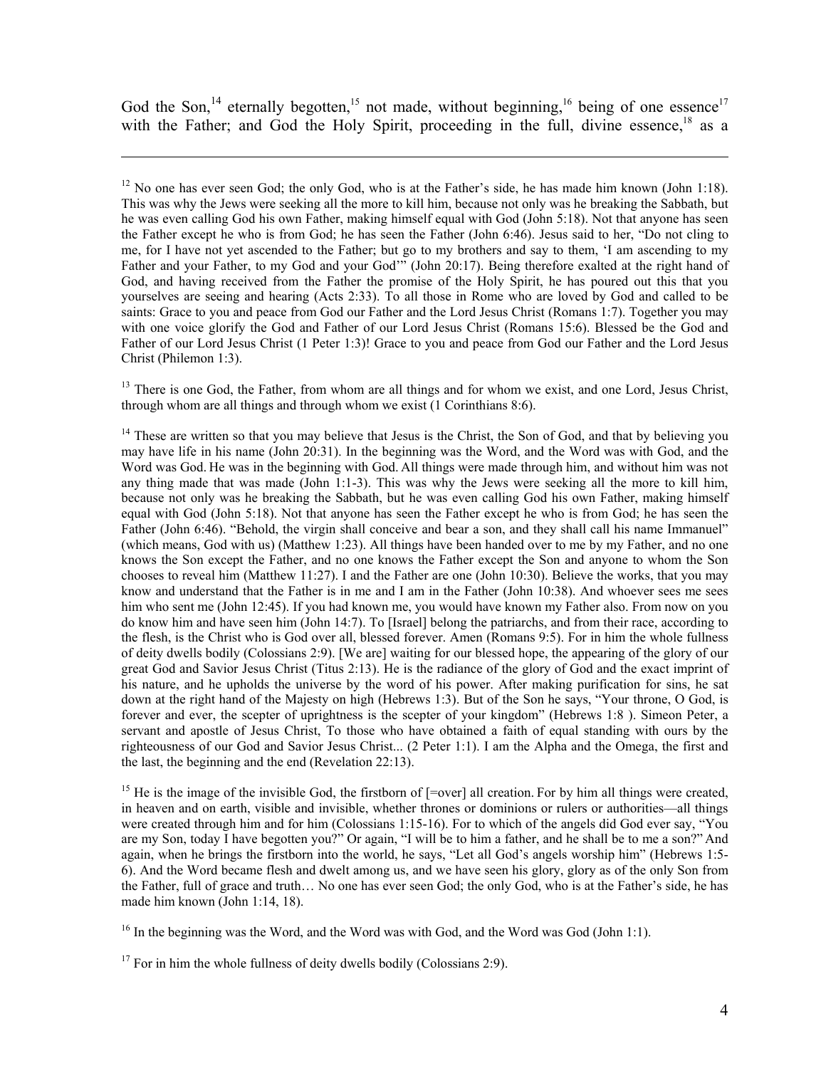God the Son,[14] eternally begotten,[15] not made, without beginning,[16] being of one essence[17] with the Father; and God the Holy Spirit, proceeding in the full, divine essence,[18] as a

---

[12] No one has ever seen God; the only God, who is at the Father's side, he has made him known (John 1:18). This was why the Jews were seeking all the more to kill him, because not only was he breaking the Sabbath, but he was even calling God his own Father, making himself equal with God (John 5:18). Not that anyone has seen the Father except he who is from God; he has seen the Father (John 6:46). Jesus said to her, "Do not cling to me, for I have not yet ascended to the Father; but go to my brothers and say to them, 'I am ascending to my Father and your Father, to my God and your God'" (John 20:17). Being therefore exalted at the right hand of God, and having received from the Father the promise of the Holy Spirit, he has poured out this that you yourselves are seeing and hearing (Acts 2:33). To all those in Rome who are loved by God and called to be saints: Grace to you and peace from God our Father and the Lord Jesus Christ (Romans 1:7). Together you may with one voice glorify the God and Father of our Lord Jesus Christ (Romans 15:6). Blessed be the God and Father of our Lord Jesus Christ (1 Peter 1:3)! Grace to you and peace from God our Father and the Lord Jesus Christ (Philemon 1:3).

[13] There is one God, the Father, from whom are all things and for whom we exist, and one Lord, Jesus Christ, through whom are all things and through whom we exist (1 Corinthians 8:6).

[14] These are written so that you may believe that Jesus is the Christ, the Son of God, and that by believing you may have life in his name (John 20:31). In the beginning was the Word, and the Word was with God, and the Word was God. He was in the beginning with God. All things were made through him, and without him was not any thing made that was made (John 1:1-3). This was why the Jews were seeking all the more to kill him, because not only was he breaking the Sabbath, but he was even calling God his own Father, making himself equal with God (John 5:18). Not that anyone has seen the Father except he who is from God; he has seen the Father (John 6:46). "Behold, the virgin shall conceive and bear a son, and they shall call his name Immanuel" (which means, God with us) (Matthew 1:23). All things have been handed over to me by my Father, and no one knows the Son except the Father, and no one knows the Father except the Son and anyone to whom the Son chooses to reveal him (Matthew 11:27). I and the Father are one (John 10:30). Believe the works, that you may know and understand that the Father is in me and I am in the Father (John 10:38). And whoever sees me sees him who sent me (John 12:45). If you had known me, you would have known my Father also. From now on you do know him and have seen him (John 14:7). To [Israel] belong the patriarchs, and from their race, according to the flesh, is the Christ who is God over all, blessed forever. Amen (Romans 9:5). For in him the whole fullness of deity dwells bodily (Colossians 2:9). [We are] waiting for our blessed hope, the appearing of the glory of our great God and Savior Jesus Christ (Titus 2:13). He is the radiance of the glory of God and the exact imprint of his nature, and he upholds the universe by the word of his power. After making purification for sins, he sat down at the right hand of the Majesty on high (Hebrews 1:3). But of the Son he says, "Your throne, O God, is forever and ever, the scepter of uprightness is the scepter of your kingdom" (Hebrews 1:8 ). Simeon Peter, a servant and apostle of Jesus Christ, To those who have obtained a faith of equal standing with ours by the righteousness of our God and Savior Jesus Christ... (2 Peter 1:1). I am the Alpha and the Omega, the first and the last, the beginning and the end (Revelation 22:13).

[15] He is the image of the invisible God, the firstborn of [=over] all creation. For by him all things were created, in heaven and on earth, visible and invisible, whether thrones or dominions or rulers or authorities—all things were created through him and for him (Colossians 1:15-16). For to which of the angels did God ever say, "You are my Son, today I have begotten you?" Or again, "I will be to him a father, and he shall be to me a son?" And again, when he brings the firstborn into the world, he says, "Let all God's angels worship him" (Hebrews 1:5-6). And the Word became flesh and dwelt among us, and we have seen his glory, glory as of the only Son from the Father, full of grace and truth… No one has ever seen God; the only God, who is at the Father's side, he has made him known (John 1:14, 18).

[16] In the beginning was the Word, and the Word was with God, and the Word was God (John 1:1).

[17] For in him the whole fullness of deity dwells bodily (Colossians 2:9).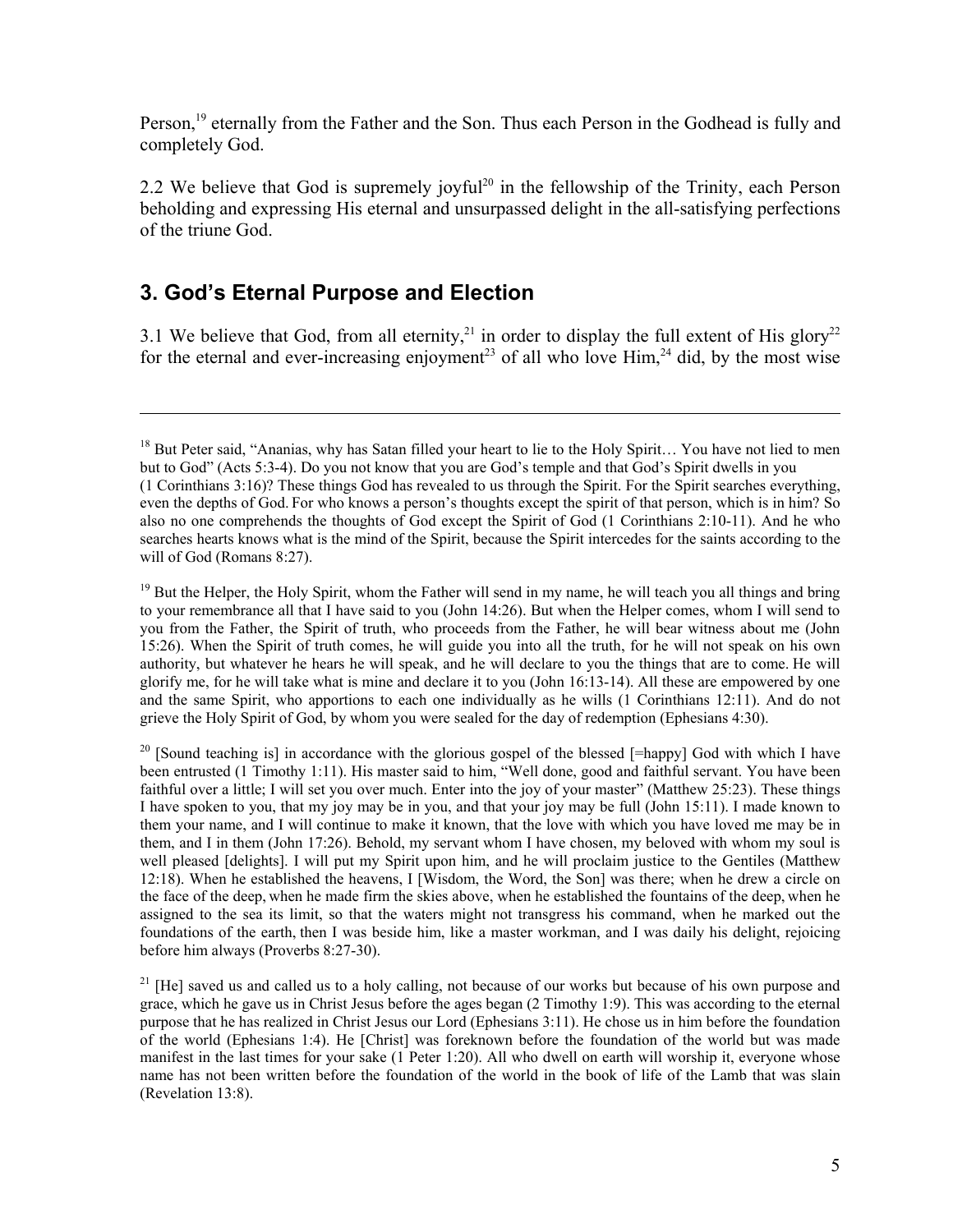Person,[19] eternally from the Father and the Son. Thus each Person in the Godhead is fully and completely God.

2.2 We believe that God is supremely joyful[20] in the fellowship of the Trinity, each Person beholding and expressing His eternal and unsurpassed delight in the all-satisfying perfections of the triune God.

## 3. God's Eternal Purpose and Election

3.1 We believe that God, from all eternity,[21] in order to display the full extent of His glory[22] for the eternal and ever-increasing enjoyment[23] of all who love Him,[24] did, by the most wise

---

[18] But Peter said, "Ananias, why has Satan filled your heart to lie to the Holy Spirit… You have not lied to men but to God" (Acts 5:3-4). Do you not know that you are God's temple and that God's Spirit dwells in you (1 Corinthians 3:16)? These things God has revealed to us through the Spirit. For the Spirit searches everything, even the depths of God. For who knows a person's thoughts except the spirit of that person, which is in him? So also no one comprehends the thoughts of God except the Spirit of God (1 Corinthians 2:10-11). And he who searches hearts knows what is the mind of the Spirit, because the Spirit intercedes for the saints according to the will of God (Romans 8:27).

[19] But the Helper, the Holy Spirit, whom the Father will send in my name, he will teach you all things and bring to your remembrance all that I have said to you (John 14:26). But when the Helper comes, whom I will send to you from the Father, the Spirit of truth, who proceeds from the Father, he will bear witness about me (John 15:26). When the Spirit of truth comes, he will guide you into all the truth, for he will not speak on his own authority, but whatever he hears he will speak, and he will declare to you the things that are to come. He will glorify me, for he will take what is mine and declare it to you (John 16:13-14). All these are empowered by one and the same Spirit, who apportions to each one individually as he wills (1 Corinthians 12:11). And do not grieve the Holy Spirit of God, by whom you were sealed for the day of redemption (Ephesians 4:30).

[20] [Sound teaching is] in accordance with the glorious gospel of the blessed [=happy] God with which I have been entrusted (1 Timothy 1:11). His master said to him, "Well done, good and faithful servant. You have been faithful over a little; I will set you over much. Enter into the joy of your master" (Matthew 25:23). These things I have spoken to you, that my joy may be in you, and that your joy may be full (John 15:11). I made known to them your name, and I will continue to make it known, that the love with which you have loved me may be in them, and I in them (John 17:26). Behold, my servant whom I have chosen, my beloved with whom my soul is well pleased [delights]. I will put my Spirit upon him, and he will proclaim justice to the Gentiles (Matthew 12:18). When he established the heavens, I [Wisdom, the Word, the Son] was there; when he drew a circle on the face of the deep, when he made firm the skies above, when he established the fountains of the deep, when he assigned to the sea its limit, so that the waters might not transgress his command, when he marked out the foundations of the earth, then I was beside him, like a master workman, and I was daily his delight, rejoicing before him always (Proverbs 8:27-30).

[21] [He] saved us and called us to a holy calling, not because of our works but because of his own purpose and grace, which he gave us in Christ Jesus before the ages began (2 Timothy 1:9). This was according to the eternal purpose that he has realized in Christ Jesus our Lord (Ephesians 3:11). He chose us in him before the foundation of the world (Ephesians 1:4). He [Christ] was foreknown before the foundation of the world but was made manifest in the last times for your sake (1 Peter 1:20). All who dwell on earth will worship it, everyone whose name has not been written before the foundation of the world in the book of life of the Lamb that was slain (Revelation 13:8).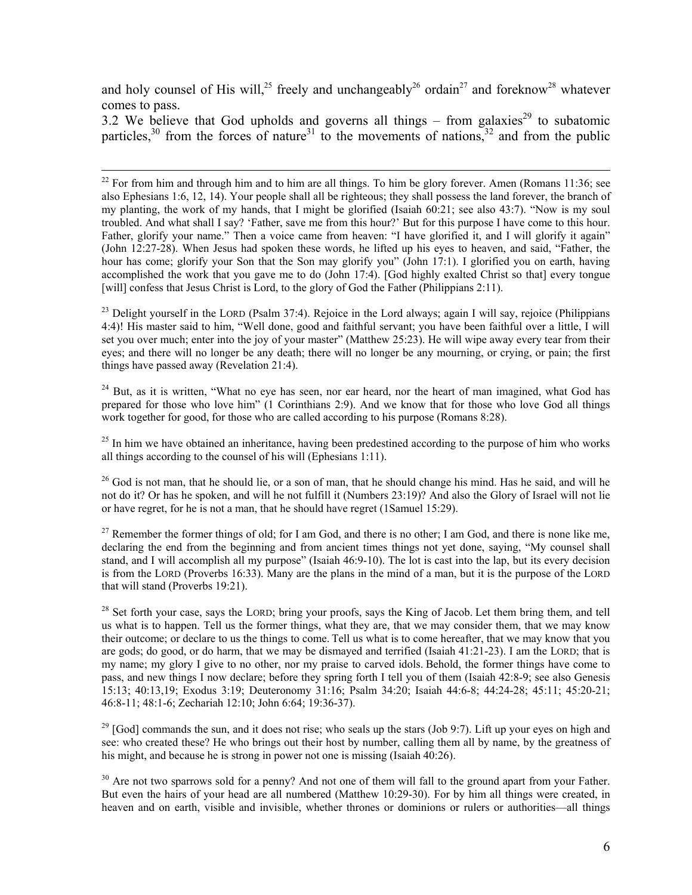and holy counsel of His will,[25] freely and unchangeably[26] ordain[27] and foreknow[28] whatever comes to pass.

3.2 We believe that God upholds and governs all things – from galaxies[29] to subatomic particles,[30] from the forces of nature[31] to the movements of nations,[32] and from the public

---

[22] For from him and through him and to him are all things. To him be glory forever. Amen (Romans 11:36; see also Ephesians 1:6, 12, 14). Your people shall all be righteous; they shall possess the land forever, the branch of my planting, the work of my hands, that I might be glorified (Isaiah 60:21; see also 43:7). "Now is my soul troubled. And what shall I say? 'Father, save me from this hour?' But for this purpose I have come to this hour. Father, glorify your name." Then a voice came from heaven: "I have glorified it, and I will glorify it again" (John 12:27-28). When Jesus had spoken these words, he lifted up his eyes to heaven, and said, "Father, the hour has come; glorify your Son that the Son may glorify you" (John 17:1). I glorified you on earth, having accomplished the work that you gave me to do (John 17:4). [God highly exalted Christ so that] every tongue [will] confess that Jesus Christ is Lord, to the glory of God the Father (Philippians 2:11).

[23] Delight yourself in the LORD (Psalm 37:4). Rejoice in the Lord always; again I will say, rejoice (Philippians 4:4)! His master said to him, "Well done, good and faithful servant; you have been faithful over a little, I will set you over much; enter into the joy of your master" (Matthew 25:23). He will wipe away every tear from their eyes; and there will no longer be any death; there will no longer be any mourning, or crying, or pain; the first things have passed away (Revelation 21:4).

[24] But, as it is written, "What no eye has seen, nor ear heard, nor the heart of man imagined, what God has prepared for those who love him" (1 Corinthians 2:9). And we know that for those who love God all things work together for good, for those who are called according to his purpose (Romans 8:28).

[25] In him we have obtained an inheritance, having been predestined according to the purpose of him who works all things according to the counsel of his will (Ephesians 1:11).

[26] God is not man, that he should lie, or a son of man, that he should change his mind. Has he said, and will he not do it? Or has he spoken, and will he not fulfill it (Numbers 23:19)? And also the Glory of Israel will not lie or have regret, for he is not a man, that he should have regret (1Samuel 15:29).

[27] Remember the former things of old; for I am God, and there is no other; I am God, and there is none like me, declaring the end from the beginning and from ancient times things not yet done, saying, "My counsel shall stand, and I will accomplish all my purpose" (Isaiah 46:9-10). The lot is cast into the lap, but its every decision is from the LORD (Proverbs 16:33). Many are the plans in the mind of a man, but it is the purpose of the LORD that will stand (Proverbs 19:21).

[28] Set forth your case, says the LORD; bring your proofs, says the King of Jacob. Let them bring them, and tell us what is to happen. Tell us the former things, what they are, that we may consider them, that we may know their outcome; or declare to us the things to come. Tell us what is to come hereafter, that we may know that you are gods; do good, or do harm, that we may be dismayed and terrified (Isaiah 41:21-23). I am the LORD; that is my name; my glory I give to no other, nor my praise to carved idols. Behold, the former things have come to pass, and new things I now declare; before they spring forth I tell you of them (Isaiah 42:8-9; see also Genesis 15:13; 40:13,19; Exodus 3:19; Deuteronomy 31:16; Psalm 34:20; Isaiah 44:6-8; 44:24-28; 45:11; 45:20-21; 46:8-11; 48:1-6; Zechariah 12:10; John 6:64; 19:36-37).

[29] [God] commands the sun, and it does not rise; who seals up the stars (Job 9:7). Lift up your eyes on high and see: who created these? He who brings out their host by number, calling them all by name, by the greatness of his might, and because he is strong in power not one is missing (Isaiah 40:26).

[30] Are not two sparrows sold for a penny? And not one of them will fall to the ground apart from your Father. But even the hairs of your head are all numbered (Matthew 10:29-30). For by him all things were created, in heaven and on earth, visible and invisible, whether thrones or dominions or rulers or authorities—all things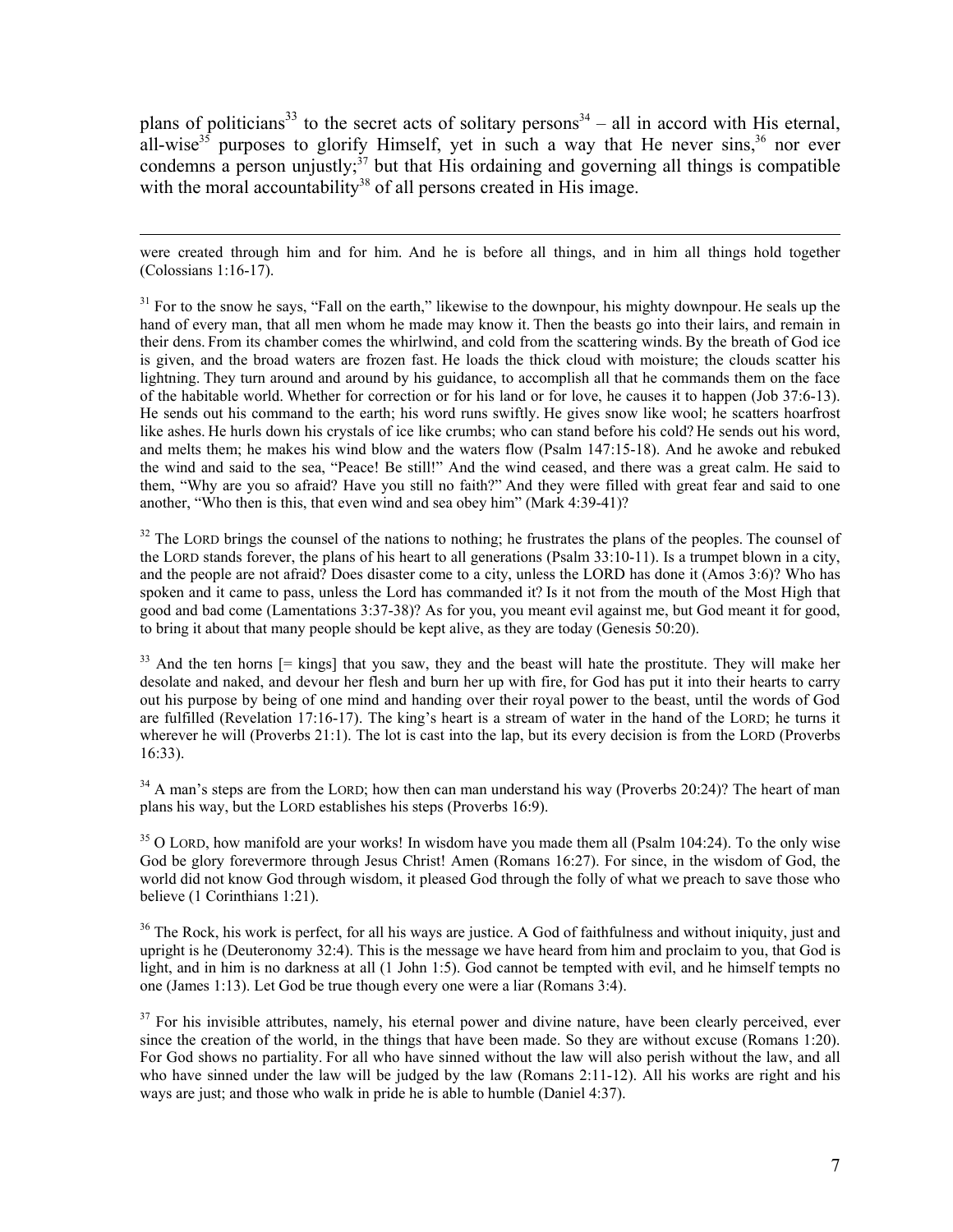plans of politicians[33] to the secret acts of solitary persons[34] – all in accord with His eternal, all-wise[35] purposes to glorify Himself, yet in such a way that He never sins,[36] nor ever condemns a person unjustly;[37] but that His ordaining and governing all things is compatible with the moral accountability[38] of all persons created in His image.

---

were created through him and for him. And he is before all things, and in him all things hold together (Colossians 1:16-17).

[31] For to the snow he says, "Fall on the earth," likewise to the downpour, his mighty downpour. He seals up the hand of every man, that all men whom he made may know it. Then the beasts go into their lairs, and remain in their dens. From its chamber comes the whirlwind, and cold from the scattering winds. By the breath of God ice is given, and the broad waters are frozen fast. He loads the thick cloud with moisture; the clouds scatter his lightning. They turn around and around by his guidance, to accomplish all that he commands them on the face of the habitable world. Whether for correction or for his land or for love, he causes it to happen (Job 37:6-13). He sends out his command to the earth; his word runs swiftly. He gives snow like wool; he scatters hoarfrost like ashes. He hurls down his crystals of ice like crumbs; who can stand before his cold? He sends out his word, and melts them; he makes his wind blow and the waters flow (Psalm 147:15-18). And he awoke and rebuked the wind and said to the sea, "Peace! Be still!" And the wind ceased, and there was a great calm. He said to them, "Why are you so afraid? Have you still no faith?" And they were filled with great fear and said to one another, "Who then is this, that even wind and sea obey him" (Mark 4:39-41)?

[32] The LORD brings the counsel of the nations to nothing; he frustrates the plans of the peoples. The counsel of the LORD stands forever, the plans of his heart to all generations (Psalm 33:10-11). Is a trumpet blown in a city, and the people are not afraid? Does disaster come to a city, unless the LORD has done it (Amos 3:6)? Who has spoken and it came to pass, unless the Lord has commanded it? Is it not from the mouth of the Most High that good and bad come (Lamentations 3:37-38)? As for you, you meant evil against me, but God meant it for good, to bring it about that many people should be kept alive, as they are today (Genesis 50:20).

[33] And the ten horns [= kings] that you saw, they and the beast will hate the prostitute. They will make her desolate and naked, and devour her flesh and burn her up with fire, for God has put it into their hearts to carry out his purpose by being of one mind and handing over their royal power to the beast, until the words of God are fulfilled (Revelation 17:16-17). The king's heart is a stream of water in the hand of the LORD; he turns it wherever he will (Proverbs 21:1). The lot is cast into the lap, but its every decision is from the LORD (Proverbs 16:33).

[34] A man's steps are from the LORD; how then can man understand his way (Proverbs 20:24)? The heart of man plans his way, but the LORD establishes his steps (Proverbs 16:9).

[35] O LORD, how manifold are your works! In wisdom have you made them all (Psalm 104:24). To the only wise God be glory forevermore through Jesus Christ! Amen (Romans 16:27). For since, in the wisdom of God, the world did not know God through wisdom, it pleased God through the folly of what we preach to save those who believe (1 Corinthians 1:21).

[36] The Rock, his work is perfect, for all his ways are justice. A God of faithfulness and without iniquity, just and upright is he (Deuteronomy 32:4). This is the message we have heard from him and proclaim to you, that God is light, and in him is no darkness at all (1 John 1:5). God cannot be tempted with evil, and he himself tempts no one (James 1:13). Let God be true though every one were a liar (Romans 3:4).

[37] For his invisible attributes, namely, his eternal power and divine nature, have been clearly perceived, ever since the creation of the world, in the things that have been made. So they are without excuse (Romans 1:20). For God shows no partiality. For all who have sinned without the law will also perish without the law, and all who have sinned under the law will be judged by the law (Romans 2:11-12). All his works are right and his ways are just; and those who walk in pride he is able to humble (Daniel 4:37).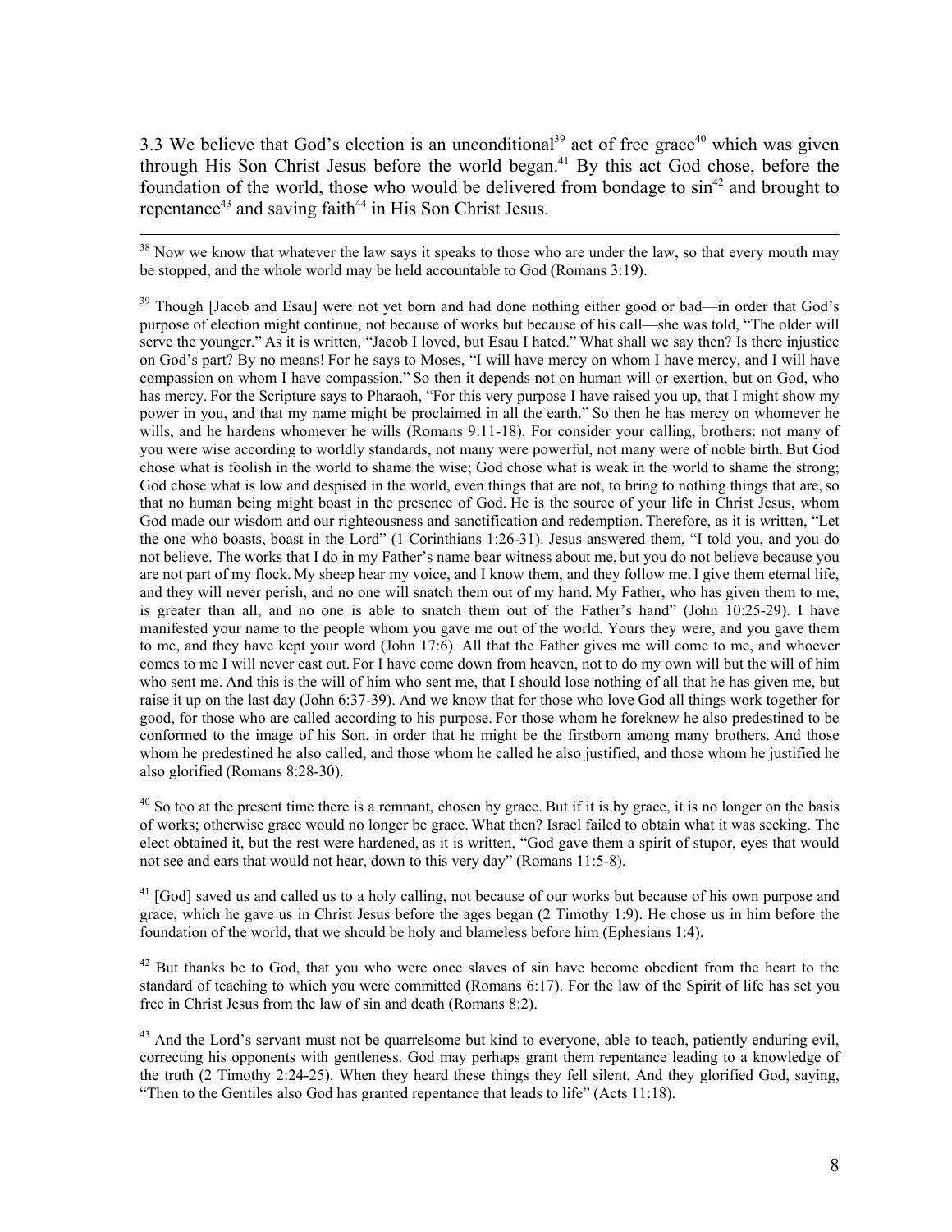3.3 We believe that God's election is an unconditional[39] act of free grace[40] which was given through His Son Christ Jesus before the world began.[41] By this act God chose, before the foundation of the world, those who would be delivered from bondage to sin[42] and brought to repentance[43] and saving faith[44] in His Son Christ Jesus.

---

[38] Now we know that whatever the law says it speaks to those who are under the law, so that every mouth may be stopped, and the whole world may be held accountable to God (Romans 3:19).

[39] Though [Jacob and Esau] were not yet born and had done nothing either good or bad—in order that God's purpose of election might continue, not because of works but because of his call—she was told, "The older will serve the younger." As it is written, "Jacob I loved, but Esau I hated." What shall we say then? Is there injustice on God's part? By no means! For he says to Moses, "I will have mercy on whom I have mercy, and I will have compassion on whom I have compassion." So then it depends not on human will or exertion, but on God, who has mercy. For the Scripture says to Pharaoh, "For this very purpose I have raised you up, that I might show my power in you, and that my name might be proclaimed in all the earth." So then he has mercy on whomever he wills, and he hardens whomever he wills (Romans 9:11-18). For consider your calling, brothers: not many of you were wise according to worldly standards, not many were powerful, not many were of noble birth. But God chose what is foolish in the world to shame the wise; God chose what is weak in the world to shame the strong; God chose what is low and despised in the world, even things that are not, to bring to nothing things that are, so that no human being might boast in the presence of God. He is the source of your life in Christ Jesus, whom God made our wisdom and our righteousness and sanctification and redemption. Therefore, as it is written, "Let the one who boasts, boast in the Lord" (1 Corinthians 1:26-31). Jesus answered them, "I told you, and you do not believe. The works that I do in my Father's name bear witness about me, but you do not believe because you are not part of my flock. My sheep hear my voice, and I know them, and they follow me. I give them eternal life, and they will never perish, and no one will snatch them out of my hand. My Father, who has given them to me, is greater than all, and no one is able to snatch them out of the Father's hand" (John 10:25-29). I have manifested your name to the people whom you gave me out of the world. Yours they were, and you gave them to me, and they have kept your word (John 17:6). All that the Father gives me will come to me, and whoever comes to me I will never cast out. For I have come down from heaven, not to do my own will but the will of him who sent me. And this is the will of him who sent me, that I should lose nothing of all that he has given me, but raise it up on the last day (John 6:37-39). And we know that for those who love God all things work together for good, for those who are called according to his purpose. For those whom he foreknew he also predestined to be conformed to the image of his Son, in order that he might be the firstborn among many brothers. And those whom he predestined he also called, and those whom he called he also justified, and those whom he justified he also glorified (Romans 8:28-30).

[40] So too at the present time there is a remnant, chosen by grace. But if it is by grace, it is no longer on the basis of works; otherwise grace would no longer be grace. What then? Israel failed to obtain what it was seeking. The elect obtained it, but the rest were hardened, as it is written, "God gave them a spirit of stupor, eyes that would not see and ears that would not hear, down to this very day" (Romans 11:5-8).

[41] [God] saved us and called us to a holy calling, not because of our works but because of his own purpose and grace, which he gave us in Christ Jesus before the ages began (2 Timothy 1:9). He chose us in him before the foundation of the world, that we should be holy and blameless before him (Ephesians 1:4).

[42] But thanks be to God, that you who were once slaves of sin have become obedient from the heart to the standard of teaching to which you were committed (Romans 6:17). For the law of the Spirit of life has set you free in Christ Jesus from the law of sin and death (Romans 8:2).

[43] And the Lord's servant must not be quarrelsome but kind to everyone, able to teach, patiently enduring evil, correcting his opponents with gentleness. God may perhaps grant them repentance leading to a knowledge of the truth (2 Timothy 2:24-25). When they heard these things they fell silent. And they glorified God, saying, "Then to the Gentiles also God has granted repentance that leads to life" (Acts 11:18).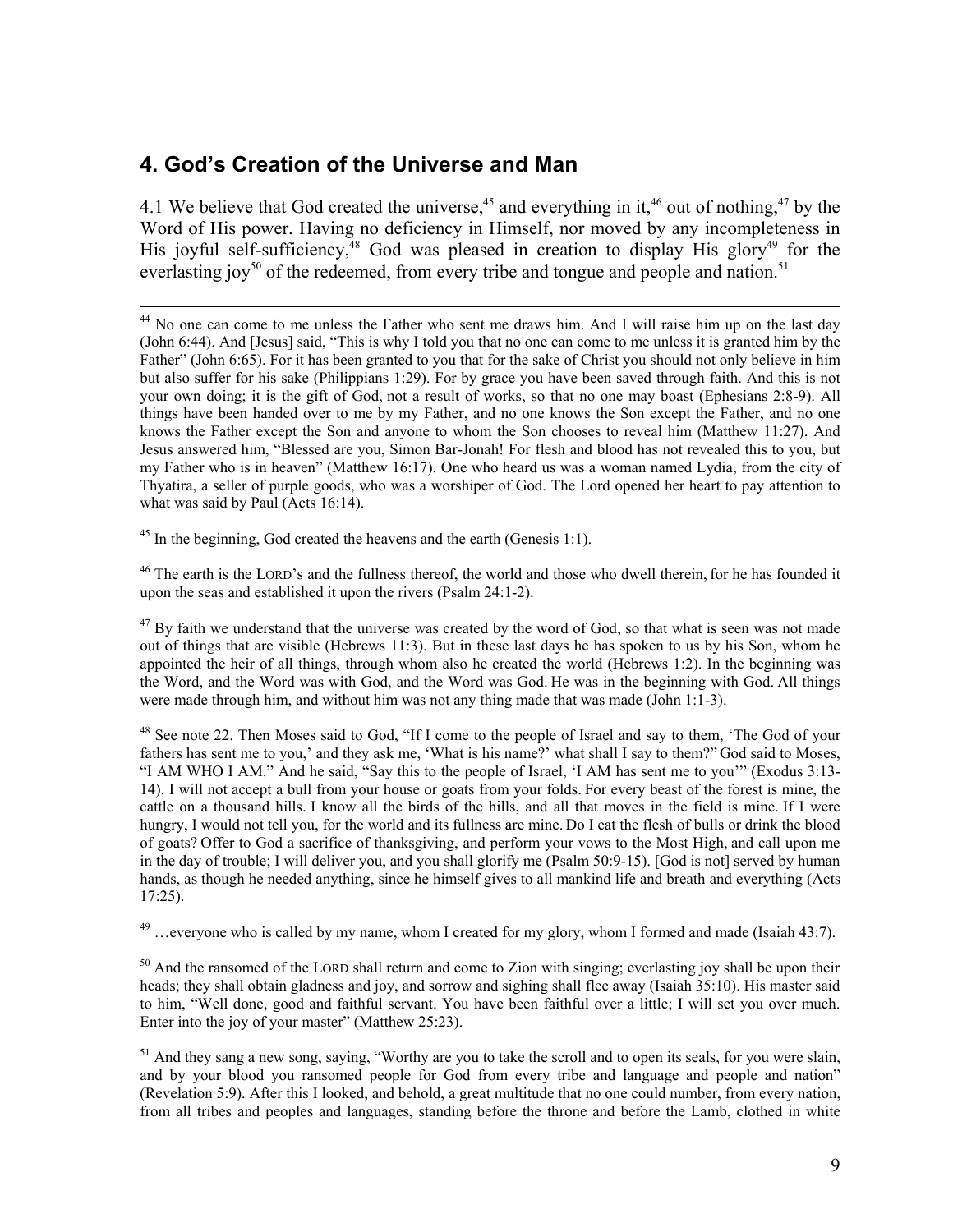## 4. God's Creation of the Universe and Man

4.1 We believe that God created the universe,[45] and everything in it,[46] out of nothing,[47] by the Word of His power. Having no deficiency in Himself, nor moved by any incompleteness in His joyful self-sufficiency,[48] God was pleased in creation to display His glory[49] for the everlasting joy[50] of the redeemed, from every tribe and tongue and people and nation.[51]

---

[44] No one can come to me unless the Father who sent me draws him. And I will raise him up on the last day (John 6:44). And [Jesus] said, "This is why I told you that no one can come to me unless it is granted him by the Father" (John 6:65). For it has been granted to you that for the sake of Christ you should not only believe in him but also suffer for his sake (Philippians 1:29). For by grace you have been saved through faith. And this is not your own doing; it is the gift of God, not a result of works, so that no one may boast (Ephesians 2:8-9). All things have been handed over to me by my Father, and no one knows the Son except the Father, and no one knows the Father except the Son and anyone to whom the Son chooses to reveal him (Matthew 11:27). And Jesus answered him, "Blessed are you, Simon Bar-Jonah! For flesh and blood has not revealed this to you, but my Father who is in heaven" (Matthew 16:17). One who heard us was a woman named Lydia, from the city of Thyatira, a seller of purple goods, who was a worshiper of God. The Lord opened her heart to pay attention to what was said by Paul (Acts 16:14).

[45] In the beginning, God created the heavens and the earth (Genesis 1:1).

[46] The earth is the LORD's and the fullness thereof, the world and those who dwell therein, for he has founded it upon the seas and established it upon the rivers (Psalm 24:1-2).

[47] By faith we understand that the universe was created by the word of God, so that what is seen was not made out of things that are visible (Hebrews 11:3). But in these last days he has spoken to us by his Son, whom he appointed the heir of all things, through whom also he created the world (Hebrews 1:2). In the beginning was the Word, and the Word was with God, and the Word was God. He was in the beginning with God. All things were made through him, and without him was not any thing made that was made (John 1:1-3).

[48] See note 22. Then Moses said to God, "If I come to the people of Israel and say to them, 'The God of your fathers has sent me to you,' and they ask me, 'What is his name?' what shall I say to them?" God said to Moses, "I AM WHO I AM." And he said, "Say this to the people of Israel, 'I AM has sent me to you'" (Exodus 3:13-14). I will not accept a bull from your house or goats from your folds. For every beast of the forest is mine, the cattle on a thousand hills. I know all the birds of the hills, and all that moves in the field is mine. If I were hungry, I would not tell you, for the world and its fullness are mine. Do I eat the flesh of bulls or drink the blood of goats? Offer to God a sacrifice of thanksgiving, and perform your vows to the Most High, and call upon me in the day of trouble; I will deliver you, and you shall glorify me (Psalm 50:9-15). [God is not] served by human hands, as though he needed anything, since he himself gives to all mankind life and breath and everything (Acts 17:25).

[49] …everyone who is called by my name, whom I created for my glory, whom I formed and made (Isaiah 43:7).

[50] And the ransomed of the LORD shall return and come to Zion with singing; everlasting joy shall be upon their heads; they shall obtain gladness and joy, and sorrow and sighing shall flee away (Isaiah 35:10). His master said to him, "Well done, good and faithful servant. You have been faithful over a little; I will set you over much. Enter into the joy of your master" (Matthew 25:23).

[51] And they sang a new song, saying, "Worthy are you to take the scroll and to open its seals, for you were slain, and by your blood you ransomed people for God from every tribe and language and people and nation" (Revelation 5:9). After this I looked, and behold, a great multitude that no one could number, from every nation, from all tribes and peoples and languages, standing before the throne and before the Lamb, clothed in white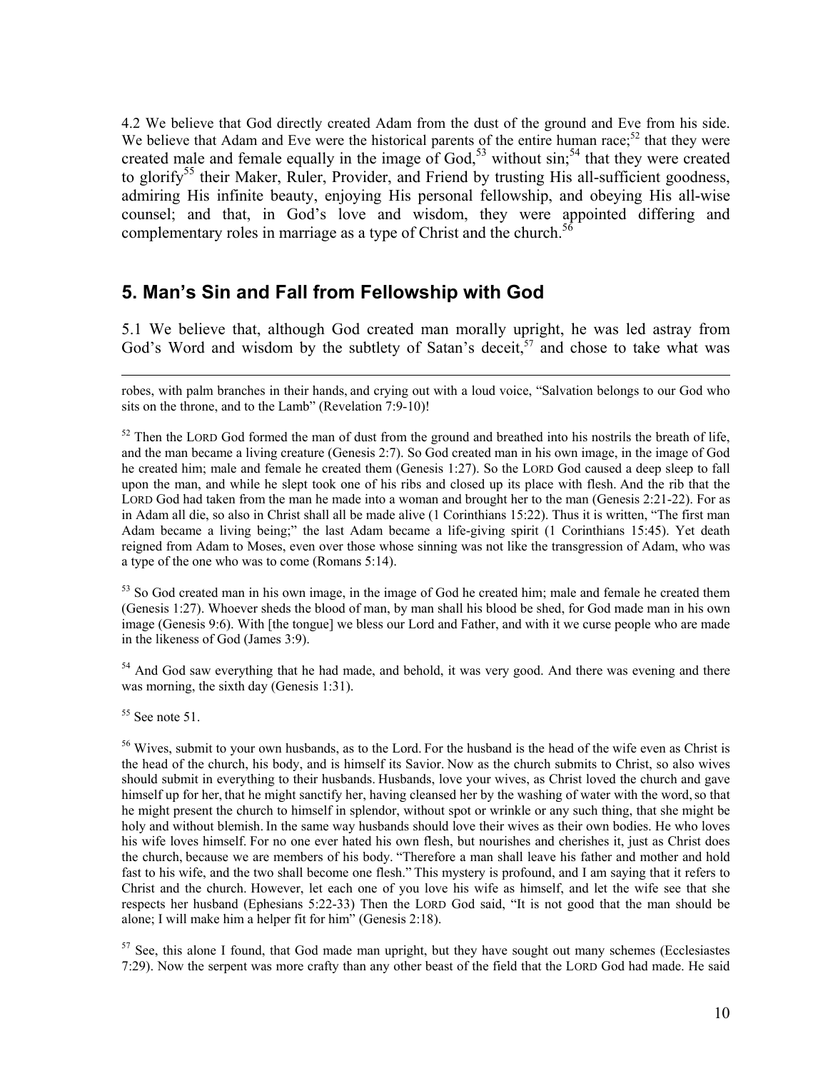4.2 We believe that God directly created Adam from the dust of the ground and Eve from his side. We believe that Adam and Eve were the historical parents of the entire human race;[52] that they were created male and female equally in the image of God,[53] without sin;[54] that they were created to glorify[55] their Maker, Ruler, Provider, and Friend by trusting His all-sufficient goodness, admiring His infinite beauty, enjoying His personal fellowship, and obeying His all-wise counsel; and that, in God's love and wisdom, they were appointed differing and complementary roles in marriage as a type of Christ and the church.[56]

## 5. Man's Sin and Fall from Fellowship with God

5.1 We believe that, although God created man morally upright, he was led astray from God's Word and wisdom by the subtlety of Satan's deceit,[57] and chose to take what was

---

robes, with palm branches in their hands, and crying out with a loud voice, "Salvation belongs to our God who sits on the throne, and to the Lamb" (Revelation 7:9-10)!

[52] Then the LORD God formed the man of dust from the ground and breathed into his nostrils the breath of life, and the man became a living creature (Genesis 2:7). So God created man in his own image, in the image of God he created him; male and female he created them (Genesis 1:27). So the LORD God caused a deep sleep to fall upon the man, and while he slept took one of his ribs and closed up its place with flesh. And the rib that the LORD God had taken from the man he made into a woman and brought her to the man (Genesis 2:21-22). For as in Adam all die, so also in Christ shall all be made alive (1 Corinthians 15:22). Thus it is written, "The first man Adam became a living being;" the last Adam became a life-giving spirit (1 Corinthians 15:45). Yet death reigned from Adam to Moses, even over those whose sinning was not like the transgression of Adam, who was a type of the one who was to come (Romans 5:14).

[53] So God created man in his own image, in the image of God he created him; male and female he created them (Genesis 1:27). Whoever sheds the blood of man, by man shall his blood be shed, for God made man in his own image (Genesis 9:6). With [the tongue] we bless our Lord and Father, and with it we curse people who are made in the likeness of God (James 3:9).

[54] And God saw everything that he had made, and behold, it was very good. And there was evening and there was morning, the sixth day (Genesis 1:31).

[55] See note 51.

[56] Wives, submit to your own husbands, as to the Lord. For the husband is the head of the wife even as Christ is the head of the church, his body, and is himself its Savior. Now as the church submits to Christ, so also wives should submit in everything to their husbands. Husbands, love your wives, as Christ loved the church and gave himself up for her, that he might sanctify her, having cleansed her by the washing of water with the word, so that he might present the church to himself in splendor, without spot or wrinkle or any such thing, that she might be holy and without blemish. In the same way husbands should love their wives as their own bodies. He who loves his wife loves himself. For no one ever hated his own flesh, but nourishes and cherishes it, just as Christ does the church, because we are members of his body. "Therefore a man shall leave his father and mother and hold fast to his wife, and the two shall become one flesh." This mystery is profound, and I am saying that it refers to Christ and the church. However, let each one of you love his wife as himself, and let the wife see that she respects her husband (Ephesians 5:22-33) Then the LORD God said, "It is not good that the man should be alone; I will make him a helper fit for him" (Genesis 2:18).

[57] See, this alone I found, that God made man upright, but they have sought out many schemes (Ecclesiastes 7:29). Now the serpent was more crafty than any other beast of the field that the LORD God had made. He said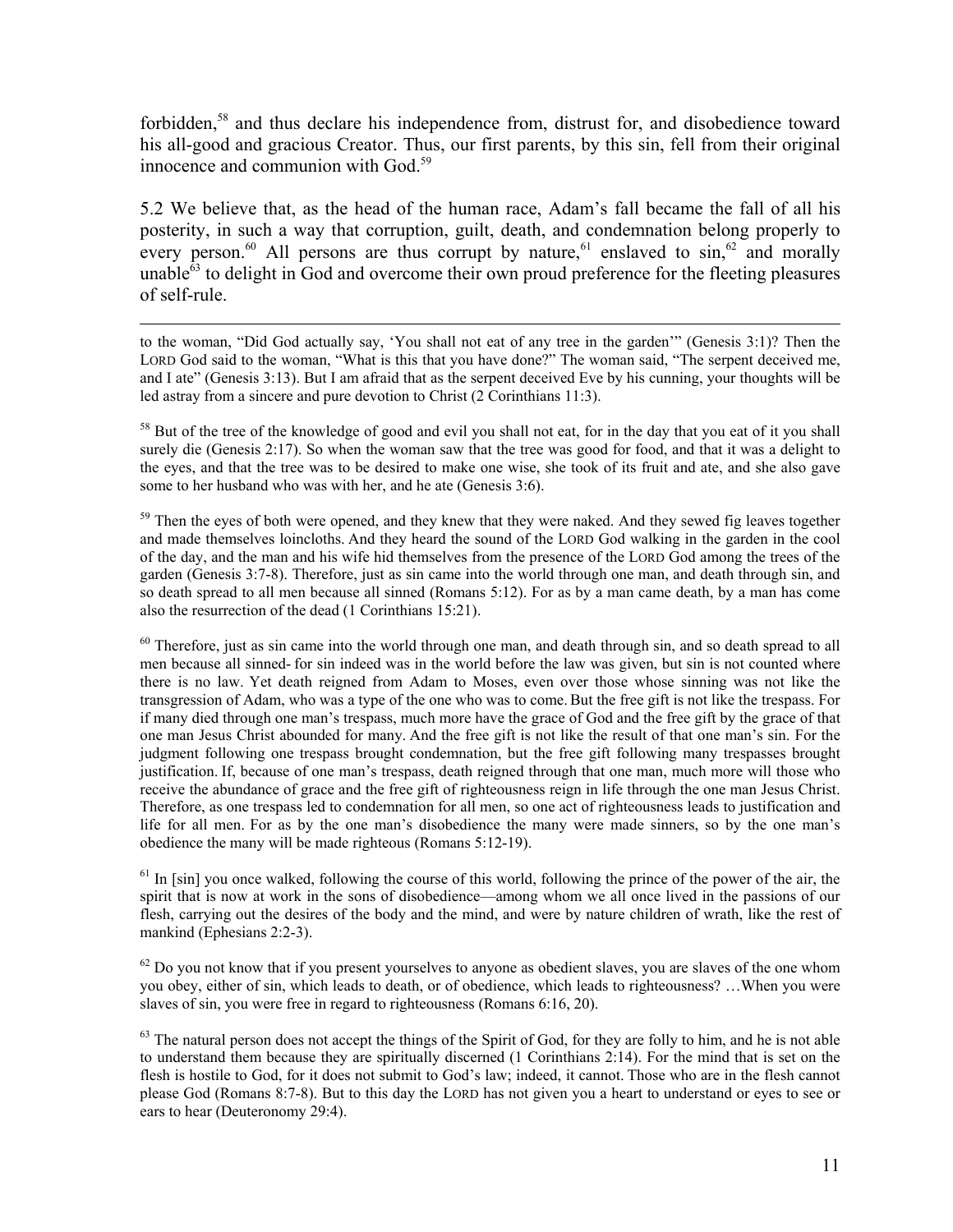forbidden,[58] and thus declare his independence from, distrust for, and disobedience toward his all-good and gracious Creator. Thus, our first parents, by this sin, fell from their original innocence and communion with God.[59]

5.2 We believe that, as the head of the human race, Adam's fall became the fall of all his posterity, in such a way that corruption, guilt, death, and condemnation belong properly to every person.[60] All persons are thus corrupt by nature,[61] enslaved to sin,[62] and morally unable[63] to delight in God and overcome their own proud preference for the fleeting pleasures of self-rule.

---

to the woman, "Did God actually say, 'You shall not eat of any tree in the garden'" (Genesis 3:1)? Then the LORD God said to the woman, "What is this that you have done?" The woman said, "The serpent deceived me, and I ate" (Genesis 3:13). But I am afraid that as the serpent deceived Eve by his cunning, your thoughts will be led astray from a sincere and pure devotion to Christ (2 Corinthians 11:3).

[58] But of the tree of the knowledge of good and evil you shall not eat, for in the day that you eat of it you shall surely die (Genesis 2:17). So when the woman saw that the tree was good for food, and that it was a delight to the eyes, and that the tree was to be desired to make one wise, she took of its fruit and ate, and she also gave some to her husband who was with her, and he ate (Genesis 3:6).

[59] Then the eyes of both were opened, and they knew that they were naked. And they sewed fig leaves together and made themselves loincloths. And they heard the sound of the LORD God walking in the garden in the cool of the day, and the man and his wife hid themselves from the presence of the LORD God among the trees of the garden (Genesis 3:7-8). Therefore, just as sin came into the world through one man, and death through sin, and so death spread to all men because all sinned (Romans 5:12). For as by a man came death, by a man has come also the resurrection of the dead (1 Corinthians 15:21).

[60] Therefore, just as sin came into the world through one man, and death through sin, and so death spread to all men because all sinned- for sin indeed was in the world before the law was given, but sin is not counted where there is no law. Yet death reigned from Adam to Moses, even over those whose sinning was not like the transgression of Adam, who was a type of the one who was to come. But the free gift is not like the trespass. For if many died through one man's trespass, much more have the grace of God and the free gift by the grace of that one man Jesus Christ abounded for many. And the free gift is not like the result of that one man's sin. For the judgment following one trespass brought condemnation, but the free gift following many trespasses brought justification. If, because of one man's trespass, death reigned through that one man, much more will those who receive the abundance of grace and the free gift of righteousness reign in life through the one man Jesus Christ. Therefore, as one trespass led to condemnation for all men, so one act of righteousness leads to justification and life for all men. For as by the one man's disobedience the many were made sinners, so by the one man's obedience the many will be made righteous (Romans 5:12-19).

[61] In [sin] you once walked, following the course of this world, following the prince of the power of the air, the spirit that is now at work in the sons of disobedience—among whom we all once lived in the passions of our flesh, carrying out the desires of the body and the mind, and were by nature children of wrath, like the rest of mankind (Ephesians 2:2-3).

[62] Do you not know that if you present yourselves to anyone as obedient slaves, you are slaves of the one whom you obey, either of sin, which leads to death, or of obedience, which leads to righteousness? …When you were slaves of sin, you were free in regard to righteousness (Romans 6:16, 20).

[63] The natural person does not accept the things of the Spirit of God, for they are folly to him, and he is not able to understand them because they are spiritually discerned (1 Corinthians 2:14). For the mind that is set on the flesh is hostile to God, for it does not submit to God's law; indeed, it cannot. Those who are in the flesh cannot please God (Romans 8:7-8). But to this day the LORD has not given you a heart to understand or eyes to see or ears to hear (Deuteronomy 29:4).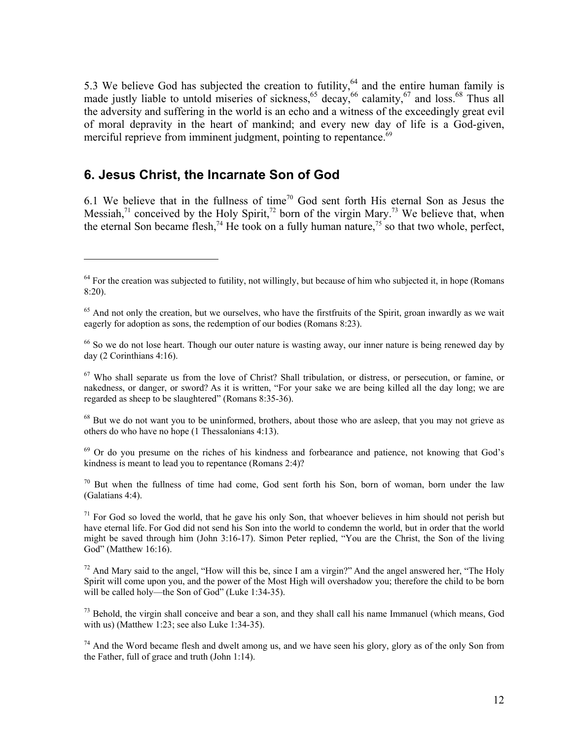5.3 We believe God has subjected the creation to futility,[64] and the entire human family is made justly liable to untold miseries of sickness,[65] decay,[66] calamity,[67] and loss.[68] Thus all the adversity and suffering in the world is an echo and a witness of the exceedingly great evil of moral depravity in the heart of mankind; and every new day of life is a God-given, merciful reprieve from imminent judgment, pointing to repentance.[69]

## 6. Jesus Christ, the Incarnate Son of God

6.1 We believe that in the fullness of time[70] God sent forth His eternal Son as Jesus the Messiah,[71] conceived by the Holy Spirit,[72] born of the virgin Mary.[73] We believe that, when the eternal Son became flesh,[74] He took on a fully human nature,[75] so that two whole, perfect,

---

[64] For the creation was subjected to futility, not willingly, but because of him who subjected it, in hope (Romans 8:20).

[65] And not only the creation, but we ourselves, who have the firstfruits of the Spirit, groan inwardly as we wait eagerly for adoption as sons, the redemption of our bodies (Romans 8:23).

[66] So we do not lose heart. Though our outer nature is wasting away, our inner nature is being renewed day by day (2 Corinthians 4:16).

[67] Who shall separate us from the love of Christ? Shall tribulation, or distress, or persecution, or famine, or nakedness, or danger, or sword? As it is written, "For your sake we are being killed all the day long; we are regarded as sheep to be slaughtered" (Romans 8:35-36).

[68] But we do not want you to be uninformed, brothers, about those who are asleep, that you may not grieve as others do who have no hope (1 Thessalonians 4:13).

[69] Or do you presume on the riches of his kindness and forbearance and patience, not knowing that God's kindness is meant to lead you to repentance (Romans 2:4)?

[70] But when the fullness of time had come, God sent forth his Son, born of woman, born under the law (Galatians 4:4).

[71] For God so loved the world, that he gave his only Son, that whoever believes in him should not perish but have eternal life. For God did not send his Son into the world to condemn the world, but in order that the world might be saved through him (John 3:16-17). Simon Peter replied, "You are the Christ, the Son of the living God" (Matthew 16:16).

[72] And Mary said to the angel, "How will this be, since I am a virgin?" And the angel answered her, "The Holy Spirit will come upon you, and the power of the Most High will overshadow you; therefore the child to be born will be called holy—the Son of God" (Luke 1:34-35).

[73] Behold, the virgin shall conceive and bear a son, and they shall call his name Immanuel (which means, God with us) (Matthew 1:23; see also Luke 1:34-35).

[74] And the Word became flesh and dwelt among us, and we have seen his glory, glory as of the only Son from the Father, full of grace and truth (John 1:14).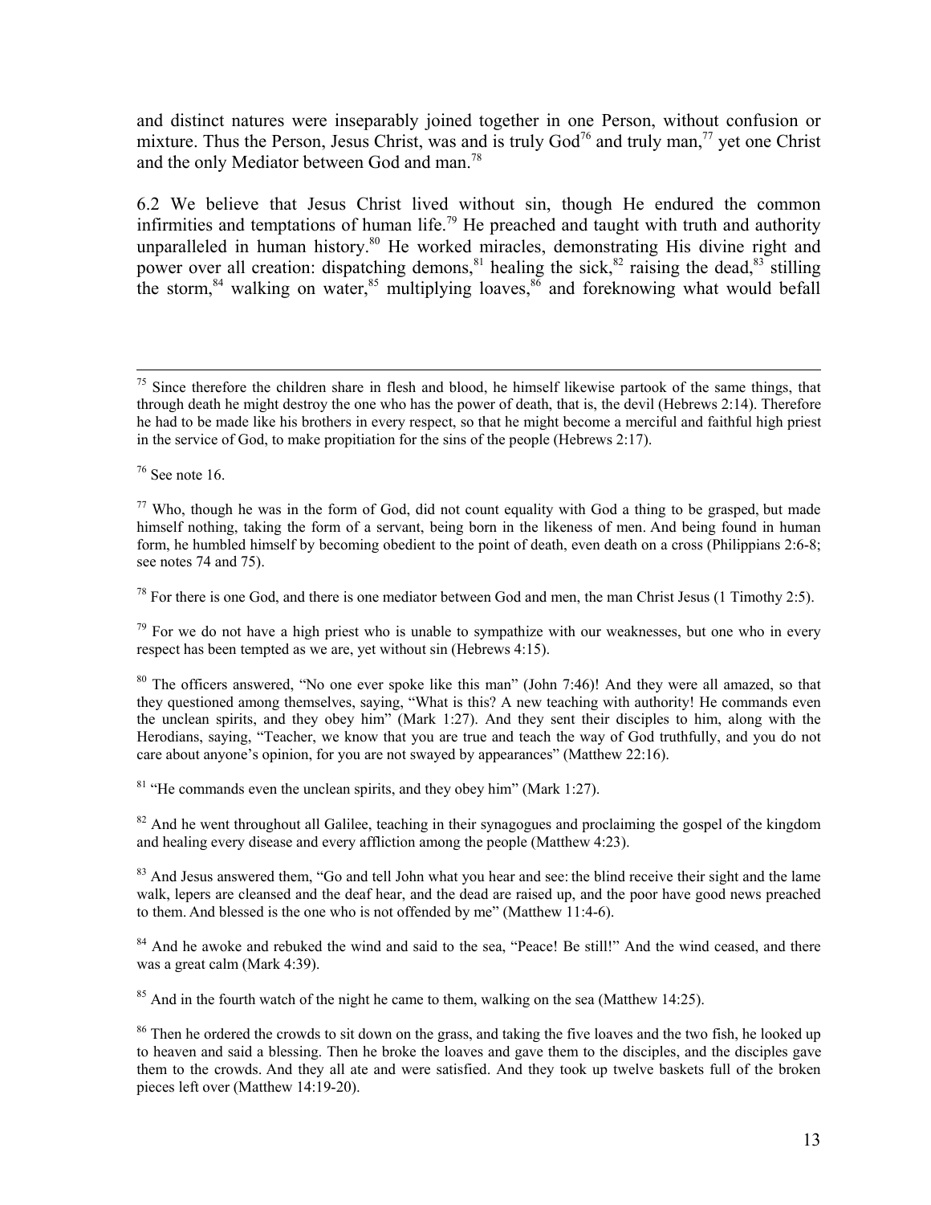and distinct natures were inseparably joined together in one Person, without confusion or mixture. Thus the Person, Jesus Christ, was and is truly God[76] and truly man,[77] yet one Christ and the only Mediator between God and man.[78]

6.2 We believe that Jesus Christ lived without sin, though He endured the common infirmities and temptations of human life.[79] He preached and taught with truth and authority unparalleled in human history.[80] He worked miracles, demonstrating His divine right and power over all creation: dispatching demons,[81] healing the sick,[82] raising the dead,[83] stilling the storm,[84] walking on water,[85] multiplying loaves,[86] and foreknowing what would befall

---

[75] Since therefore the children share in flesh and blood, he himself likewise partook of the same things, that through death he might destroy the one who has the power of death, that is, the devil (Hebrews 2:14). Therefore he had to be made like his brothers in every respect, so that he might become a merciful and faithful high priest in the service of God, to make propitiation for the sins of the people (Hebrews 2:17).

[76] See note 16.

[77] Who, though he was in the form of God, did not count equality with God a thing to be grasped, but made himself nothing, taking the form of a servant, being born in the likeness of men. And being found in human form, he humbled himself by becoming obedient to the point of death, even death on a cross (Philippians 2:6-8; see notes 74 and 75).

[78] For there is one God, and there is one mediator between God and men, the man Christ Jesus (1 Timothy 2:5).

[79] For we do not have a high priest who is unable to sympathize with our weaknesses, but one who in every respect has been tempted as we are, yet without sin (Hebrews 4:15).

[80] The officers answered, "No one ever spoke like this man" (John 7:46)! And they were all amazed, so that they questioned among themselves, saying, "What is this? A new teaching with authority! He commands even the unclean spirits, and they obey him" (Mark 1:27). And they sent their disciples to him, along with the Herodians, saying, "Teacher, we know that you are true and teach the way of God truthfully, and you do not care about anyone's opinion, for you are not swayed by appearances" (Matthew 22:16).

[81] "He commands even the unclean spirits, and they obey him" (Mark 1:27).

[82] And he went throughout all Galilee, teaching in their synagogues and proclaiming the gospel of the kingdom and healing every disease and every affliction among the people (Matthew 4:23).

[83] And Jesus answered them, "Go and tell John what you hear and see: the blind receive their sight and the lame walk, lepers are cleansed and the deaf hear, and the dead are raised up, and the poor have good news preached to them. And blessed is the one who is not offended by me" (Matthew 11:4-6).

[84] And he awoke and rebuked the wind and said to the sea, "Peace! Be still!" And the wind ceased, and there was a great calm (Mark 4:39).

[85] And in the fourth watch of the night he came to them, walking on the sea (Matthew 14:25).

[86] Then he ordered the crowds to sit down on the grass, and taking the five loaves and the two fish, he looked up to heaven and said a blessing. Then he broke the loaves and gave them to the disciples, and the disciples gave them to the crowds. And they all ate and were satisfied. And they took up twelve baskets full of the broken pieces left over (Matthew 14:19-20).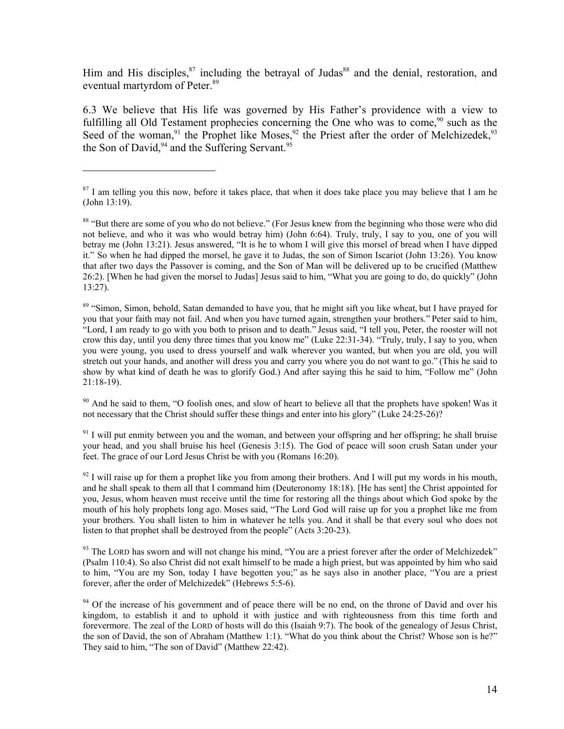Him and His disciples,[87] including the betrayal of Judas[88] and the denial, restoration, and eventual martyrdom of Peter.[89]

6.3 We believe that His life was governed by His Father's providence with a view to fulfilling all Old Testament prophecies concerning the One who was to come,[90] such as the Seed of the woman,[91] the Prophet like Moses,[92] the Priest after the order of Melchizedek,[93] the Son of David,[94] and the Suffering Servant.[95]

---

[87] I am telling you this now, before it takes place, that when it does take place you may believe that I am he (John 13:19).

[88] "But there are some of you who do not believe." (For Jesus knew from the beginning who those were who did not believe, and who it was who would betray him) (John 6:64). Truly, truly, I say to you, one of you will betray me (John 13:21). Jesus answered, "It is he to whom I will give this morsel of bread when I have dipped it." So when he had dipped the morsel, he gave it to Judas, the son of Simon Iscariot (John 13:26). You know that after two days the Passover is coming, and the Son of Man will be delivered up to be crucified (Matthew 26:2). [When he had given the morsel to Judas] Jesus said to him, "What you are going to do, do quickly" (John 13:27).

[89] "Simon, Simon, behold, Satan demanded to have you, that he might sift you like wheat, but I have prayed for you that your faith may not fail. And when you have turned again, strengthen your brothers." Peter said to him, "Lord, I am ready to go with you both to prison and to death." Jesus said, "I tell you, Peter, the rooster will not crow this day, until you deny three times that you know me" (Luke 22:31-34). "Truly, truly, I say to you, when you were young, you used to dress yourself and walk wherever you wanted, but when you are old, you will stretch out your hands, and another will dress you and carry you where you do not want to go." (This he said to show by what kind of death he was to glorify God.) And after saying this he said to him, "Follow me" (John 21:18-19).

[90] And he said to them, "O foolish ones, and slow of heart to believe all that the prophets have spoken! Was it not necessary that the Christ should suffer these things and enter into his glory" (Luke 24:25-26)?

[91] I will put enmity between you and the woman, and between your offspring and her offspring; he shall bruise your head, and you shall bruise his heel (Genesis 3:15). The God of peace will soon crush Satan under your feet. The grace of our Lord Jesus Christ be with you (Romans 16:20).

[92] I will raise up for them a prophet like you from among their brothers. And I will put my words in his mouth, and he shall speak to them all that I command him (Deuteronomy 18:18). [He has sent] the Christ appointed for you, Jesus, whom heaven must receive until the time for restoring all the things about which God spoke by the mouth of his holy prophets long ago. Moses said, "The Lord God will raise up for you a prophet like me from your brothers. You shall listen to him in whatever he tells you. And it shall be that every soul who does not listen to that prophet shall be destroyed from the people" (Acts 3:20-23).

[93] The LORD has sworn and will not change his mind, "You are a priest forever after the order of Melchizedek" (Psalm 110:4). So also Christ did not exalt himself to be made a high priest, but was appointed by him who said to him, "You are my Son, today I have begotten you;" as he says also in another place, "You are a priest forever, after the order of Melchizedek" (Hebrews 5:5-6).

[94] Of the increase of his government and of peace there will be no end, on the throne of David and over his kingdom, to establish it and to uphold it with justice and with righteousness from this time forth and forevermore. The zeal of the LORD of hosts will do this (Isaiah 9:7). The book of the genealogy of Jesus Christ, the son of David, the son of Abraham (Matthew 1:1). "What do you think about the Christ? Whose son is he?" They said to him, "The son of David" (Matthew 22:42).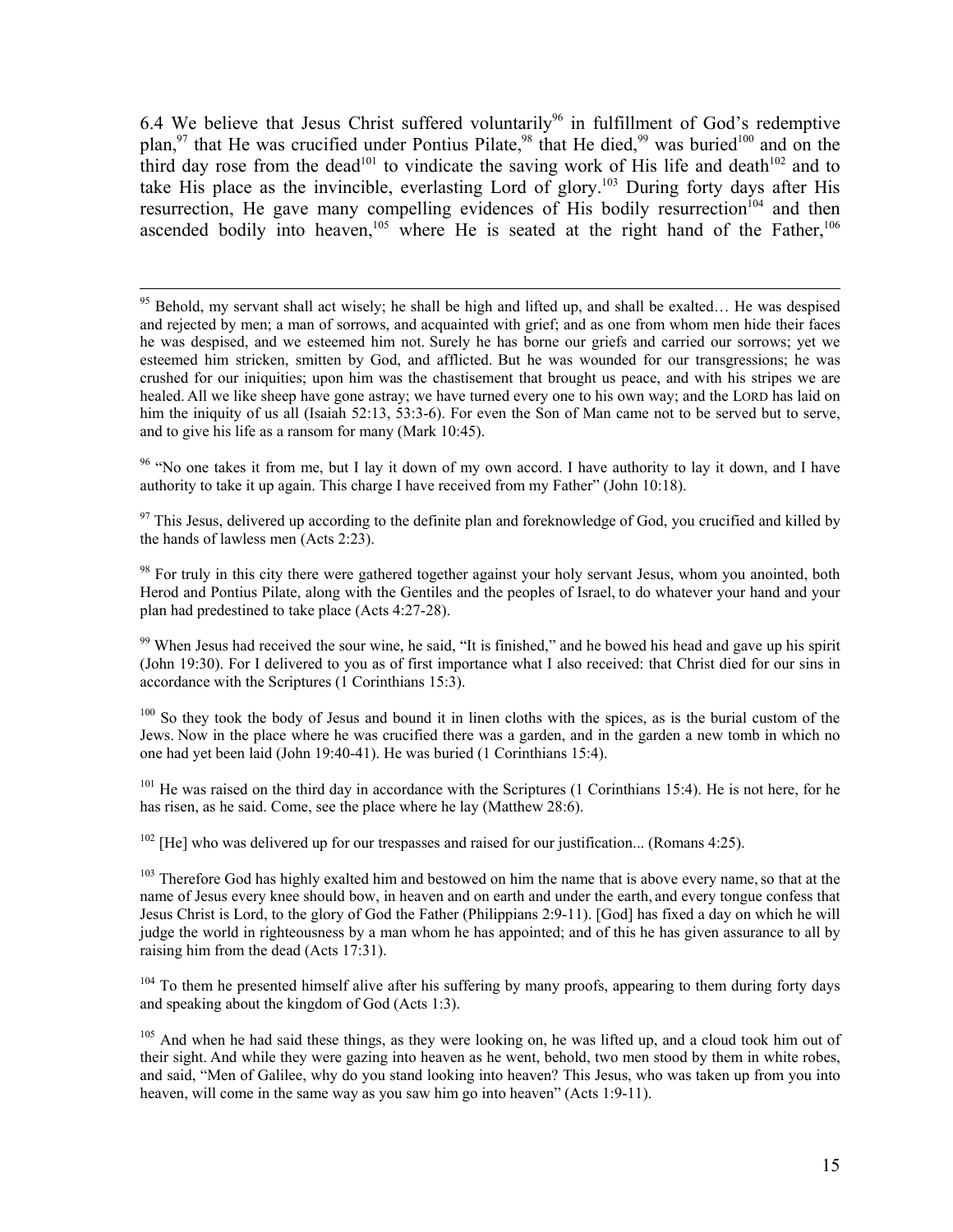6.4 We believe that Jesus Christ suffered voluntarily[96] in fulfillment of God's redemptive plan,[97] that He was crucified under Pontius Pilate,[98] that He died,[99] was buried[100] and on the third day rose from the dead[101] to vindicate the saving work of His life and death[102] and to take His place as the invincible, everlasting Lord of glory.[103] During forty days after His resurrection, He gave many compelling evidences of His bodily resurrection[104] and then ascended bodily into heaven,[105] where He is seated at the right hand of the Father,[106]

---

[95] Behold, my servant shall act wisely; he shall be high and lifted up, and shall be exalted… He was despised and rejected by men; a man of sorrows, and acquainted with grief; and as one from whom men hide their faces he was despised, and we esteemed him not. Surely he has borne our griefs and carried our sorrows; yet we esteemed him stricken, smitten by God, and afflicted. But he was wounded for our transgressions; he was crushed for our iniquities; upon him was the chastisement that brought us peace, and with his stripes we are healed. All we like sheep have gone astray; we have turned every one to his own way; and the LORD has laid on him the iniquity of us all (Isaiah 52:13, 53:3-6). For even the Son of Man came not to be served but to serve, and to give his life as a ransom for many (Mark 10:45).

[96] "No one takes it from me, but I lay it down of my own accord. I have authority to lay it down, and I have authority to take it up again. This charge I have received from my Father" (John 10:18).

[97] This Jesus, delivered up according to the definite plan and foreknowledge of God, you crucified and killed by the hands of lawless men (Acts 2:23).

[98] For truly in this city there were gathered together against your holy servant Jesus, whom you anointed, both Herod and Pontius Pilate, along with the Gentiles and the peoples of Israel, to do whatever your hand and your plan had predestined to take place (Acts 4:27-28).

[99] When Jesus had received the sour wine, he said, "It is finished," and he bowed his head and gave up his spirit (John 19:30). For I delivered to you as of first importance what I also received: that Christ died for our sins in accordance with the Scriptures (1 Corinthians 15:3).

[100] So they took the body of Jesus and bound it in linen cloths with the spices, as is the burial custom of the Jews. Now in the place where he was crucified there was a garden, and in the garden a new tomb in which no one had yet been laid (John 19:40-41). He was buried (1 Corinthians 15:4).

[101] He was raised on the third day in accordance with the Scriptures (1 Corinthians 15:4). He is not here, for he has risen, as he said. Come, see the place where he lay (Matthew 28:6).

[102] [He] who was delivered up for our trespasses and raised for our justification... (Romans 4:25).

[103] Therefore God has highly exalted him and bestowed on him the name that is above every name, so that at the name of Jesus every knee should bow, in heaven and on earth and under the earth, and every tongue confess that Jesus Christ is Lord, to the glory of God the Father (Philippians 2:9-11). [God] has fixed a day on which he will judge the world in righteousness by a man whom he has appointed; and of this he has given assurance to all by raising him from the dead (Acts 17:31).

[104] To them he presented himself alive after his suffering by many proofs, appearing to them during forty days and speaking about the kingdom of God (Acts 1:3).

[105] And when he had said these things, as they were looking on, he was lifted up, and a cloud took him out of their sight. And while they were gazing into heaven as he went, behold, two men stood by them in white robes, and said, "Men of Galilee, why do you stand looking into heaven? This Jesus, who was taken up from you into heaven, will come in the same way as you saw him go into heaven" (Acts 1:9-11).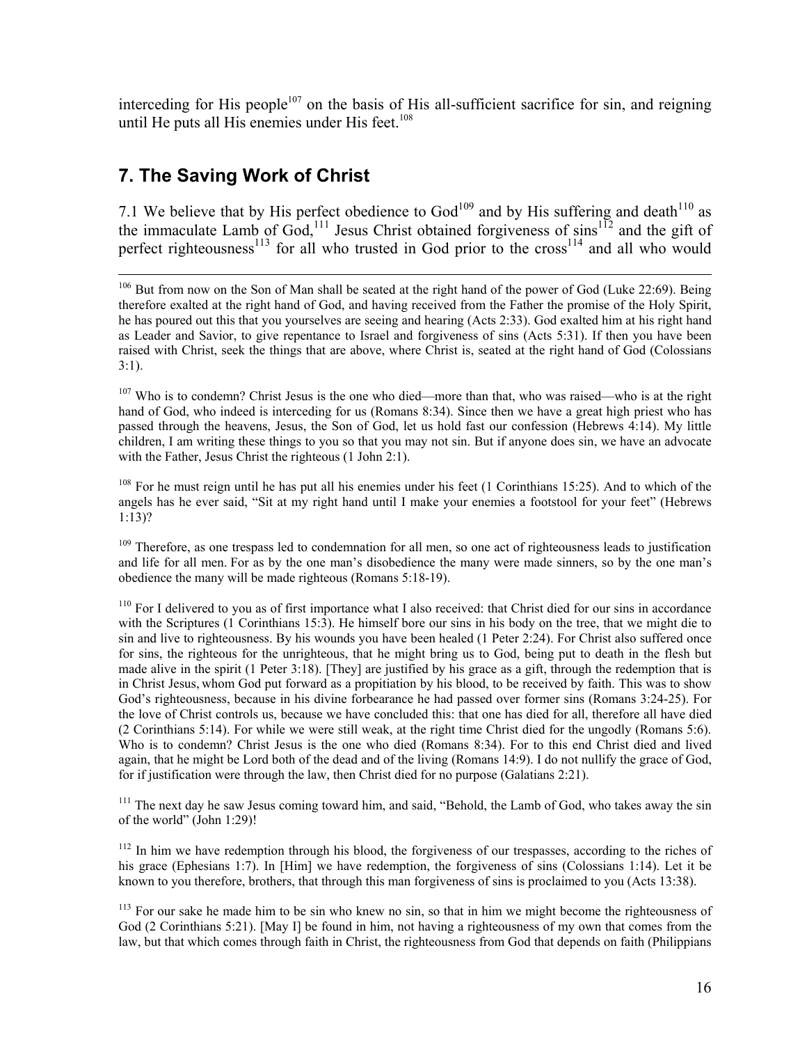interceding for His people[107] on the basis of His all-sufficient sacrifice for sin, and reigning until He puts all His enemies under His feet.[108]

## 7. The Saving Work of Christ

7.1 We believe that by His perfect obedience to God[109] and by His suffering and death[110] as the immaculate Lamb of God,[111] Jesus Christ obtained forgiveness of sins[112] and the gift of perfect righteousness[113] for all who trusted in God prior to the cross[114] and all who would

---

[106] But from now on the Son of Man shall be seated at the right hand of the power of God (Luke 22:69). Being therefore exalted at the right hand of God, and having received from the Father the promise of the Holy Spirit, he has poured out this that you yourselves are seeing and hearing (Acts 2:33). God exalted him at his right hand as Leader and Savior, to give repentance to Israel and forgiveness of sins (Acts 5:31). If then you have been raised with Christ, seek the things that are above, where Christ is, seated at the right hand of God (Colossians 3:1).

[107] Who is to condemn? Christ Jesus is the one who died—more than that, who was raised—who is at the right hand of God, who indeed is interceding for us (Romans 8:34). Since then we have a great high priest who has passed through the heavens, Jesus, the Son of God, let us hold fast our confession (Hebrews 4:14). My little children, I am writing these things to you so that you may not sin. But if anyone does sin, we have an advocate with the Father, Jesus Christ the righteous (1 John 2:1).

[108] For he must reign until he has put all his enemies under his feet (1 Corinthians 15:25). And to which of the angels has he ever said, "Sit at my right hand until I make your enemies a footstool for your feet" (Hebrews 1:13)?

[109] Therefore, as one trespass led to condemnation for all men, so one act of righteousness leads to justification and life for all men. For as by the one man's disobedience the many were made sinners, so by the one man's obedience the many will be made righteous (Romans 5:18-19).

[110] For I delivered to you as of first importance what I also received: that Christ died for our sins in accordance with the Scriptures (1 Corinthians 15:3). He himself bore our sins in his body on the tree, that we might die to sin and live to righteousness. By his wounds you have been healed (1 Peter 2:24). For Christ also suffered once for sins, the righteous for the unrighteous, that he might bring us to God, being put to death in the flesh but made alive in the spirit (1 Peter 3:18). [They] are justified by his grace as a gift, through the redemption that is in Christ Jesus, whom God put forward as a propitiation by his blood, to be received by faith. This was to show God's righteousness, because in his divine forbearance he had passed over former sins (Romans 3:24-25). For the love of Christ controls us, because we have concluded this: that one has died for all, therefore all have died (2 Corinthians 5:14). For while we were still weak, at the right time Christ died for the ungodly (Romans 5:6). Who is to condemn? Christ Jesus is the one who died (Romans 8:34). For to this end Christ died and lived again, that he might be Lord both of the dead and of the living (Romans 14:9). I do not nullify the grace of God, for if justification were through the law, then Christ died for no purpose (Galatians 2:21).

[111] The next day he saw Jesus coming toward him, and said, "Behold, the Lamb of God, who takes away the sin of the world" (John 1:29)!

[112] In him we have redemption through his blood, the forgiveness of our trespasses, according to the riches of his grace (Ephesians 1:7). In [Him] we have redemption, the forgiveness of sins (Colossians 1:14). Let it be known to you therefore, brothers, that through this man forgiveness of sins is proclaimed to you (Acts 13:38).

[113] For our sake he made him to be sin who knew no sin, so that in him we might become the righteousness of God (2 Corinthians 5:21). [May I] be found in him, not having a righteousness of my own that comes from the law, but that which comes through faith in Christ, the righteousness from God that depends on faith (Philippians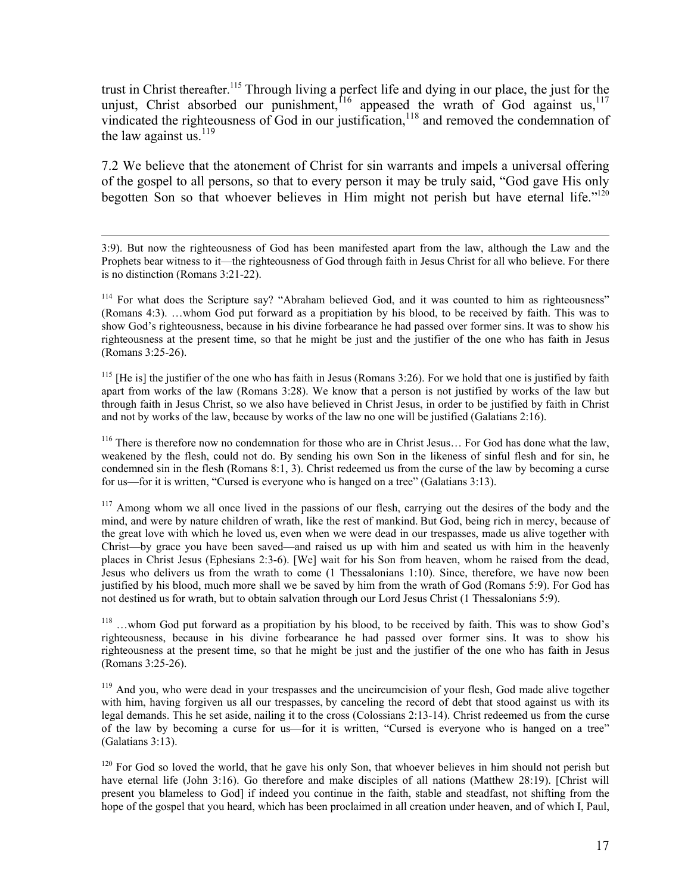trust in Christ thereafter.[115] Through living a perfect life and dying in our place, the just for the unjust, Christ absorbed our punishment,[116] appeased the wrath of God against us,[117] vindicated the righteousness of God in our justification,[118] and removed the condemnation of the law against us.[119]

7.2 We believe that the atonement of Christ for sin warrants and impels a universal offering of the gospel to all persons, so that to every person it may be truly said, "God gave His only begotten Son so that whoever believes in Him might not perish but have eternal life."[120]

---

3:9). But now the righteousness of God has been manifested apart from the law, although the Law and the Prophets bear witness to it—the righteousness of God through faith in Jesus Christ for all who believe. For there is no distinction (Romans 3:21-22).

[114] For what does the Scripture say? "Abraham believed God, and it was counted to him as righteousness" (Romans 4:3). …whom God put forward as a propitiation by his blood, to be received by faith. This was to show God's righteousness, because in his divine forbearance he had passed over former sins. It was to show his righteousness at the present time, so that he might be just and the justifier of the one who has faith in Jesus (Romans 3:25-26).

[115] [He is] the justifier of the one who has faith in Jesus (Romans 3:26). For we hold that one is justified by faith apart from works of the law (Romans 3:28). We know that a person is not justified by works of the law but through faith in Jesus Christ, so we also have believed in Christ Jesus, in order to be justified by faith in Christ and not by works of the law, because by works of the law no one will be justified (Galatians 2:16).

[116] There is therefore now no condemnation for those who are in Christ Jesus… For God has done what the law, weakened by the flesh, could not do. By sending his own Son in the likeness of sinful flesh and for sin, he condemned sin in the flesh (Romans 8:1, 3). Christ redeemed us from the curse of the law by becoming a curse for us—for it is written, "Cursed is everyone who is hanged on a tree" (Galatians 3:13).

[117] Among whom we all once lived in the passions of our flesh, carrying out the desires of the body and the mind, and were by nature children of wrath, like the rest of mankind. But God, being rich in mercy, because of the great love with which he loved us, even when we were dead in our trespasses, made us alive together with Christ—by grace you have been saved—and raised us up with him and seated us with him in the heavenly places in Christ Jesus (Ephesians 2:3-6). [We] wait for his Son from heaven, whom he raised from the dead, Jesus who delivers us from the wrath to come (1 Thessalonians 1:10). Since, therefore, we have now been justified by his blood, much more shall we be saved by him from the wrath of God (Romans 5:9). For God has not destined us for wrath, but to obtain salvation through our Lord Jesus Christ (1 Thessalonians 5:9).

[118] …whom God put forward as a propitiation by his blood, to be received by faith. This was to show God's righteousness, because in his divine forbearance he had passed over former sins. It was to show his righteousness at the present time, so that he might be just and the justifier of the one who has faith in Jesus (Romans 3:25-26).

[119] And you, who were dead in your trespasses and the uncircumcision of your flesh, God made alive together with him, having forgiven us all our trespasses, by canceling the record of debt that stood against us with its legal demands. This he set aside, nailing it to the cross (Colossians 2:13-14). Christ redeemed us from the curse of the law by becoming a curse for us—for it is written, "Cursed is everyone who is hanged on a tree" (Galatians 3:13).

[120] For God so loved the world, that he gave his only Son, that whoever believes in him should not perish but have eternal life (John 3:16). Go therefore and make disciples of all nations (Matthew 28:19). [Christ will present you blameless to God] if indeed you continue in the faith, stable and steadfast, not shifting from the hope of the gospel that you heard, which has been proclaimed in all creation under heaven, and of which I, Paul,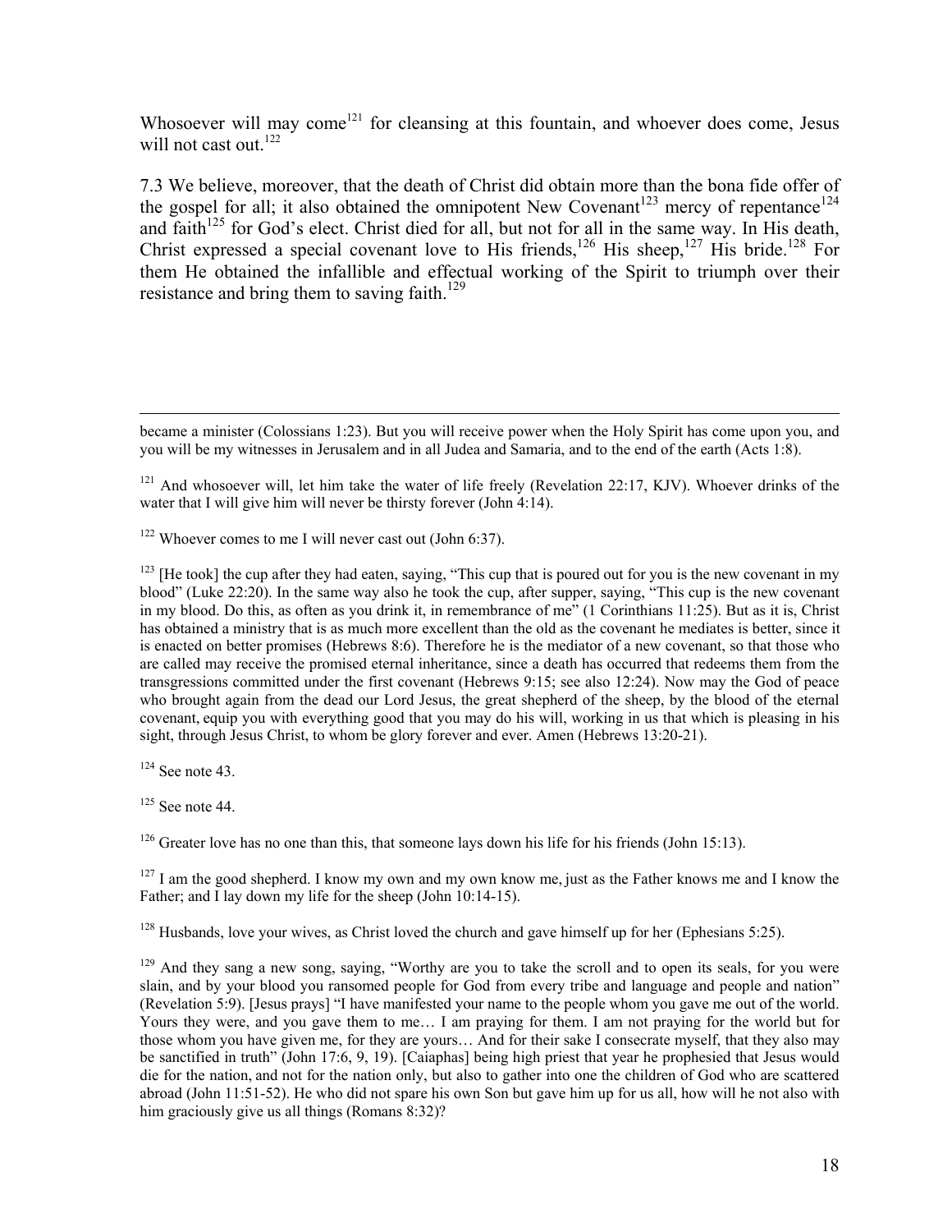Whosoever will may come[121] for cleansing at this fountain, and whoever does come, Jesus will not cast out.[122]

7.3 We believe, moreover, that the death of Christ did obtain more than the bona fide offer of the gospel for all; it also obtained the omnipotent New Covenant[123] mercy of repentance[124] and faith[125] for God's elect. Christ died for all, but not for all in the same way. In His death, Christ expressed a special covenant love to His friends,[126] His sheep,[127] His bride.[128] For them He obtained the infallible and effectual working of the Spirit to triumph over their resistance and bring them to saving faith.[129]

---

became a minister (Colossians 1:23). But you will receive power when the Holy Spirit has come upon you, and you will be my witnesses in Jerusalem and in all Judea and Samaria, and to the end of the earth (Acts 1:8).

[121] And whosoever will, let him take the water of life freely (Revelation 22:17, KJV). Whoever drinks of the water that I will give him will never be thirsty forever (John 4:14).

[122] Whoever comes to me I will never cast out (John 6:37).

[123] [He took] the cup after they had eaten, saying, "This cup that is poured out for you is the new covenant in my blood" (Luke 22:20). In the same way also he took the cup, after supper, saying, "This cup is the new covenant in my blood. Do this, as often as you drink it, in remembrance of me" (1 Corinthians 11:25). But as it is, Christ has obtained a ministry that is as much more excellent than the old as the covenant he mediates is better, since it is enacted on better promises (Hebrews 8:6). Therefore he is the mediator of a new covenant, so that those who are called may receive the promised eternal inheritance, since a death has occurred that redeems them from the transgressions committed under the first covenant (Hebrews 9:15; see also 12:24). Now may the God of peace who brought again from the dead our Lord Jesus, the great shepherd of the sheep, by the blood of the eternal covenant, equip you with everything good that you may do his will, working in us that which is pleasing in his sight, through Jesus Christ, to whom be glory forever and ever. Amen (Hebrews 13:20-21).

[124] See note 43.

[125] See note 44.

[126] Greater love has no one than this, that someone lays down his life for his friends (John 15:13).

[127] I am the good shepherd. I know my own and my own know me, just as the Father knows me and I know the Father; and I lay down my life for the sheep (John 10:14-15).

[128] Husbands, love your wives, as Christ loved the church and gave himself up for her (Ephesians 5:25).

[129] And they sang a new song, saying, "Worthy are you to take the scroll and to open its seals, for you were slain, and by your blood you ransomed people for God from every tribe and language and people and nation" (Revelation 5:9). [Jesus prays] "I have manifested your name to the people whom you gave me out of the world. Yours they were, and you gave them to me… I am praying for them. I am not praying for the world but for those whom you have given me, for they are yours… And for their sake I consecrate myself, that they also may be sanctified in truth" (John 17:6, 9, 19). [Caiaphas] being high priest that year he prophesied that Jesus would die for the nation, and not for the nation only, but also to gather into one the children of God who are scattered abroad (John 11:51-52). He who did not spare his own Son but gave him up for us all, how will he not also with him graciously give us all things (Romans 8:32)?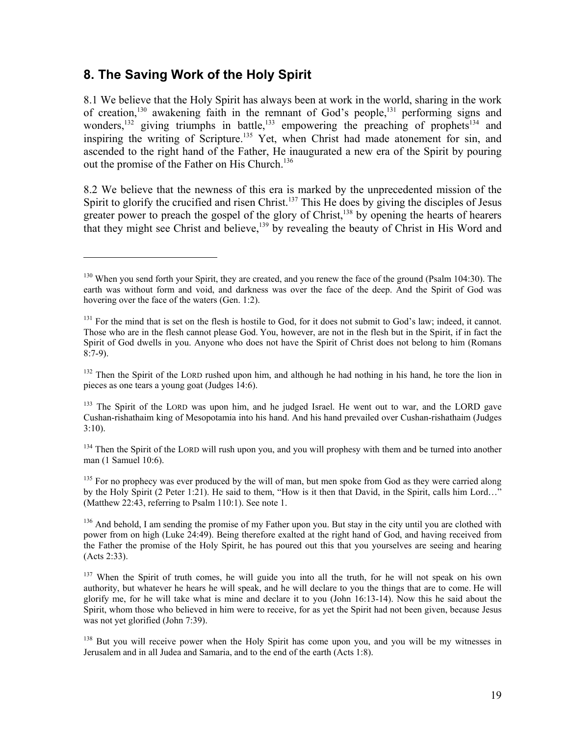## 8. The Saving Work of the Holy Spirit

8.1 We believe that the Holy Spirit has always been at work in the world, sharing in the work of creation,[130] awakening faith in the remnant of God's people,[131] performing signs and wonders,[132] giving triumphs in battle,[133] empowering the preaching of prophets[134] and inspiring the writing of Scripture.[135] Yet, when Christ had made atonement for sin, and ascended to the right hand of the Father, He inaugurated a new era of the Spirit by pouring out the promise of the Father on His Church.[136]

8.2 We believe that the newness of this era is marked by the unprecedented mission of the Spirit to glorify the crucified and risen Christ.[137] This He does by giving the disciples of Jesus greater power to preach the gospel of the glory of Christ,[138] by opening the hearts of hearers that they might see Christ and believe,[139] by revealing the beauty of Christ in His Word and

---

[130] When you send forth your Spirit, they are created, and you renew the face of the ground (Psalm 104:30). The earth was without form and void, and darkness was over the face of the deep. And the Spirit of God was hovering over the face of the waters (Gen. 1:2).

[131] For the mind that is set on the flesh is hostile to God, for it does not submit to God's law; indeed, it cannot. Those who are in the flesh cannot please God. You, however, are not in the flesh but in the Spirit, if in fact the Spirit of God dwells in you. Anyone who does not have the Spirit of Christ does not belong to him (Romans 8:7-9).

[132] Then the Spirit of the LORD rushed upon him, and although he had nothing in his hand, he tore the lion in pieces as one tears a young goat (Judges 14:6).

[133] The Spirit of the LORD was upon him, and he judged Israel. He went out to war, and the LORD gave Cushan-rishathaim king of Mesopotamia into his hand. And his hand prevailed over Cushan-rishathaim (Judges 3:10).

[134] Then the Spirit of the LORD will rush upon you, and you will prophesy with them and be turned into another man (1 Samuel 10:6).

[135] For no prophecy was ever produced by the will of man, but men spoke from God as they were carried along by the Holy Spirit (2 Peter 1:21). He said to them, "How is it then that David, in the Spirit, calls him Lord…" (Matthew 22:43, referring to Psalm 110:1). See note 1.

[136] And behold, I am sending the promise of my Father upon you. But stay in the city until you are clothed with power from on high (Luke 24:49). Being therefore exalted at the right hand of God, and having received from the Father the promise of the Holy Spirit, he has poured out this that you yourselves are seeing and hearing (Acts 2:33).

[137] When the Spirit of truth comes, he will guide you into all the truth, for he will not speak on his own authority, but whatever he hears he will speak, and he will declare to you the things that are to come. He will glorify me, for he will take what is mine and declare it to you (John 16:13-14). Now this he said about the Spirit, whom those who believed in him were to receive, for as yet the Spirit had not been given, because Jesus was not yet glorified (John 7:39).

[138] But you will receive power when the Holy Spirit has come upon you, and you will be my witnesses in Jerusalem and in all Judea and Samaria, and to the end of the earth (Acts 1:8).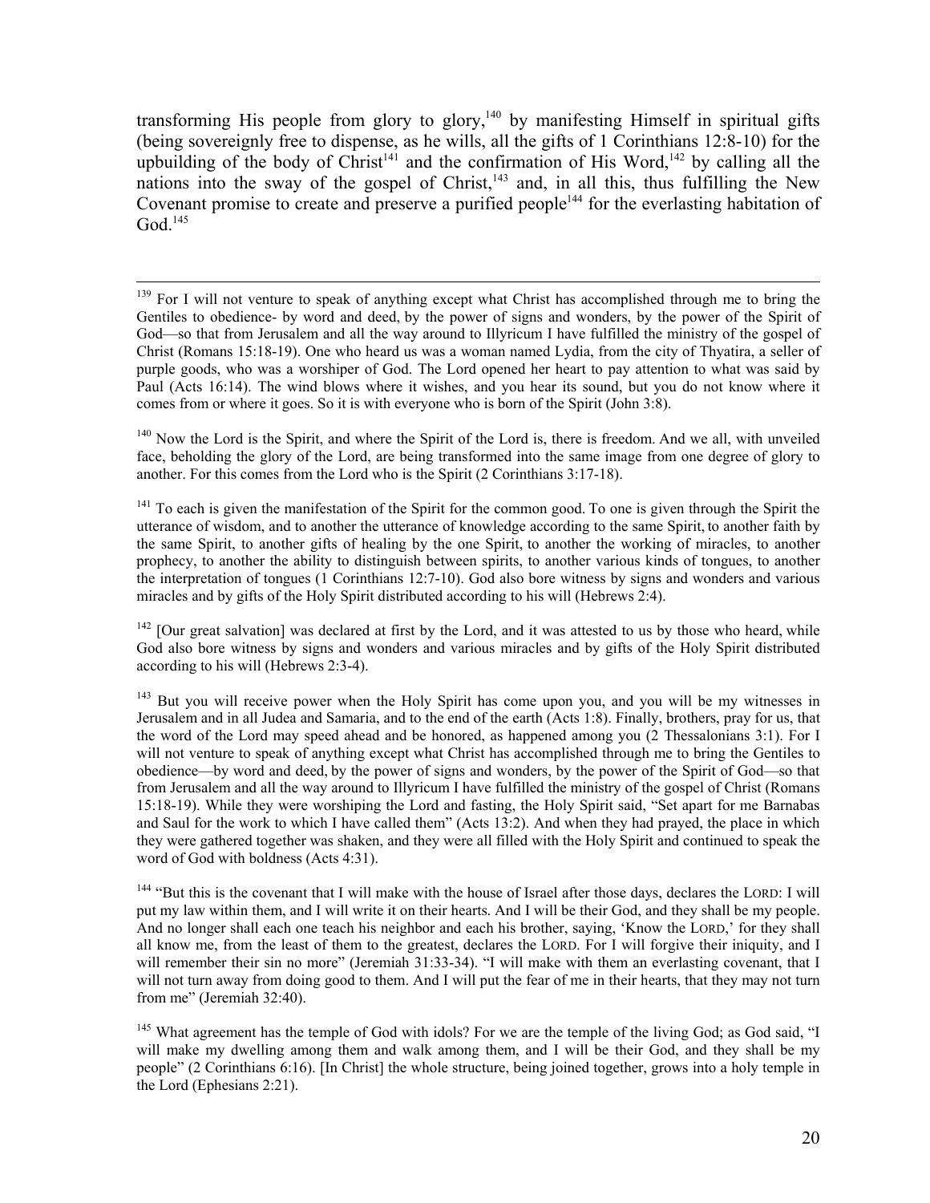transforming His people from glory to glory,[140] by manifesting Himself in spiritual gifts (being sovereignly free to dispense, as he wills, all the gifts of 1 Corinthians 12:8-10) for the upbuilding of the body of Christ[141] and the confirmation of His Word,[142] by calling all the nations into the sway of the gospel of Christ,[143] and, in all this, thus fulfilling the New Covenant promise to create and preserve a purified people[144] for the everlasting habitation of God.[145]

---

[139] For I will not venture to speak of anything except what Christ has accomplished through me to bring the Gentiles to obedience- by word and deed, by the power of signs and wonders, by the power of the Spirit of God—so that from Jerusalem and all the way around to Illyricum I have fulfilled the ministry of the gospel of Christ (Romans 15:18-19). One who heard us was a woman named Lydia, from the city of Thyatira, a seller of purple goods, who was a worshiper of God. The Lord opened her heart to pay attention to what was said by Paul (Acts 16:14). The wind blows where it wishes, and you hear its sound, but you do not know where it comes from or where it goes. So it is with everyone who is born of the Spirit (John 3:8).

[140] Now the Lord is the Spirit, and where the Spirit of the Lord is, there is freedom. And we all, with unveiled face, beholding the glory of the Lord, are being transformed into the same image from one degree of glory to another. For this comes from the Lord who is the Spirit (2 Corinthians 3:17-18).

[141] To each is given the manifestation of the Spirit for the common good. To one is given through the Spirit the utterance of wisdom, and to another the utterance of knowledge according to the same Spirit, to another faith by the same Spirit, to another gifts of healing by the one Spirit, to another the working of miracles, to another prophecy, to another the ability to distinguish between spirits, to another various kinds of tongues, to another the interpretation of tongues (1 Corinthians 12:7-10). God also bore witness by signs and wonders and various miracles and by gifts of the Holy Spirit distributed according to his will (Hebrews 2:4).

[142] [Our great salvation] was declared at first by the Lord, and it was attested to us by those who heard, while God also bore witness by signs and wonders and various miracles and by gifts of the Holy Spirit distributed according to his will (Hebrews 2:3-4).

[143] But you will receive power when the Holy Spirit has come upon you, and you will be my witnesses in Jerusalem and in all Judea and Samaria, and to the end of the earth (Acts 1:8). Finally, brothers, pray for us, that the word of the Lord may speed ahead and be honored, as happened among you (2 Thessalonians 3:1). For I will not venture to speak of anything except what Christ has accomplished through me to bring the Gentiles to obedience—by word and deed, by the power of signs and wonders, by the power of the Spirit of God—so that from Jerusalem and all the way around to Illyricum I have fulfilled the ministry of the gospel of Christ (Romans 15:18-19). While they were worshiping the Lord and fasting, the Holy Spirit said, "Set apart for me Barnabas and Saul for the work to which I have called them" (Acts 13:2). And when they had prayed, the place in which they were gathered together was shaken, and they were all filled with the Holy Spirit and continued to speak the word of God with boldness (Acts 4:31).

[144] "But this is the covenant that I will make with the house of Israel after those days, declares the LORD: I will put my law within them, and I will write it on their hearts. And I will be their God, and they shall be my people. And no longer shall each one teach his neighbor and each his brother, saying, 'Know the LORD,' for they shall all know me, from the least of them to the greatest, declares the LORD. For I will forgive their iniquity, and I will remember their sin no more" (Jeremiah 31:33-34). "I will make with them an everlasting covenant, that I will not turn away from doing good to them. And I will put the fear of me in their hearts, that they may not turn from me" (Jeremiah 32:40).

[145] What agreement has the temple of God with idols? For we are the temple of the living God; as God said, "I will make my dwelling among them and walk among them, and I will be their God, and they shall be my people" (2 Corinthians 6:16). [In Christ] the whole structure, being joined together, grows into a holy temple in the Lord (Ephesians 2:21).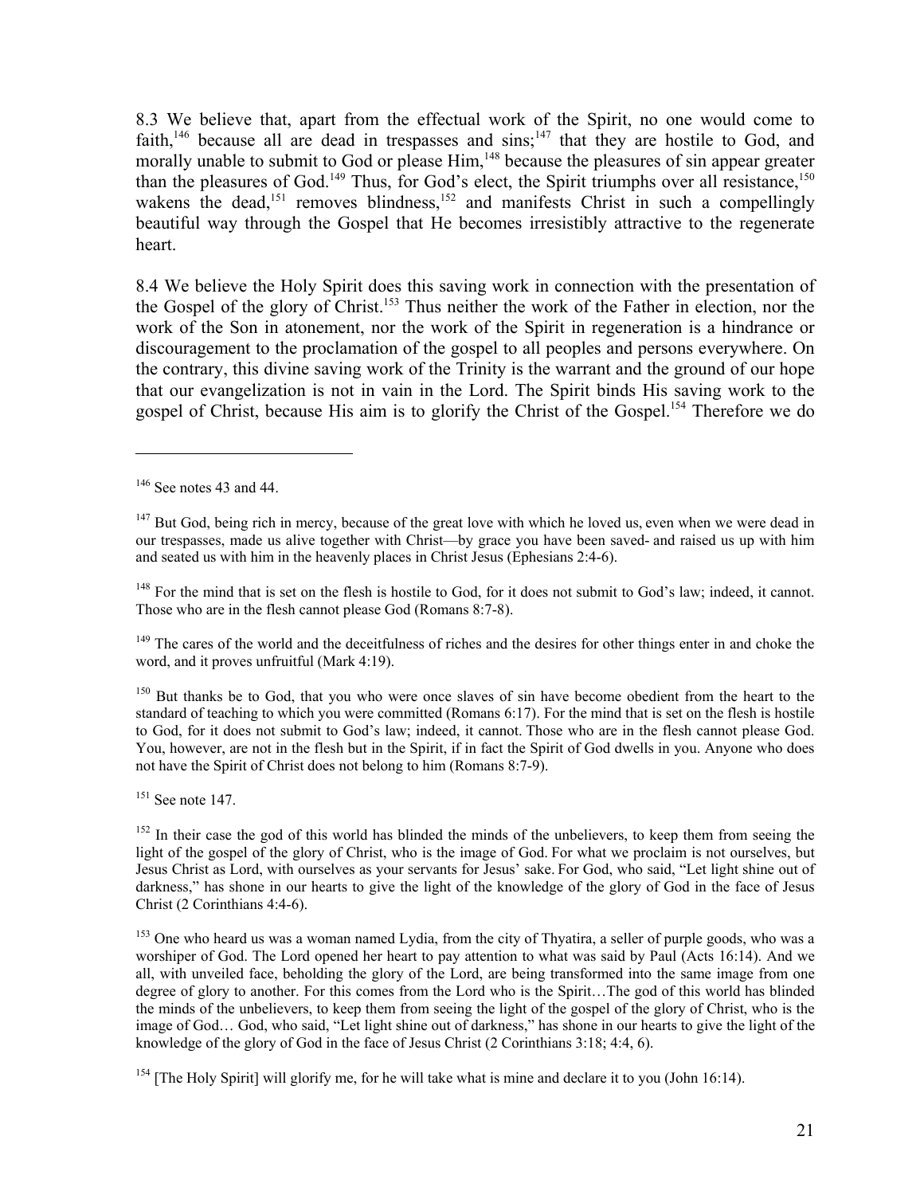8.3 We believe that, apart from the effectual work of the Spirit, no one would come to faith,[146] because all are dead in trespasses and sins;[147] that they are hostile to God, and morally unable to submit to God or please Him,[148] because the pleasures of sin appear greater than the pleasures of God.[149] Thus, for God's elect, the Spirit triumphs over all resistance,[150] wakens the dead,[151] removes blindness,[152] and manifests Christ in such a compellingly beautiful way through the Gospel that He becomes irresistibly attractive to the regenerate heart.

8.4 We believe the Holy Spirit does this saving work in connection with the presentation of the Gospel of the glory of Christ.[153] Thus neither the work of the Father in election, nor the work of the Son in atonement, nor the work of the Spirit in regeneration is a hindrance or discouragement to the proclamation of the gospel to all peoples and persons everywhere. On the contrary, this divine saving work of the Trinity is the warrant and the ground of our hope that our evangelization is not in vain in the Lord. The Spirit binds His saving work to the gospel of Christ, because His aim is to glorify the Christ of the Gospel.[154] Therefore we do

---

[146] See notes 43 and 44.

[147] But God, being rich in mercy, because of the great love with which he loved us, even when we were dead in our trespasses, made us alive together with Christ—by grace you have been saved- and raised us up with him and seated us with him in the heavenly places in Christ Jesus (Ephesians 2:4-6).

[148] For the mind that is set on the flesh is hostile to God, for it does not submit to God's law; indeed, it cannot. Those who are in the flesh cannot please God (Romans 8:7-8).

[149] The cares of the world and the deceitfulness of riches and the desires for other things enter in and choke the word, and it proves unfruitful (Mark 4:19).

[150] But thanks be to God, that you who were once slaves of sin have become obedient from the heart to the standard of teaching to which you were committed (Romans 6:17). For the mind that is set on the flesh is hostile to God, for it does not submit to God's law; indeed, it cannot. Those who are in the flesh cannot please God. You, however, are not in the flesh but in the Spirit, if in fact the Spirit of God dwells in you. Anyone who does not have the Spirit of Christ does not belong to him (Romans 8:7-9).

[151] See note 147.

[152] In their case the god of this world has blinded the minds of the unbelievers, to keep them from seeing the light of the gospel of the glory of Christ, who is the image of God. For what we proclaim is not ourselves, but Jesus Christ as Lord, with ourselves as your servants for Jesus' sake. For God, who said, "Let light shine out of darkness," has shone in our hearts to give the light of the knowledge of the glory of God in the face of Jesus Christ (2 Corinthians 4:4-6).

[153] One who heard us was a woman named Lydia, from the city of Thyatira, a seller of purple goods, who was a worshiper of God. The Lord opened her heart to pay attention to what was said by Paul (Acts 16:14). And we all, with unveiled face, beholding the glory of the Lord, are being transformed into the same image from one degree of glory to another. For this comes from the Lord who is the Spirit…The god of this world has blinded the minds of the unbelievers, to keep them from seeing the light of the gospel of the glory of Christ, who is the image of God… God, who said, "Let light shine out of darkness," has shone in our hearts to give the light of the knowledge of the glory of God in the face of Jesus Christ (2 Corinthians 3:18; 4:4, 6).

[154] [The Holy Spirit] will glorify me, for he will take what is mine and declare it to you (John 16:14).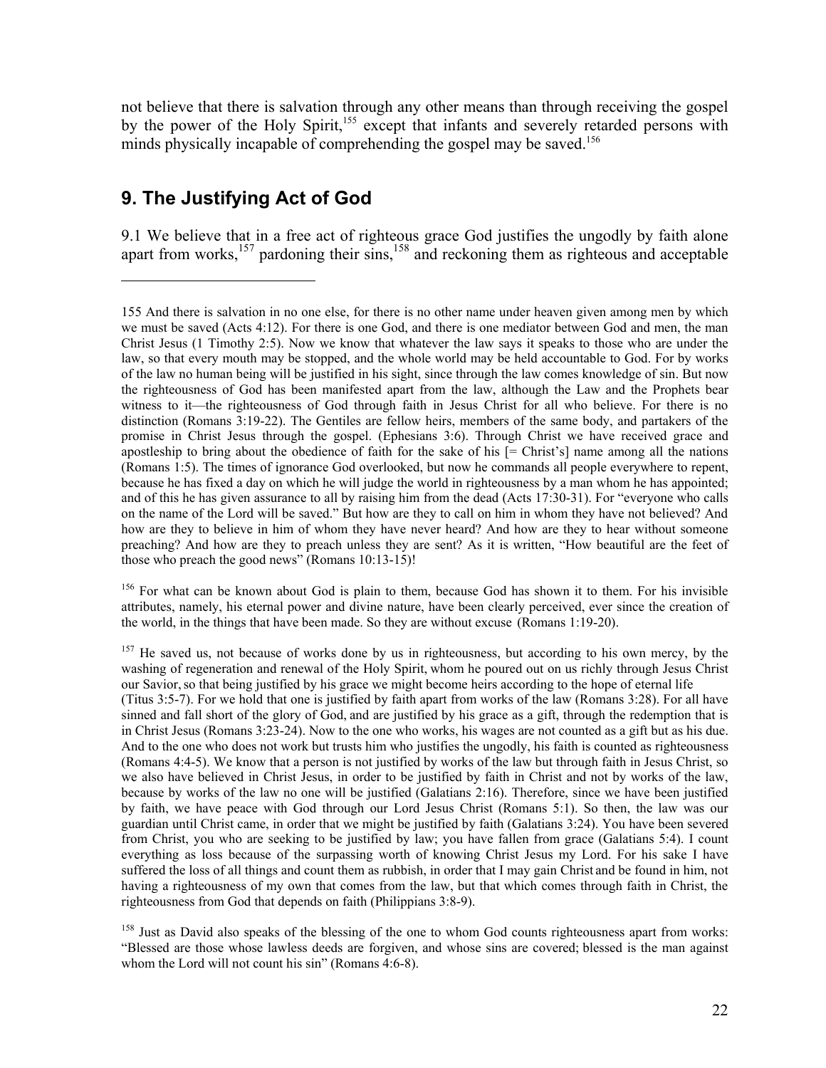not believe that there is salvation through any other means than through receiving the gospel by the power of the Holy Spirit,[155] except that infants and severely retarded persons with minds physically incapable of comprehending the gospel may be saved.[156]

## 9. The Justifying Act of God

9.1 We believe that in a free act of righteous grace God justifies the ungodly by faith alone apart from works,[157] pardoning their sins,[158] and reckoning them as righteous and acceptable

---

155 And there is salvation in no one else, for there is no other name under heaven given among men by which we must be saved (Acts 4:12). For there is one God, and there is one mediator between God and men, the man Christ Jesus (1 Timothy 2:5). Now we know that whatever the law says it speaks to those who are under the law, so that every mouth may be stopped, and the whole world may be held accountable to God. For by works of the law no human being will be justified in his sight, since through the law comes knowledge of sin. But now the righteousness of God has been manifested apart from the law, although the Law and the Prophets bear witness to it—the righteousness of God through faith in Jesus Christ for all who believe. For there is no distinction (Romans 3:19-22). The Gentiles are fellow heirs, members of the same body, and partakers of the promise in Christ Jesus through the gospel. (Ephesians 3:6). Through Christ we have received grace and apostleship to bring about the obedience of faith for the sake of his [= Christ's] name among all the nations (Romans 1:5). The times of ignorance God overlooked, but now he commands all people everywhere to repent, because he has fixed a day on which he will judge the world in righteousness by a man whom he has appointed; and of this he has given assurance to all by raising him from the dead (Acts 17:30-31). For "everyone who calls on the name of the Lord will be saved." But how are they to call on him in whom they have not believed? And how are they to believe in him of whom they have never heard? And how are they to hear without someone preaching? And how are they to preach unless they are sent? As it is written, "How beautiful are the feet of those who preach the good news" (Romans 10:13-15)!

156 For what can be known about God is plain to them, because God has shown it to them. For his invisible attributes, namely, his eternal power and divine nature, have been clearly perceived, ever since the creation of the world, in the things that have been made. So they are without excuse (Romans 1:19-20).

157 He saved us, not because of works done by us in righteousness, but according to his own mercy, by the washing of regeneration and renewal of the Holy Spirit, whom he poured out on us richly through Jesus Christ our Savior, so that being justified by his grace we might become heirs according to the hope of eternal life (Titus 3:5-7). For we hold that one is justified by faith apart from works of the law (Romans 3:28). For all have sinned and fall short of the glory of God, and are justified by his grace as a gift, through the redemption that is in Christ Jesus (Romans 3:23-24). Now to the one who works, his wages are not counted as a gift but as his due. And to the one who does not work but trusts him who justifies the ungodly, his faith is counted as righteousness (Romans 4:4-5). We know that a person is not justified by works of the law but through faith in Jesus Christ, so we also have believed in Christ Jesus, in order to be justified by faith in Christ and not by works of the law, because by works of the law no one will be justified (Galatians 2:16). Therefore, since we have been justified by faith, we have peace with God through our Lord Jesus Christ (Romans 5:1). So then, the law was our guardian until Christ came, in order that we might be justified by faith (Galatians 3:24). You have been severed from Christ, you who are seeking to be justified by law; you have fallen from grace (Galatians 5:4). I count everything as loss because of the surpassing worth of knowing Christ Jesus my Lord. For his sake I have suffered the loss of all things and count them as rubbish, in order that I may gain Christ and be found in him, not having a righteousness of my own that comes from the law, but that which comes through faith in Christ, the righteousness from God that depends on faith (Philippians 3:8-9).

158 Just as David also speaks of the blessing of the one to whom God counts righteousness apart from works: "Blessed are those whose lawless deeds are forgiven, and whose sins are covered; blessed is the man against whom the Lord will not count his sin" (Romans 4:6-8).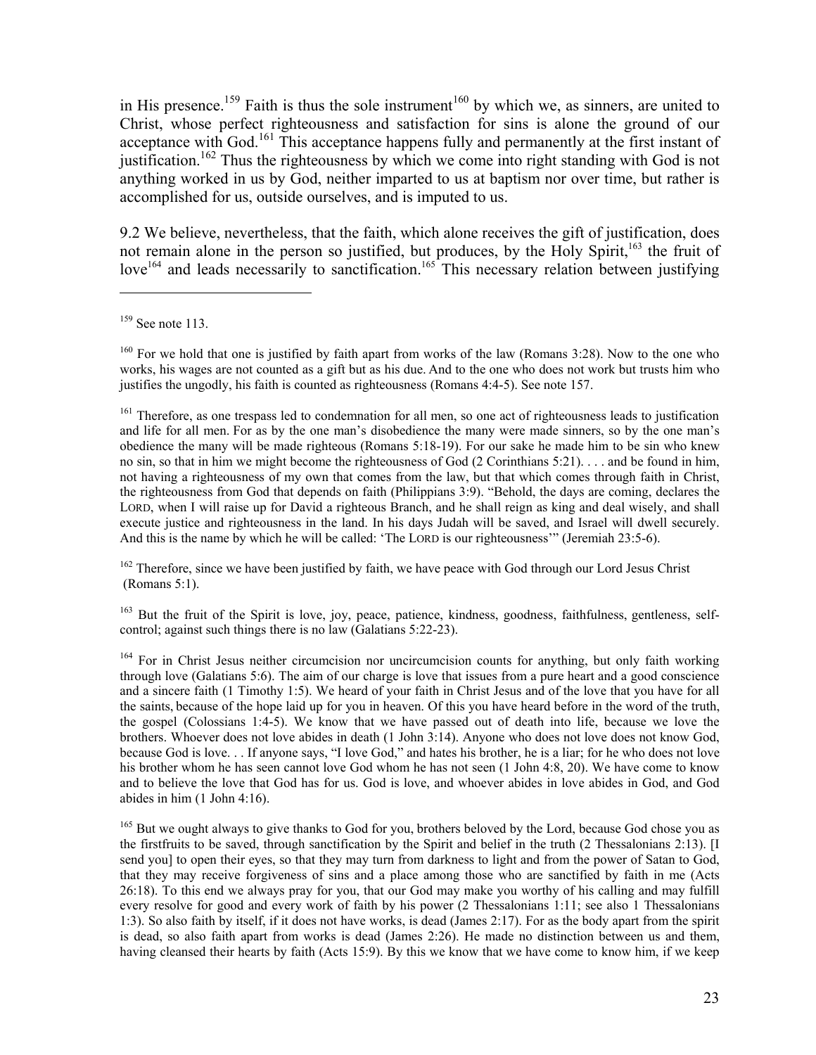in His presence.[159] Faith is thus the sole instrument[160] by which we, as sinners, are united to Christ, whose perfect righteousness and satisfaction for sins is alone the ground of our acceptance with God.[161] This acceptance happens fully and permanently at the first instant of justification.[162] Thus the righteousness by which we come into right standing with God is not anything worked in us by God, neither imparted to us at baptism nor over time, but rather is accomplished for us, outside ourselves, and is imputed to us.

9.2 We believe, nevertheless, that the faith, which alone receives the gift of justification, does not remain alone in the person so justified, but produces, by the Holy Spirit,[163] the fruit of love[164] and leads necessarily to sanctification.[165] This necessary relation between justifying

---

[159] See note 113.

[160] For we hold that one is justified by faith apart from works of the law (Romans 3:28). Now to the one who works, his wages are not counted as a gift but as his due. And to the one who does not work but trusts him who justifies the ungodly, his faith is counted as righteousness (Romans 4:4-5). See note 157.

[161] Therefore, as one trespass led to condemnation for all men, so one act of righteousness leads to justification and life for all men. For as by the one man's disobedience the many were made sinners, so by the one man's obedience the many will be made righteous (Romans 5:18-19). For our sake he made him to be sin who knew no sin, so that in him we might become the righteousness of God (2 Corinthians 5:21). . . . and be found in him, not having a righteousness of my own that comes from the law, but that which comes through faith in Christ, the righteousness from God that depends on faith (Philippians 3:9). "Behold, the days are coming, declares the LORD, when I will raise up for David a righteous Branch, and he shall reign as king and deal wisely, and shall execute justice and righteousness in the land. In his days Judah will be saved, and Israel will dwell securely. And this is the name by which he will be called: 'The LORD is our righteousness'" (Jeremiah 23:5-6).

[162] Therefore, since we have been justified by faith, we have peace with God through our Lord Jesus Christ (Romans 5:1).

[163] But the fruit of the Spirit is love, joy, peace, patience, kindness, goodness, faithfulness, gentleness, self-control; against such things there is no law (Galatians 5:22-23).

[164] For in Christ Jesus neither circumcision nor uncircumcision counts for anything, but only faith working through love (Galatians 5:6). The aim of our charge is love that issues from a pure heart and a good conscience and a sincere faith (1 Timothy 1:5). We heard of your faith in Christ Jesus and of the love that you have for all the saints, because of the hope laid up for you in heaven. Of this you have heard before in the word of the truth, the gospel (Colossians 1:4-5). We know that we have passed out of death into life, because we love the brothers. Whoever does not love abides in death (1 John 3:14). Anyone who does not love does not know God, because God is love. . . If anyone says, "I love God," and hates his brother, he is a liar; for he who does not love his brother whom he has seen cannot love God whom he has not seen (1 John 4:8, 20). We have come to know and to believe the love that God has for us. God is love, and whoever abides in love abides in God, and God abides in him (1 John 4:16).

[165] But we ought always to give thanks to God for you, brothers beloved by the Lord, because God chose you as the firstfruits to be saved, through sanctification by the Spirit and belief in the truth (2 Thessalonians 2:13). [I send you] to open their eyes, so that they may turn from darkness to light and from the power of Satan to God, that they may receive forgiveness of sins and a place among those who are sanctified by faith in me (Acts 26:18). To this end we always pray for you, that our God may make you worthy of his calling and may fulfill every resolve for good and every work of faith by his power (2 Thessalonians 1:11; see also 1 Thessalonians 1:3). So also faith by itself, if it does not have works, is dead (James 2:17). For as the body apart from the spirit is dead, so also faith apart from works is dead (James 2:26). He made no distinction between us and them, having cleansed their hearts by faith (Acts 15:9). By this we know that we have come to know him, if we keep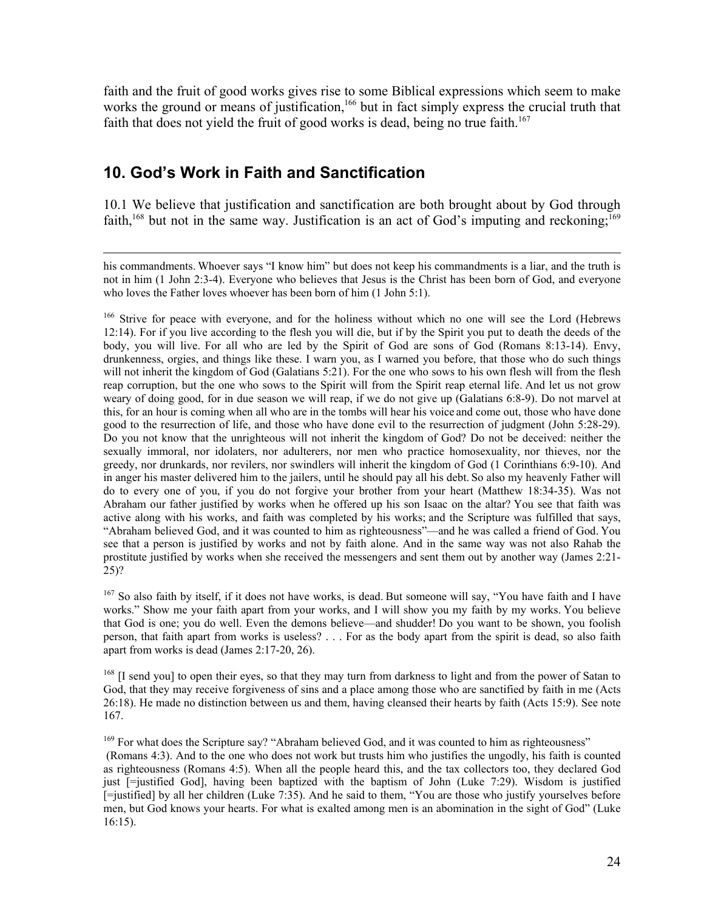faith and the fruit of good works gives rise to some Biblical expressions which seem to make works the ground or means of justification,[166] but in fact simply express the crucial truth that faith that does not yield the fruit of good works is dead, being no true faith.[167]

## 10. God's Work in Faith and Sanctification

10.1 We believe that justification and sanctification are both brought about by God through faith,[168] but not in the same way. Justification is an act of God's imputing and reckoning;[169]

---

his commandments. Whoever says "I know him" but does not keep his commandments is a liar, and the truth is not in him (1 John 2:3-4). Everyone who believes that Jesus is the Christ has been born of God, and everyone who loves the Father loves whoever has been born of him (1 John 5:1).

[166] Strive for peace with everyone, and for the holiness without which no one will see the Lord (Hebrews 12:14). For if you live according to the flesh you will die, but if by the Spirit you put to death the deeds of the body, you will live. For all who are led by the Spirit of God are sons of God (Romans 8:13-14). Envy, drunkenness, orgies, and things like these. I warn you, as I warned you before, that those who do such things will not inherit the kingdom of God (Galatians 5:21). For the one who sows to his own flesh will from the flesh reap corruption, but the one who sows to the Spirit will from the Spirit reap eternal life. And let us not grow weary of doing good, for in due season we will reap, if we do not give up (Galatians 6:8-9). Do not marvel at this, for an hour is coming when all who are in the tombs will hear his voice and come out, those who have done good to the resurrection of life, and those who have done evil to the resurrection of judgment (John 5:28-29). Do you not know that the unrighteous will not inherit the kingdom of God? Do not be deceived: neither the sexually immoral, nor idolaters, nor adulterers, nor men who practice homosexuality, nor thieves, nor the greedy, nor drunkards, nor revilers, nor swindlers will inherit the kingdom of God (1 Corinthians 6:9-10). And in anger his master delivered him to the jailers, until he should pay all his debt. So also my heavenly Father will do to every one of you, if you do not forgive your brother from your heart (Matthew 18:34-35). Was not Abraham our father justified by works when he offered up his son Isaac on the altar? You see that faith was active along with his works, and faith was completed by his works; and the Scripture was fulfilled that says, "Abraham believed God, and it was counted to him as righteousness"—and he was called a friend of God. You see that a person is justified by works and not by faith alone. And in the same way was not also Rahab the prostitute justified by works when she received the messengers and sent them out by another way (James 2:21-25)?

[167] So also faith by itself, if it does not have works, is dead. But someone will say, "You have faith and I have works." Show me your faith apart from your works, and I will show you my faith by my works. You believe that God is one; you do well. Even the demons believe—and shudder! Do you want to be shown, you foolish person, that faith apart from works is useless? . . . For as the body apart from the spirit is dead, so also faith apart from works is dead (James 2:17-20, 26).

[168] [I send you] to open their eyes, so that they may turn from darkness to light and from the power of Satan to God, that they may receive forgiveness of sins and a place among those who are sanctified by faith in me (Acts 26:18). He made no distinction between us and them, having cleansed their hearts by faith (Acts 15:9). See note 167.

[169] For what does the Scripture say? "Abraham believed God, and it was counted to him as righteousness" (Romans 4:3). And to the one who does not work but trusts him who justifies the ungodly, his faith is counted as righteousness (Romans 4:5). When all the people heard this, and the tax collectors too, they declared God just [=justified God], having been baptized with the baptism of John (Luke 7:29). Wisdom is justified [=justified] by all her children (Luke 7:35). And he said to them, "You are those who justify yourselves before men, but God knows your hearts. For what is exalted among men is an abomination in the sight of God" (Luke 16:15).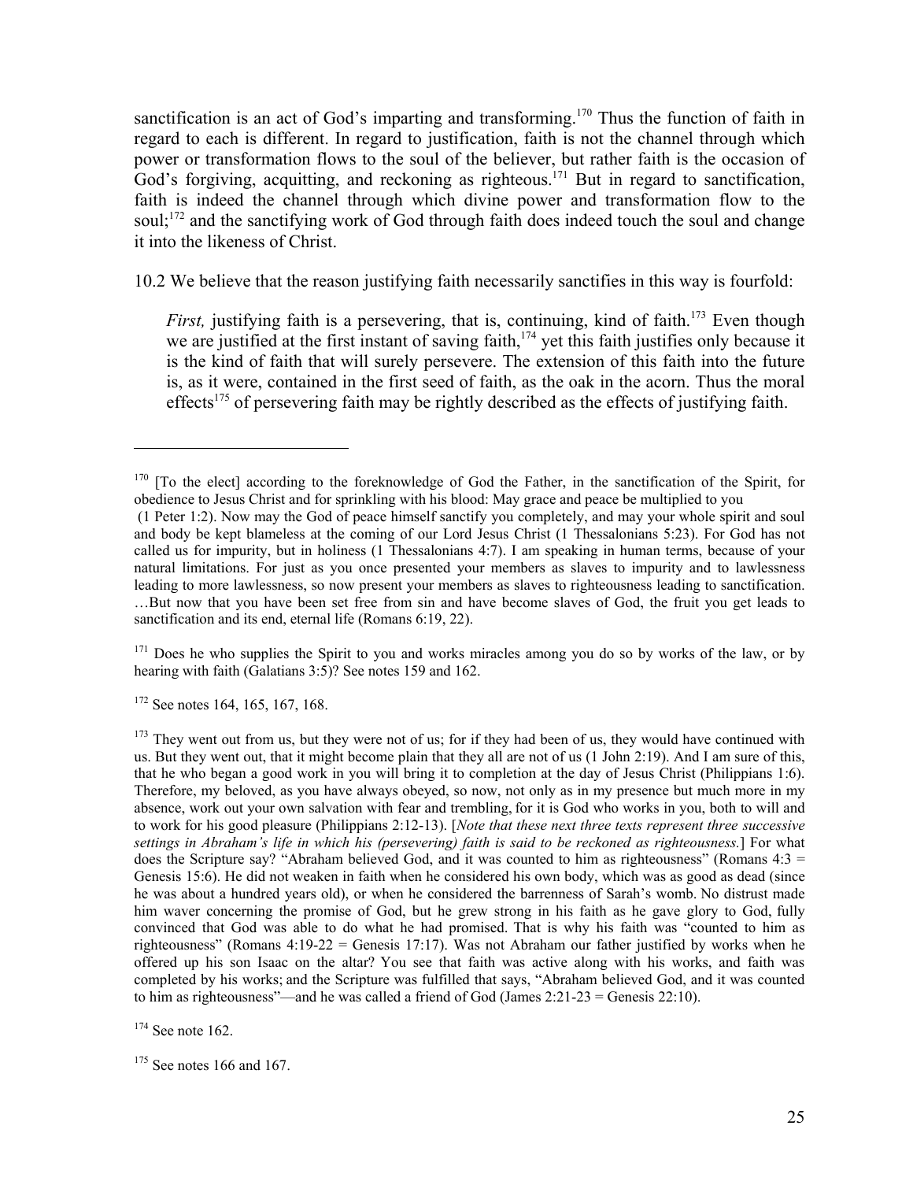sanctification is an act of God's imparting and transforming.[170] Thus the function of faith in regard to each is different. In regard to justification, faith is not the channel through which power or transformation flows to the soul of the believer, but rather faith is the occasion of God's forgiving, acquitting, and reckoning as righteous.[171] But in regard to sanctification, faith is indeed the channel through which divine power and transformation flow to the soul;[172] and the sanctifying work of God through faith does indeed touch the soul and change it into the likeness of Christ.

10.2 We believe that the reason justifying faith necessarily sanctifies in this way is fourfold:

> *First,* justifying faith is a persevering, that is, continuing, kind of faith.[173] Even though we are justified at the first instant of saving faith,[174] yet this faith justifies only because it is the kind of faith that will surely persevere. The extension of this faith into the future is, as it were, contained in the first seed of faith, as the oak in the acorn. Thus the moral effects[175] of persevering faith may be rightly described as the effects of justifying faith.

---

[170] [To the elect] according to the foreknowledge of God the Father, in the sanctification of the Spirit, for obedience to Jesus Christ and for sprinkling with his blood: May grace and peace be multiplied to you (1 Peter 1:2). Now may the God of peace himself sanctify you completely, and may your whole spirit and soul and body be kept blameless at the coming of our Lord Jesus Christ (1 Thessalonians 5:23). For God has not called us for impurity, but in holiness (1 Thessalonians 4:7). I am speaking in human terms, because of your natural limitations. For just as you once presented your members as slaves to impurity and to lawlessness leading to more lawlessness, so now present your members as slaves to righteousness leading to sanctification. …But now that you have been set free from sin and have become slaves of God, the fruit you get leads to sanctification and its end, eternal life (Romans 6:19, 22).

[171] Does he who supplies the Spirit to you and works miracles among you do so by works of the law, or by hearing with faith (Galatians 3:5)? See notes 159 and 162.

[172] See notes 164, 165, 167, 168.

[173] They went out from us, but they were not of us; for if they had been of us, they would have continued with us. But they went out, that it might become plain that they all are not of us (1 John 2:19). And I am sure of this, that he who began a good work in you will bring it to completion at the day of Jesus Christ (Philippians 1:6). Therefore, my beloved, as you have always obeyed, so now, not only as in my presence but much more in my absence, work out your own salvation with fear and trembling, for it is God who works in you, both to will and to work for his good pleasure (Philippians 2:12-13). [*Note that these next three texts represent three successive settings in Abraham's life in which his (persevering) faith is said to be reckoned as righteousness.*] For what does the Scripture say? "Abraham believed God, and it was counted to him as righteousness" (Romans 4:3 = Genesis 15:6). He did not weaken in faith when he considered his own body, which was as good as dead (since he was about a hundred years old), or when he considered the barrenness of Sarah's womb. No distrust made him waver concerning the promise of God, but he grew strong in his faith as he gave glory to God, fully convinced that God was able to do what he had promised. That is why his faith was "counted to him as righteousness" (Romans 4:19-22 = Genesis 17:17). Was not Abraham our father justified by works when he offered up his son Isaac on the altar? You see that faith was active along with his works, and faith was completed by his works; and the Scripture was fulfilled that says, "Abraham believed God, and it was counted to him as righteousness"—and he was called a friend of God (James 2:21-23 = Genesis 22:10).

[174] See note 162.

[175] See notes 166 and 167.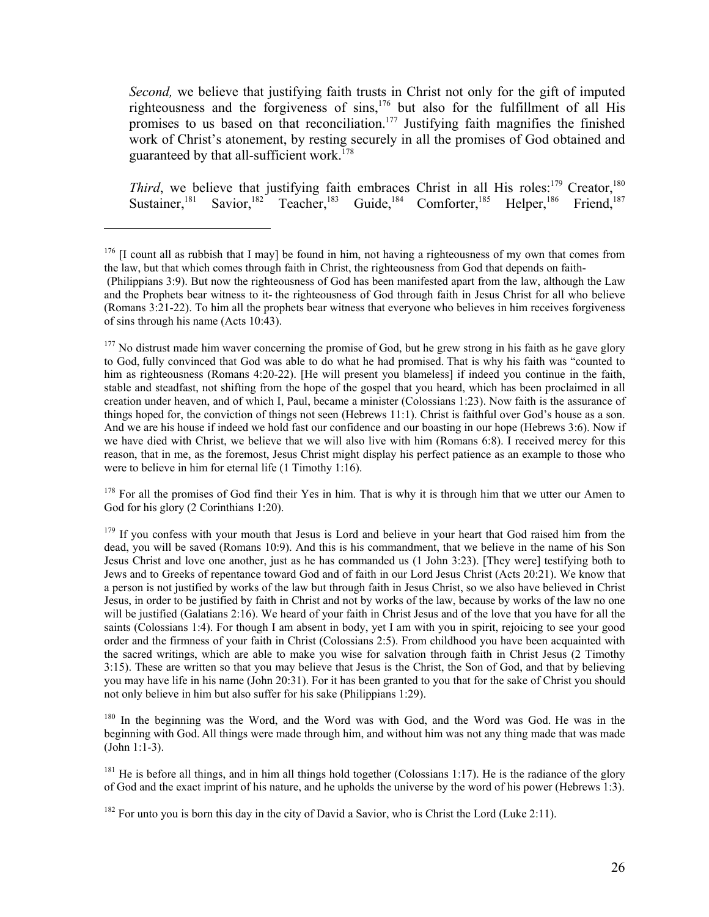*Second,* we believe that justifying faith trusts in Christ not only for the gift of imputed righteousness and the forgiveness of sins,[176] but also for the fulfillment of all His promises to us based on that reconciliation.[177] Justifying faith magnifies the finished work of Christ's atonement, by resting securely in all the promises of God obtained and guaranteed by that all-sufficient work.[178]

*Third*, we believe that justifying faith embraces Christ in all His roles:[179] Creator,[180] Sustainer,[181] Savior,[182] Teacher,[183] Guide,[184] Comforter,[185] Helper,[186] Friend,[187]

---

[176] [I count all as rubbish that I may] be found in him, not having a righteousness of my own that comes from the law, but that which comes through faith in Christ, the righteousness from God that depends on faith- (Philippians 3:9). But now the righteousness of God has been manifested apart from the law, although the Law and the Prophets bear witness to it- the righteousness of God through faith in Jesus Christ for all who believe (Romans 3:21-22). To him all the prophets bear witness that everyone who believes in him receives forgiveness of sins through his name (Acts 10:43).

[177] No distrust made him waver concerning the promise of God, but he grew strong in his faith as he gave glory to God, fully convinced that God was able to do what he had promised. That is why his faith was "counted to him as righteousness (Romans 4:20-22). [He will present you blameless] if indeed you continue in the faith, stable and steadfast, not shifting from the hope of the gospel that you heard, which has been proclaimed in all creation under heaven, and of which I, Paul, became a minister (Colossians 1:23). Now faith is the assurance of things hoped for, the conviction of things not seen (Hebrews 11:1). Christ is faithful over God's house as a son. And we are his house if indeed we hold fast our confidence and our boasting in our hope (Hebrews 3:6). Now if we have died with Christ, we believe that we will also live with him (Romans 6:8). I received mercy for this reason, that in me, as the foremost, Jesus Christ might display his perfect patience as an example to those who were to believe in him for eternal life (1 Timothy 1:16).

[178] For all the promises of God find their Yes in him. That is why it is through him that we utter our Amen to God for his glory (2 Corinthians 1:20).

[179] If you confess with your mouth that Jesus is Lord and believe in your heart that God raised him from the dead, you will be saved (Romans 10:9). And this is his commandment, that we believe in the name of his Son Jesus Christ and love one another, just as he has commanded us (1 John 3:23). [They were] testifying both to Jews and to Greeks of repentance toward God and of faith in our Lord Jesus Christ (Acts 20:21). We know that a person is not justified by works of the law but through faith in Jesus Christ, so we also have believed in Christ Jesus, in order to be justified by faith in Christ and not by works of the law, because by works of the law no one will be justified (Galatians 2:16). We heard of your faith in Christ Jesus and of the love that you have for all the saints (Colossians 1:4). For though I am absent in body, yet I am with you in spirit, rejoicing to see your good order and the firmness of your faith in Christ (Colossians 2:5). From childhood you have been acquainted with the sacred writings, which are able to make you wise for salvation through faith in Christ Jesus (2 Timothy 3:15). These are written so that you may believe that Jesus is the Christ, the Son of God, and that by believing you may have life in his name (John 20:31). For it has been granted to you that for the sake of Christ you should not only believe in him but also suffer for his sake (Philippians 1:29).

[180] In the beginning was the Word, and the Word was with God, and the Word was God. He was in the beginning with God. All things were made through him, and without him was not any thing made that was made (John 1:1-3).

[181] He is before all things, and in him all things hold together (Colossians 1:17). He is the radiance of the glory of God and the exact imprint of his nature, and he upholds the universe by the word of his power (Hebrews 1:3).

[182] For unto you is born this day in the city of David a Savior, who is Christ the Lord (Luke 2:11).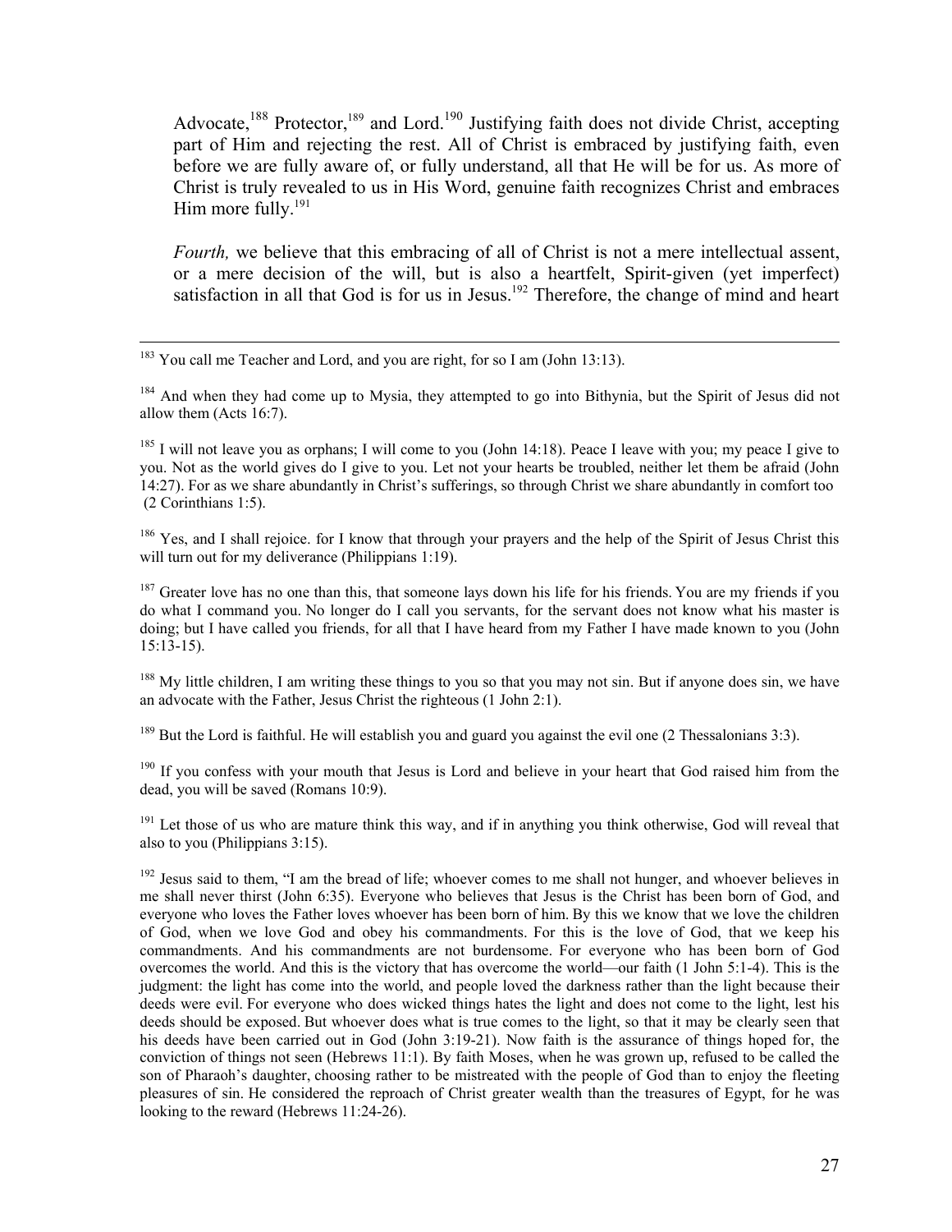Advocate,[188] Protector,[189] and Lord.[190] Justifying faith does not divide Christ, accepting part of Him and rejecting the rest. All of Christ is embraced by justifying faith, even before we are fully aware of, or fully understand, all that He will be for us. As more of Christ is truly revealed to us in His Word, genuine faith recognizes Christ and embraces Him more fully.[191]

*Fourth,* we believe that this embracing of all of Christ is not a mere intellectual assent, or a mere decision of the will, but is also a heartfelt, Spirit-given (yet imperfect) satisfaction in all that God is for us in Jesus.[192] Therefore, the change of mind and heart

---

[183] You call me Teacher and Lord, and you are right, for so I am (John 13:13).

[184] And when they had come up to Mysia, they attempted to go into Bithynia, but the Spirit of Jesus did not allow them (Acts 16:7).

[185] I will not leave you as orphans; I will come to you (John 14:18). Peace I leave with you; my peace I give to you. Not as the world gives do I give to you. Let not your hearts be troubled, neither let them be afraid (John 14:27). For as we share abundantly in Christ's sufferings, so through Christ we share abundantly in comfort too (2 Corinthians 1:5).

[186] Yes, and I shall rejoice. for I know that through your prayers and the help of the Spirit of Jesus Christ this will turn out for my deliverance (Philippians 1:19).

[187] Greater love has no one than this, that someone lays down his life for his friends. You are my friends if you do what I command you. No longer do I call you servants, for the servant does not know what his master is doing; but I have called you friends, for all that I have heard from my Father I have made known to you (John 15:13-15).

[188] My little children, I am writing these things to you so that you may not sin. But if anyone does sin, we have an advocate with the Father, Jesus Christ the righteous (1 John 2:1).

[189] But the Lord is faithful. He will establish you and guard you against the evil one (2 Thessalonians 3:3).

[190] If you confess with your mouth that Jesus is Lord and believe in your heart that God raised him from the dead, you will be saved (Romans 10:9).

[191] Let those of us who are mature think this way, and if in anything you think otherwise, God will reveal that also to you (Philippians 3:15).

[192] Jesus said to them, "I am the bread of life; whoever comes to me shall not hunger, and whoever believes in me shall never thirst (John 6:35). Everyone who believes that Jesus is the Christ has been born of God, and everyone who loves the Father loves whoever has been born of him. By this we know that we love the children of God, when we love God and obey his commandments. For this is the love of God, that we keep his commandments. And his commandments are not burdensome. For everyone who has been born of God overcomes the world. And this is the victory that has overcome the world—our faith (1 John 5:1-4). This is the judgment: the light has come into the world, and people loved the darkness rather than the light because their deeds were evil. For everyone who does wicked things hates the light and does not come to the light, lest his deeds should be exposed. But whoever does what is true comes to the light, so that it may be clearly seen that his deeds have been carried out in God (John 3:19-21). Now faith is the assurance of things hoped for, the conviction of things not seen (Hebrews 11:1). By faith Moses, when he was grown up, refused to be called the son of Pharaoh's daughter, choosing rather to be mistreated with the people of God than to enjoy the fleeting pleasures of sin. He considered the reproach of Christ greater wealth than the treasures of Egypt, for he was looking to the reward (Hebrews 11:24-26).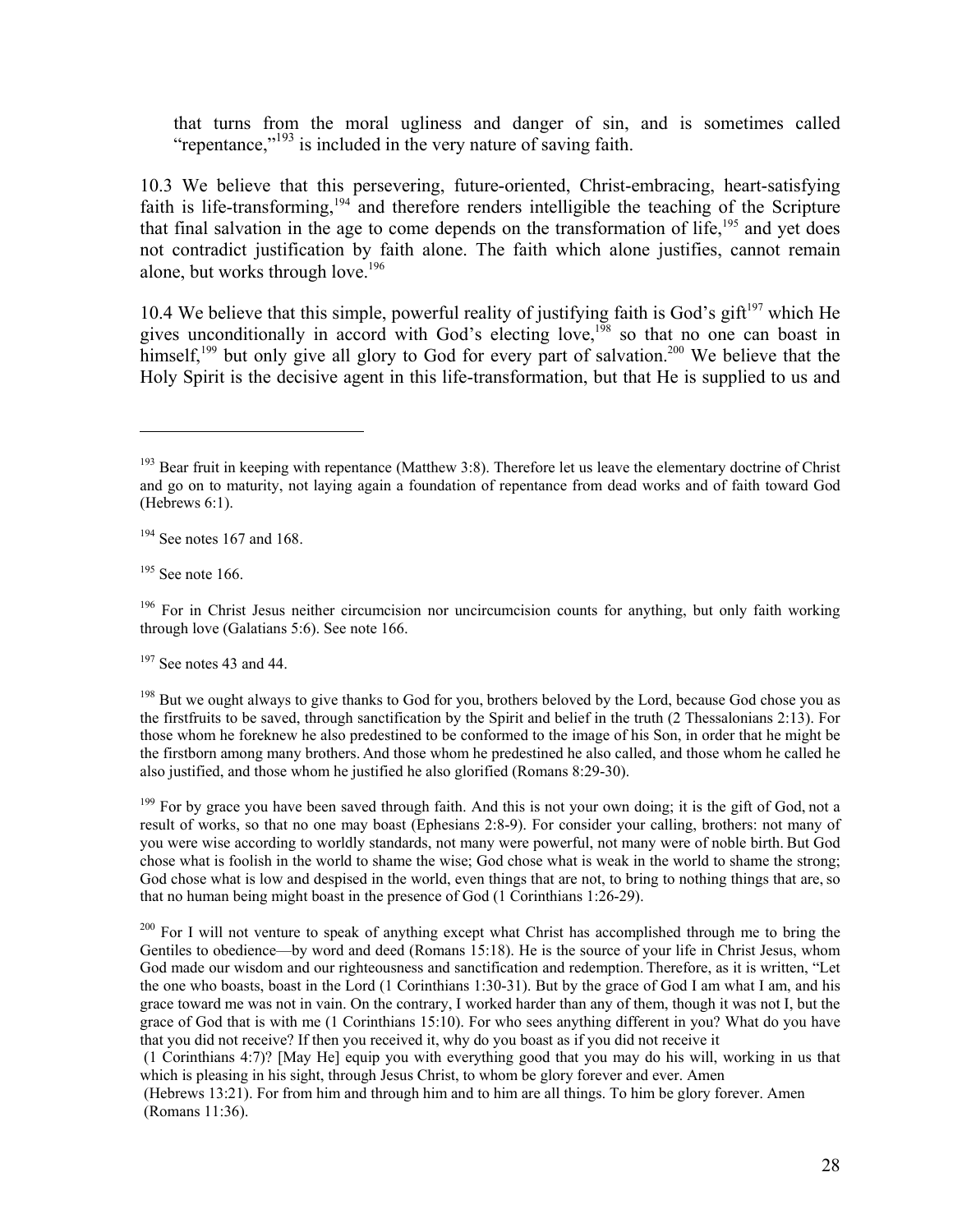that turns from the moral ugliness and danger of sin, and is sometimes called "repentance,"[193] is included in the very nature of saving faith.

10.3 We believe that this persevering, future-oriented, Christ-embracing, heart-satisfying faith is life-transforming,[194] and therefore renders intelligible the teaching of the Scripture that final salvation in the age to come depends on the transformation of life,[195] and yet does not contradict justification by faith alone. The faith which alone justifies, cannot remain alone, but works through love.[196]

10.4 We believe that this simple, powerful reality of justifying faith is God's gift[197] which He gives unconditionally in accord with God's electing love,[198] so that no one can boast in himself,[199] but only give all glory to God for every part of salvation.[200] We believe that the Holy Spirit is the decisive agent in this life-transformation, but that He is supplied to us and

---

[193] Bear fruit in keeping with repentance (Matthew 3:8). Therefore let us leave the elementary doctrine of Christ and go on to maturity, not laying again a foundation of repentance from dead works and of faith toward God (Hebrews 6:1).

[194] See notes 167 and 168.

[195] See note 166.

[196] For in Christ Jesus neither circumcision nor uncircumcision counts for anything, but only faith working through love (Galatians 5:6). See note 166.

[197] See notes 43 and 44.

[198] But we ought always to give thanks to God for you, brothers beloved by the Lord, because God chose you as the firstfruits to be saved, through sanctification by the Spirit and belief in the truth (2 Thessalonians 2:13). For those whom he foreknew he also predestined to be conformed to the image of his Son, in order that he might be the firstborn among many brothers. And those whom he predestined he also called, and those whom he called he also justified, and those whom he justified he also glorified (Romans 8:29-30).

[199] For by grace you have been saved through faith. And this is not your own doing; it is the gift of God, not a result of works, so that no one may boast (Ephesians 2:8-9). For consider your calling, brothers: not many of you were wise according to worldly standards, not many were powerful, not many were of noble birth. But God chose what is foolish in the world to shame the wise; God chose what is weak in the world to shame the strong; God chose what is low and despised in the world, even things that are not, to bring to nothing things that are, so that no human being might boast in the presence of God (1 Corinthians 1:26-29).

[200] For I will not venture to speak of anything except what Christ has accomplished through me to bring the Gentiles to obedience—by word and deed (Romans 15:18). He is the source of your life in Christ Jesus, whom God made our wisdom and our righteousness and sanctification and redemption. Therefore, as it is written, "Let the one who boasts, boast in the Lord (1 Corinthians 1:30-31). But by the grace of God I am what I am, and his grace toward me was not in vain. On the contrary, I worked harder than any of them, though it was not I, but the grace of God that is with me (1 Corinthians 15:10). For who sees anything different in you? What do you have that you did not receive? If then you received it, why do you boast as if you did not receive it (1 Corinthians 4:7)? [May He] equip you with everything good that you may do his will, working in us that which is pleasing in his sight, through Jesus Christ, to whom be glory forever and ever. Amen (Hebrews 13:21). For from him and through him and to him are all things. To him be glory forever. Amen (Romans 11:36).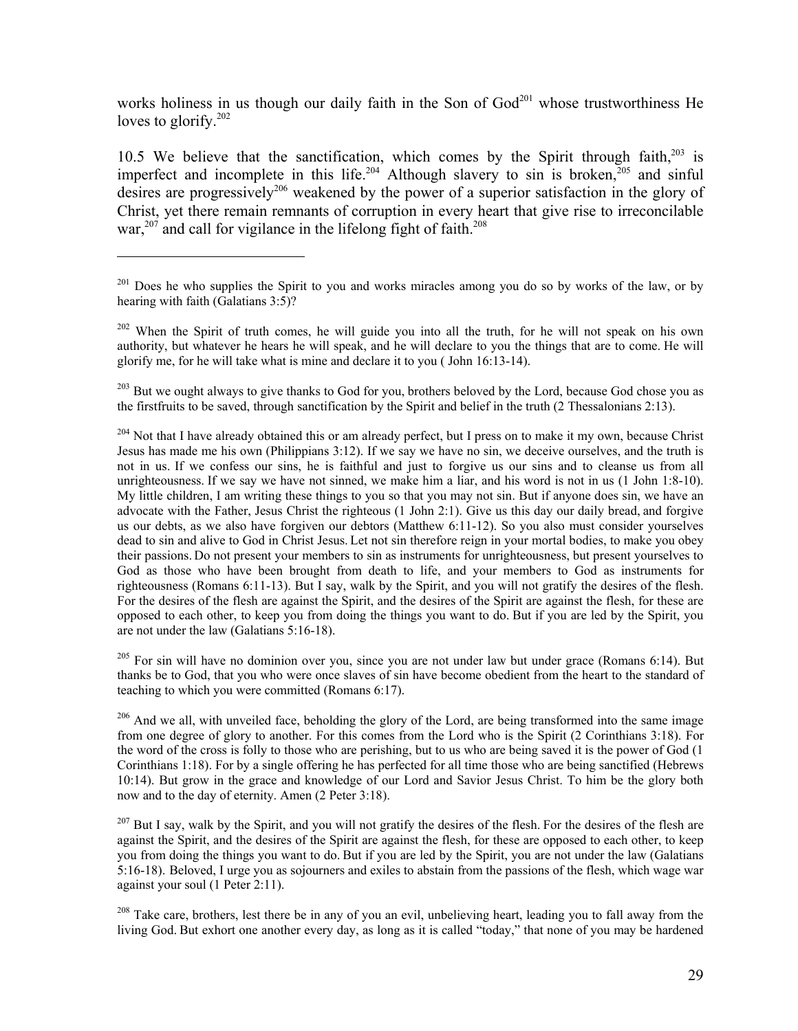works holiness in us though our daily faith in the Son of God[201] whose trustworthiness He loves to glorify.[202]

10.5 We believe that the sanctification, which comes by the Spirit through faith,[203] is imperfect and incomplete in this life.[204] Although slavery to sin is broken,[205] and sinful desires are progressively[206] weakened by the power of a superior satisfaction in the glory of Christ, yet there remain remnants of corruption in every heart that give rise to irreconcilable war,[207] and call for vigilance in the lifelong fight of faith.[208]

---

[201] Does he who supplies the Spirit to you and works miracles among you do so by works of the law, or by hearing with faith (Galatians 3:5)?

[202] When the Spirit of truth comes, he will guide you into all the truth, for he will not speak on his own authority, but whatever he hears he will speak, and he will declare to you the things that are to come. He will glorify me, for he will take what is mine and declare it to you ( John 16:13-14).

[203] But we ought always to give thanks to God for you, brothers beloved by the Lord, because God chose you as the firstfruits to be saved, through sanctification by the Spirit and belief in the truth (2 Thessalonians 2:13).

[204] Not that I have already obtained this or am already perfect, but I press on to make it my own, because Christ Jesus has made me his own (Philippians 3:12). If we say we have no sin, we deceive ourselves, and the truth is not in us. If we confess our sins, he is faithful and just to forgive us our sins and to cleanse us from all unrighteousness. If we say we have not sinned, we make him a liar, and his word is not in us (1 John 1:8-10). My little children, I am writing these things to you so that you may not sin. But if anyone does sin, we have an advocate with the Father, Jesus Christ the righteous (1 John 2:1). Give us this day our daily bread, and forgive us our debts, as we also have forgiven our debtors (Matthew 6:11-12). So you also must consider yourselves dead to sin and alive to God in Christ Jesus. Let not sin therefore reign in your mortal bodies, to make you obey their passions. Do not present your members to sin as instruments for unrighteousness, but present yourselves to God as those who have been brought from death to life, and your members to God as instruments for righteousness (Romans 6:11-13). But I say, walk by the Spirit, and you will not gratify the desires of the flesh. For the desires of the flesh are against the Spirit, and the desires of the Spirit are against the flesh, for these are opposed to each other, to keep you from doing the things you want to do. But if you are led by the Spirit, you are not under the law (Galatians 5:16-18).

[205] For sin will have no dominion over you, since you are not under law but under grace (Romans 6:14). But thanks be to God, that you who were once slaves of sin have become obedient from the heart to the standard of teaching to which you were committed (Romans 6:17).

[206] And we all, with unveiled face, beholding the glory of the Lord, are being transformed into the same image from one degree of glory to another. For this comes from the Lord who is the Spirit (2 Corinthians 3:18). For the word of the cross is folly to those who are perishing, but to us who are being saved it is the power of God (1 Corinthians 1:18). For by a single offering he has perfected for all time those who are being sanctified (Hebrews 10:14). But grow in the grace and knowledge of our Lord and Savior Jesus Christ. To him be the glory both now and to the day of eternity. Amen (2 Peter 3:18).

[207] But I say, walk by the Spirit, and you will not gratify the desires of the flesh. For the desires of the flesh are against the Spirit, and the desires of the Spirit are against the flesh, for these are opposed to each other, to keep you from doing the things you want to do. But if you are led by the Spirit, you are not under the law (Galatians 5:16-18). Beloved, I urge you as sojourners and exiles to abstain from the passions of the flesh, which wage war against your soul (1 Peter 2:11).

[208] Take care, brothers, lest there be in any of you an evil, unbelieving heart, leading you to fall away from the living God. But exhort one another every day, as long as it is called "today," that none of you may be hardened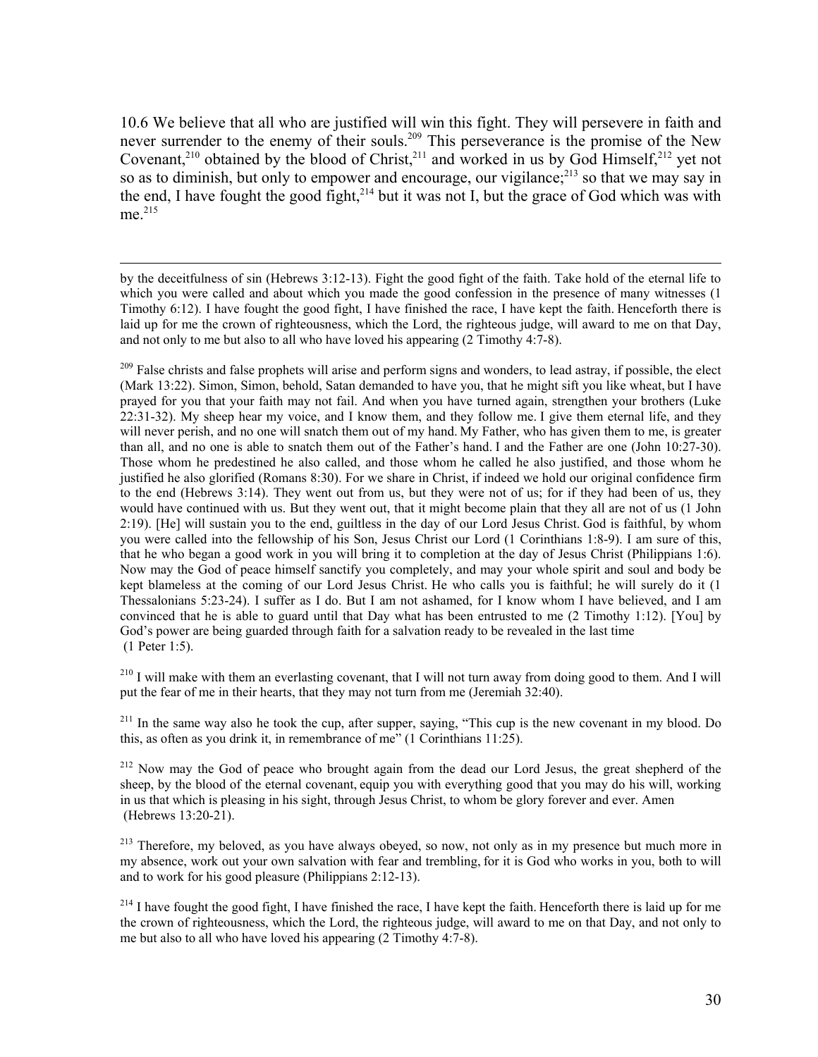10.6 We believe that all who are justified will win this fight. They will persevere in faith and never surrender to the enemy of their souls.[209] This perseverance is the promise of the New Covenant,[210] obtained by the blood of Christ,[211] and worked in us by God Himself,[212] yet not so as to diminish, but only to empower and encourage, our vigilance;[213] so that we may say in the end, I have fought the good fight,[214] but it was not I, but the grace of God which was with me.[215]

---

by the deceitfulness of sin (Hebrews 3:12-13). Fight the good fight of the faith. Take hold of the eternal life to which you were called and about which you made the good confession in the presence of many witnesses (1 Timothy 6:12). I have fought the good fight, I have finished the race, I have kept the faith. Henceforth there is laid up for me the crown of righteousness, which the Lord, the righteous judge, will award to me on that Day, and not only to me but also to all who have loved his appearing (2 Timothy 4:7-8).

[209] False christs and false prophets will arise and perform signs and wonders, to lead astray, if possible, the elect (Mark 13:22). Simon, Simon, behold, Satan demanded to have you, that he might sift you like wheat, but I have prayed for you that your faith may not fail. And when you have turned again, strengthen your brothers (Luke 22:31-32). My sheep hear my voice, and I know them, and they follow me. I give them eternal life, and they will never perish, and no one will snatch them out of my hand. My Father, who has given them to me, is greater than all, and no one is able to snatch them out of the Father's hand. I and the Father are one (John 10:27-30). Those whom he predestined he also called, and those whom he called he also justified, and those whom he justified he also glorified (Romans 8:30). For we share in Christ, if indeed we hold our original confidence firm to the end (Hebrews 3:14). They went out from us, but they were not of us; for if they had been of us, they would have continued with us. But they went out, that it might become plain that they all are not of us (1 John 2:19). [He] will sustain you to the end, guiltless in the day of our Lord Jesus Christ. God is faithful, by whom you were called into the fellowship of his Son, Jesus Christ our Lord (1 Corinthians 1:8-9). I am sure of this, that he who began a good work in you will bring it to completion at the day of Jesus Christ (Philippians 1:6). Now may the God of peace himself sanctify you completely, and may your whole spirit and soul and body be kept blameless at the coming of our Lord Jesus Christ. He who calls you is faithful; he will surely do it (1 Thessalonians 5:23-24). I suffer as I do. But I am not ashamed, for I know whom I have believed, and I am convinced that he is able to guard until that Day what has been entrusted to me (2 Timothy 1:12). [You] by God's power are being guarded through faith for a salvation ready to be revealed in the last time (1 Peter 1:5).

[210] I will make with them an everlasting covenant, that I will not turn away from doing good to them. And I will put the fear of me in their hearts, that they may not turn from me (Jeremiah 32:40).

[211] In the same way also he took the cup, after supper, saying, "This cup is the new covenant in my blood. Do this, as often as you drink it, in remembrance of me" (1 Corinthians 11:25).

[212] Now may the God of peace who brought again from the dead our Lord Jesus, the great shepherd of the sheep, by the blood of the eternal covenant, equip you with everything good that you may do his will, working in us that which is pleasing in his sight, through Jesus Christ, to whom be glory forever and ever. Amen (Hebrews 13:20-21).

[213] Therefore, my beloved, as you have always obeyed, so now, not only as in my presence but much more in my absence, work out your own salvation with fear and trembling, for it is God who works in you, both to will and to work for his good pleasure (Philippians 2:12-13).

[214] I have fought the good fight, I have finished the race, I have kept the faith. Henceforth there is laid up for me the crown of righteousness, which the Lord, the righteous judge, will award to me on that Day, and not only to me but also to all who have loved his appearing (2 Timothy 4:7-8).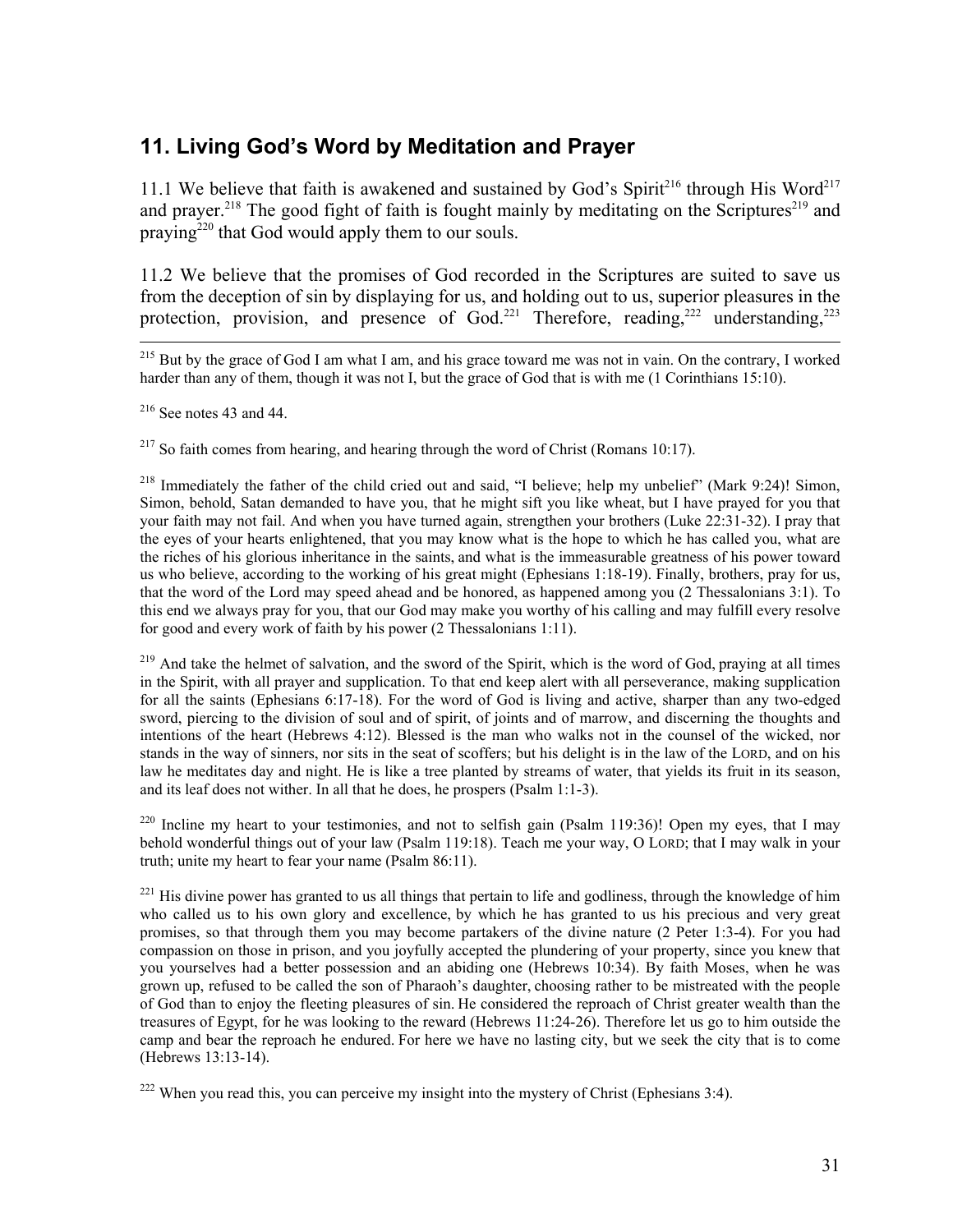## 11. Living God's Word by Meditation and Prayer

11.1 We believe that faith is awakened and sustained by God's Spirit[216] through His Word[217] and prayer.[218] The good fight of faith is fought mainly by meditating on the Scriptures[219] and praying[220] that God would apply them to our souls.

11.2 We believe that the promises of God recorded in the Scriptures are suited to save us from the deception of sin by displaying for us, and holding out to us, superior pleasures in the protection, provision, and presence of God.[221] Therefore, reading,[222] understanding,[223]

---

[215] But by the grace of God I am what I am, and his grace toward me was not in vain. On the contrary, I worked harder than any of them, though it was not I, but the grace of God that is with me (1 Corinthians 15:10).

[216] See notes 43 and 44.

[217] So faith comes from hearing, and hearing through the word of Christ (Romans 10:17).

[218] Immediately the father of the child cried out and said, "I believe; help my unbelief" (Mark 9:24)! Simon, Simon, behold, Satan demanded to have you, that he might sift you like wheat, but I have prayed for you that your faith may not fail. And when you have turned again, strengthen your brothers (Luke 22:31-32). I pray that the eyes of your hearts enlightened, that you may know what is the hope to which he has called you, what are the riches of his glorious inheritance in the saints, and what is the immeasurable greatness of his power toward us who believe, according to the working of his great might (Ephesians 1:18-19). Finally, brothers, pray for us, that the word of the Lord may speed ahead and be honored, as happened among you (2 Thessalonians 3:1). To this end we always pray for you, that our God may make you worthy of his calling and may fulfill every resolve for good and every work of faith by his power (2 Thessalonians 1:11).

[219] And take the helmet of salvation, and the sword of the Spirit, which is the word of God, praying at all times in the Spirit, with all prayer and supplication. To that end keep alert with all perseverance, making supplication for all the saints (Ephesians 6:17-18). For the word of God is living and active, sharper than any two-edged sword, piercing to the division of soul and of spirit, of joints and of marrow, and discerning the thoughts and intentions of the heart (Hebrews 4:12). Blessed is the man who walks not in the counsel of the wicked, nor stands in the way of sinners, nor sits in the seat of scoffers; but his delight is in the law of the LORD, and on his law he meditates day and night. He is like a tree planted by streams of water, that yields its fruit in its season, and its leaf does not wither. In all that he does, he prospers (Psalm 1:1-3).

[220] Incline my heart to your testimonies, and not to selfish gain (Psalm 119:36)! Open my eyes, that I may behold wonderful things out of your law (Psalm 119:18). Teach me your way, O LORD; that I may walk in your truth; unite my heart to fear your name (Psalm 86:11).

[221] His divine power has granted to us all things that pertain to life and godliness, through the knowledge of him who called us to his own glory and excellence, by which he has granted to us his precious and very great promises, so that through them you may become partakers of the divine nature (2 Peter 1:3-4). For you had compassion on those in prison, and you joyfully accepted the plundering of your property, since you knew that you yourselves had a better possession and an abiding one (Hebrews 10:34). By faith Moses, when he was grown up, refused to be called the son of Pharaoh's daughter, choosing rather to be mistreated with the people of God than to enjoy the fleeting pleasures of sin. He considered the reproach of Christ greater wealth than the treasures of Egypt, for he was looking to the reward (Hebrews 11:24-26). Therefore let us go to him outside the camp and bear the reproach he endured. For here we have no lasting city, but we seek the city that is to come (Hebrews 13:13-14).

[222] When you read this, you can perceive my insight into the mystery of Christ (Ephesians 3:4).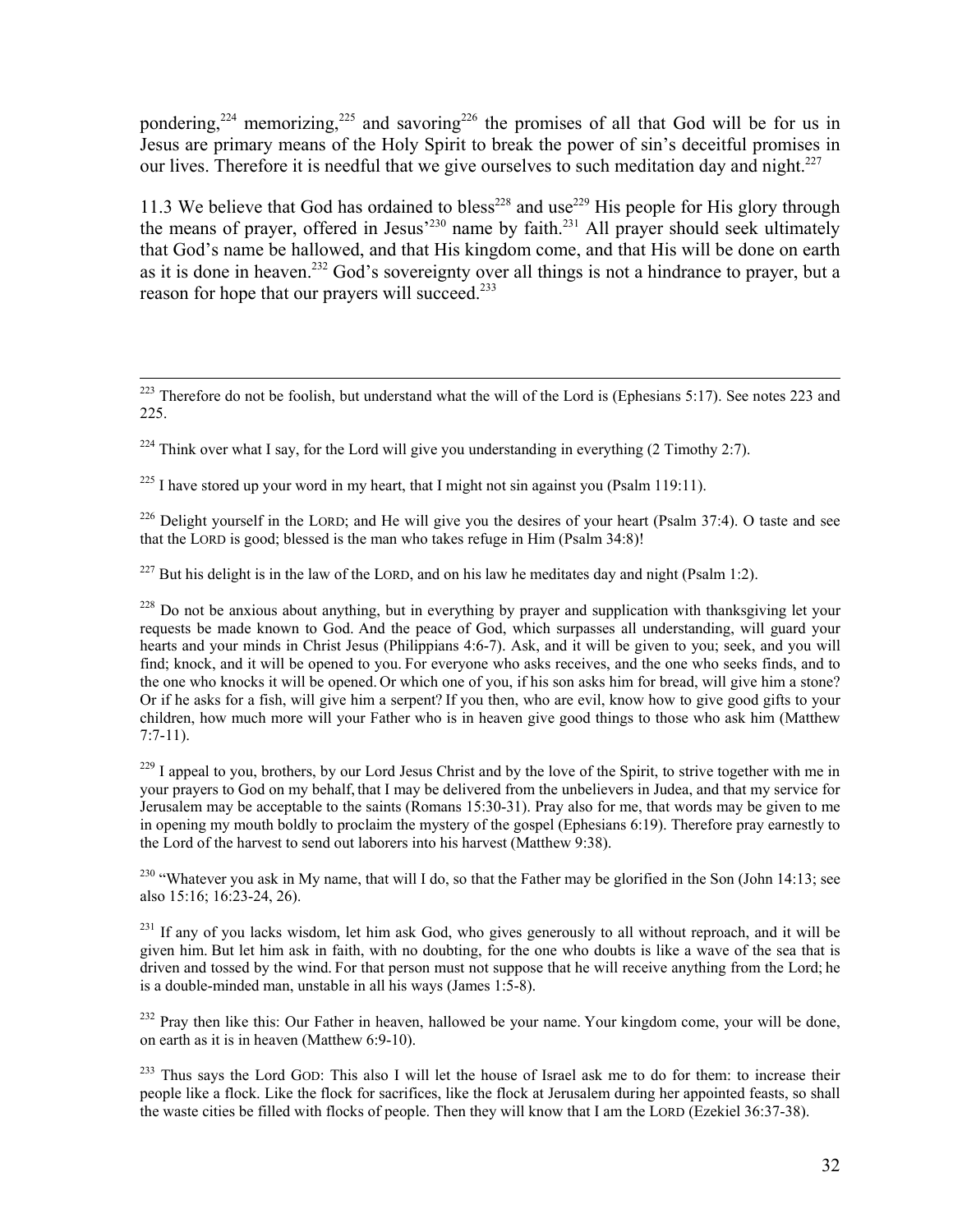pondering,[224] memorizing,[225] and savoring[226] the promises of all that God will be for us in Jesus are primary means of the Holy Spirit to break the power of sin's deceitful promises in our lives. Therefore it is needful that we give ourselves to such meditation day and night.[227]

11.3 We believe that God has ordained to bless[228] and use[229] His people for His glory through the means of prayer, offered in Jesus'[230] name by faith.[231] All prayer should seek ultimately that God's name be hallowed, and that His kingdom come, and that His will be done on earth as it is done in heaven.[232] God's sovereignty over all things is not a hindrance to prayer, but a reason for hope that our prayers will succeed.[233]

---

[223] Therefore do not be foolish, but understand what the will of the Lord is (Ephesians 5:17). See notes 223 and 225.

[224] Think over what I say, for the Lord will give you understanding in everything (2 Timothy 2:7).

[225] I have stored up your word in my heart, that I might not sin against you (Psalm 119:11).

[226] Delight yourself in the LORD; and He will give you the desires of your heart (Psalm 37:4). O taste and see that the LORD is good; blessed is the man who takes refuge in Him (Psalm 34:8)!

[227] But his delight is in the law of the LORD, and on his law he meditates day and night (Psalm 1:2).

[228] Do not be anxious about anything, but in everything by prayer and supplication with thanksgiving let your requests be made known to God. And the peace of God, which surpasses all understanding, will guard your hearts and your minds in Christ Jesus (Philippians 4:6-7). Ask, and it will be given to you; seek, and you will find; knock, and it will be opened to you. For everyone who asks receives, and the one who seeks finds, and to the one who knocks it will be opened. Or which one of you, if his son asks him for bread, will give him a stone? Or if he asks for a fish, will give him a serpent? If you then, who are evil, know how to give good gifts to your children, how much more will your Father who is in heaven give good things to those who ask him (Matthew 7:7-11).

[229] I appeal to you, brothers, by our Lord Jesus Christ and by the love of the Spirit, to strive together with me in your prayers to God on my behalf, that I may be delivered from the unbelievers in Judea, and that my service for Jerusalem may be acceptable to the saints (Romans 15:30-31). Pray also for me, that words may be given to me in opening my mouth boldly to proclaim the mystery of the gospel (Ephesians 6:19). Therefore pray earnestly to the Lord of the harvest to send out laborers into his harvest (Matthew 9:38).

[230] "Whatever you ask in My name, that will I do, so that the Father may be glorified in the Son (John 14:13; see also 15:16; 16:23-24, 26).

[231] If any of you lacks wisdom, let him ask God, who gives generously to all without reproach, and it will be given him. But let him ask in faith, with no doubting, for the one who doubts is like a wave of the sea that is driven and tossed by the wind. For that person must not suppose that he will receive anything from the Lord; he is a double-minded man, unstable in all his ways (James 1:5-8).

[232] Pray then like this: Our Father in heaven, hallowed be your name. Your kingdom come, your will be done, on earth as it is in heaven (Matthew 6:9-10).

[233] Thus says the Lord GOD: This also I will let the house of Israel ask me to do for them: to increase their people like a flock. Like the flock for sacrifices, like the flock at Jerusalem during her appointed feasts, so shall the waste cities be filled with flocks of people. Then they will know that I am the LORD (Ezekiel 36:37-38).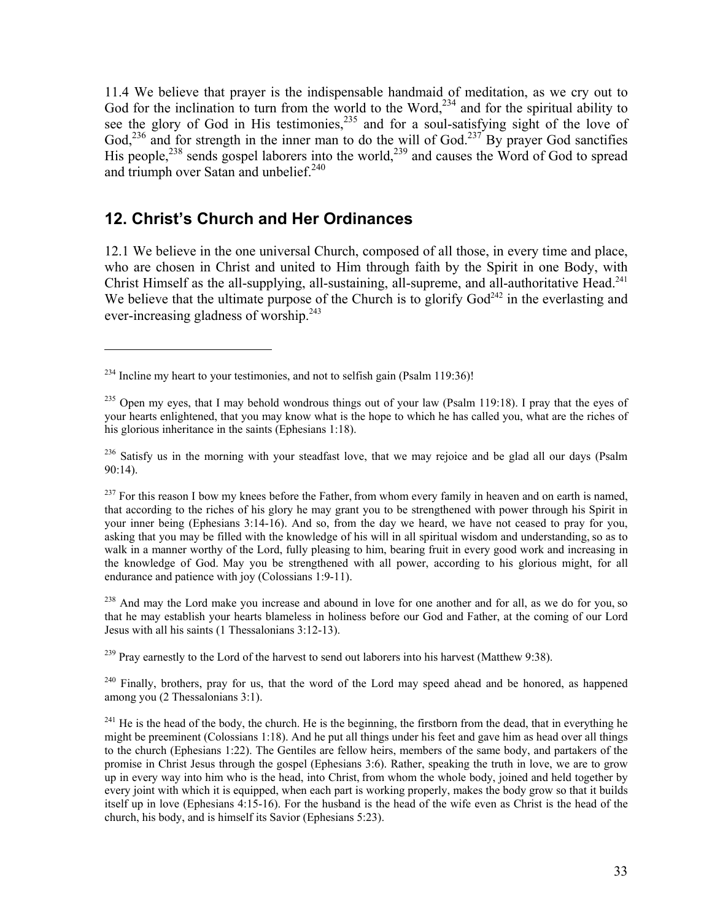11.4 We believe that prayer is the indispensable handmaid of meditation, as we cry out to God for the inclination to turn from the world to the Word,[234] and for the spiritual ability to see the glory of God in His testimonies,[235] and for a soul-satisfying sight of the love of God,[236] and for strength in the inner man to do the will of God.[237] By prayer God sanctifies His people,[238] sends gospel laborers into the world,[239] and causes the Word of God to spread and triumph over Satan and unbelief.[240]

## 12. Christ's Church and Her Ordinances

12.1 We believe in the one universal Church, composed of all those, in every time and place, who are chosen in Christ and united to Him through faith by the Spirit in one Body, with Christ Himself as the all-supplying, all-sustaining, all-supreme, and all-authoritative Head.[241] We believe that the ultimate purpose of the Church is to glorify God[242] in the everlasting and ever-increasing gladness of worship.[243]

---

[234] Incline my heart to your testimonies, and not to selfish gain (Psalm 119:36)!

[235] Open my eyes, that I may behold wondrous things out of your law (Psalm 119:18). I pray that the eyes of your hearts enlightened, that you may know what is the hope to which he has called you, what are the riches of his glorious inheritance in the saints (Ephesians 1:18).

[236] Satisfy us in the morning with your steadfast love, that we may rejoice and be glad all our days (Psalm 90:14).

[237] For this reason I bow my knees before the Father, from whom every family in heaven and on earth is named, that according to the riches of his glory he may grant you to be strengthened with power through his Spirit in your inner being (Ephesians 3:14-16). And so, from the day we heard, we have not ceased to pray for you, asking that you may be filled with the knowledge of his will in all spiritual wisdom and understanding, so as to walk in a manner worthy of the Lord, fully pleasing to him, bearing fruit in every good work and increasing in the knowledge of God. May you be strengthened with all power, according to his glorious might, for all endurance and patience with joy (Colossians 1:9-11).

[238] And may the Lord make you increase and abound in love for one another and for all, as we do for you, so that he may establish your hearts blameless in holiness before our God and Father, at the coming of our Lord Jesus with all his saints (1 Thessalonians 3:12-13).

[239] Pray earnestly to the Lord of the harvest to send out laborers into his harvest (Matthew 9:38).

[240] Finally, brothers, pray for us, that the word of the Lord may speed ahead and be honored, as happened among you (2 Thessalonians 3:1).

[241] He is the head of the body, the church. He is the beginning, the firstborn from the dead, that in everything he might be preeminent (Colossians 1:18). And he put all things under his feet and gave him as head over all things to the church (Ephesians 1:22). The Gentiles are fellow heirs, members of the same body, and partakers of the promise in Christ Jesus through the gospel (Ephesians 3:6). Rather, speaking the truth in love, we are to grow up in every way into him who is the head, into Christ, from whom the whole body, joined and held together by every joint with which it is equipped, when each part is working properly, makes the body grow so that it builds itself up in love (Ephesians 4:15-16). For the husband is the head of the wife even as Christ is the head of the church, his body, and is himself its Savior (Ephesians 5:23).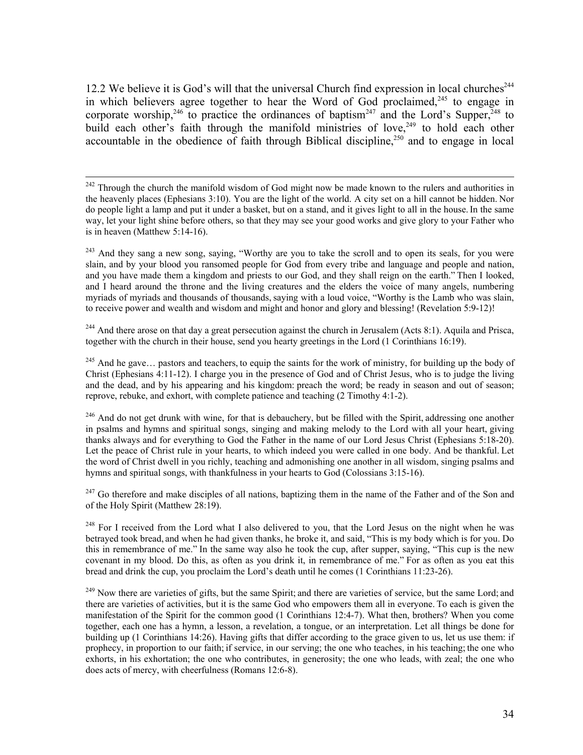12.2 We believe it is God's will that the universal Church find expression in local churches[244] in which believers agree together to hear the Word of God proclaimed,[245] to engage in corporate worship,[246] to practice the ordinances of baptism[247] and the Lord's Supper,[248] to build each other's faith through the manifold ministries of love,[249] to hold each other accountable in the obedience of faith through Biblical discipline,[250] and to engage in local

---

[242] Through the church the manifold wisdom of God might now be made known to the rulers and authorities in the heavenly places (Ephesians 3:10). You are the light of the world. A city set on a hill cannot be hidden. Nor do people light a lamp and put it under a basket, but on a stand, and it gives light to all in the house. In the same way, let your light shine before others, so that they may see your good works and give glory to your Father who is in heaven (Matthew 5:14-16).

[243] And they sang a new song, saying, "Worthy are you to take the scroll and to open its seals, for you were slain, and by your blood you ransomed people for God from every tribe and language and people and nation, and you have made them a kingdom and priests to our God, and they shall reign on the earth." Then I looked, and I heard around the throne and the living creatures and the elders the voice of many angels, numbering myriads of myriads and thousands of thousands, saying with a loud voice, "Worthy is the Lamb who was slain, to receive power and wealth and wisdom and might and honor and glory and blessing! (Revelation 5:9-12)!

[244] And there arose on that day a great persecution against the church in Jerusalem (Acts 8:1). Aquila and Prisca, together with the church in their house, send you hearty greetings in the Lord (1 Corinthians 16:19).

[245] And he gave… pastors and teachers, to equip the saints for the work of ministry, for building up the body of Christ (Ephesians 4:11-12). I charge you in the presence of God and of Christ Jesus, who is to judge the living and the dead, and by his appearing and his kingdom: preach the word; be ready in season and out of season; reprove, rebuke, and exhort, with complete patience and teaching (2 Timothy 4:1-2).

[246] And do not get drunk with wine, for that is debauchery, but be filled with the Spirit, addressing one another in psalms and hymns and spiritual songs, singing and making melody to the Lord with all your heart, giving thanks always and for everything to God the Father in the name of our Lord Jesus Christ (Ephesians 5:18-20). Let the peace of Christ rule in your hearts, to which indeed you were called in one body. And be thankful. Let the word of Christ dwell in you richly, teaching and admonishing one another in all wisdom, singing psalms and hymns and spiritual songs, with thankfulness in your hearts to God (Colossians 3:15-16).

[247] Go therefore and make disciples of all nations, baptizing them in the name of the Father and of the Son and of the Holy Spirit (Matthew 28:19).

[248] For I received from the Lord what I also delivered to you, that the Lord Jesus on the night when he was betrayed took bread, and when he had given thanks, he broke it, and said, "This is my body which is for you. Do this in remembrance of me." In the same way also he took the cup, after supper, saying, "This cup is the new covenant in my blood. Do this, as often as you drink it, in remembrance of me." For as often as you eat this bread and drink the cup, you proclaim the Lord's death until he comes (1 Corinthians 11:23-26).

[249] Now there are varieties of gifts, but the same Spirit; and there are varieties of service, but the same Lord; and there are varieties of activities, but it is the same God who empowers them all in everyone. To each is given the manifestation of the Spirit for the common good (1 Corinthians 12:4-7). What then, brothers? When you come together, each one has a hymn, a lesson, a revelation, a tongue, or an interpretation. Let all things be done for building up (1 Corinthians 14:26). Having gifts that differ according to the grace given to us, let us use them: if prophecy, in proportion to our faith; if service, in our serving; the one who teaches, in his teaching; the one who exhorts, in his exhortation; the one who contributes, in generosity; the one who leads, with zeal; the one who does acts of mercy, with cheerfulness (Romans 12:6-8).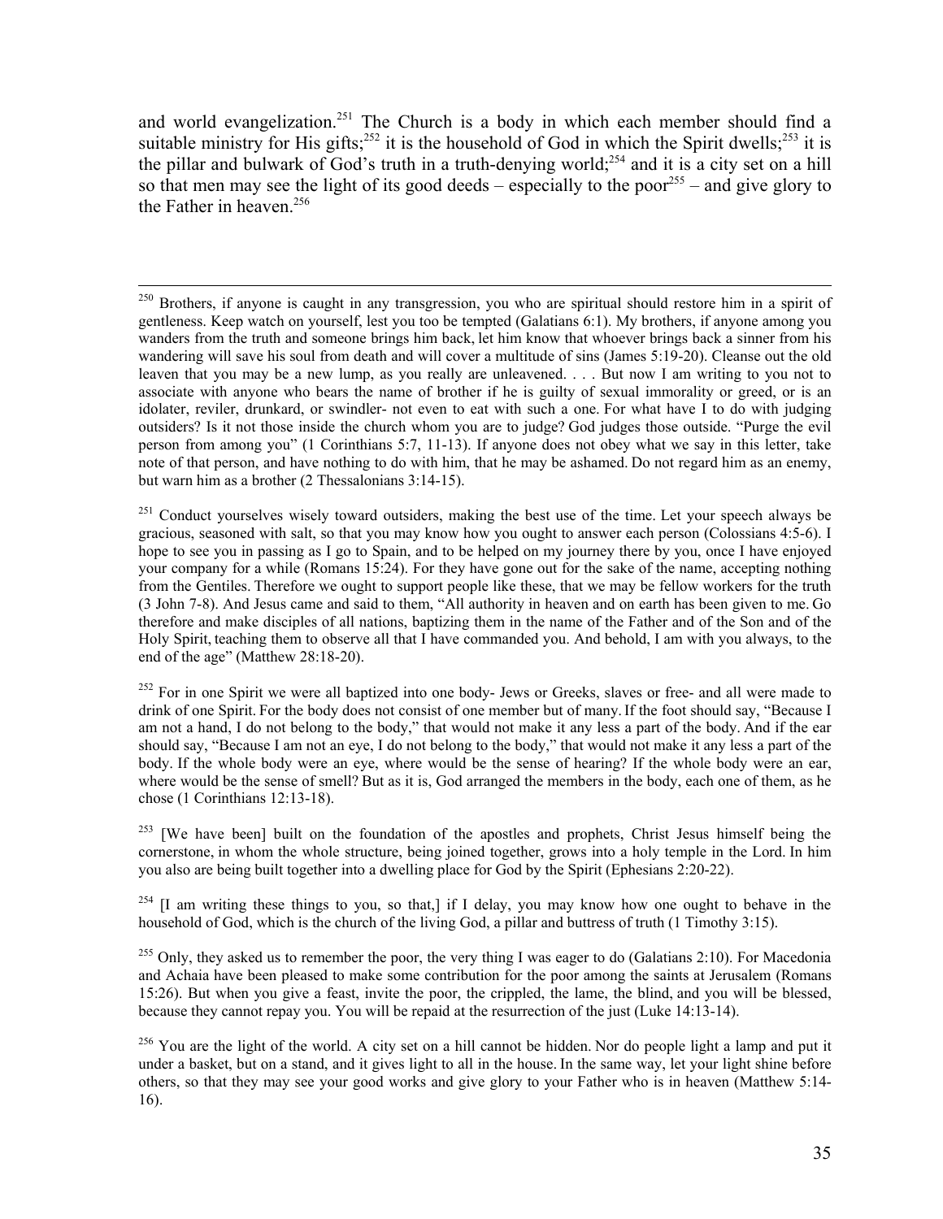and world evangelization.[251] The Church is a body in which each member should find a suitable ministry for His gifts;[252] it is the household of God in which the Spirit dwells;[253] it is the pillar and bulwark of God's truth in a truth-denying world;[254] and it is a city set on a hill so that men may see the light of its good deeds – especially to the poor[255] – and give glory to the Father in heaven.[256]

---

[250] Brothers, if anyone is caught in any transgression, you who are spiritual should restore him in a spirit of gentleness. Keep watch on yourself, lest you too be tempted (Galatians 6:1). My brothers, if anyone among you wanders from the truth and someone brings him back, let him know that whoever brings back a sinner from his wandering will save his soul from death and will cover a multitude of sins (James 5:19-20). Cleanse out the old leaven that you may be a new lump, as you really are unleavened. . . . But now I am writing to you not to associate with anyone who bears the name of brother if he is guilty of sexual immorality or greed, or is an idolater, reviler, drunkard, or swindler- not even to eat with such a one. For what have I to do with judging outsiders? Is it not those inside the church whom you are to judge? God judges those outside. "Purge the evil person from among you" (1 Corinthians 5:7, 11-13). If anyone does not obey what we say in this letter, take note of that person, and have nothing to do with him, that he may be ashamed. Do not regard him as an enemy, but warn him as a brother (2 Thessalonians 3:14-15).

[251] Conduct yourselves wisely toward outsiders, making the best use of the time. Let your speech always be gracious, seasoned with salt, so that you may know how you ought to answer each person (Colossians 4:5-6). I hope to see you in passing as I go to Spain, and to be helped on my journey there by you, once I have enjoyed your company for a while (Romans 15:24). For they have gone out for the sake of the name, accepting nothing from the Gentiles. Therefore we ought to support people like these, that we may be fellow workers for the truth (3 John 7-8). And Jesus came and said to them, "All authority in heaven and on earth has been given to me. Go therefore and make disciples of all nations, baptizing them in the name of the Father and of the Son and of the Holy Spirit, teaching them to observe all that I have commanded you. And behold, I am with you always, to the end of the age" (Matthew 28:18-20).

[252] For in one Spirit we were all baptized into one body- Jews or Greeks, slaves or free- and all were made to drink of one Spirit. For the body does not consist of one member but of many. If the foot should say, "Because I am not a hand, I do not belong to the body," that would not make it any less a part of the body. And if the ear should say, "Because I am not an eye, I do not belong to the body," that would not make it any less a part of the body. If the whole body were an eye, where would be the sense of hearing? If the whole body were an ear, where would be the sense of smell? But as it is, God arranged the members in the body, each one of them, as he chose (1 Corinthians 12:13-18).

[253] [We have been] built on the foundation of the apostles and prophets, Christ Jesus himself being the cornerstone, in whom the whole structure, being joined together, grows into a holy temple in the Lord. In him you also are being built together into a dwelling place for God by the Spirit (Ephesians 2:20-22).

[254] [I am writing these things to you, so that,] if I delay, you may know how one ought to behave in the household of God, which is the church of the living God, a pillar and buttress of truth (1 Timothy 3:15).

[255] Only, they asked us to remember the poor, the very thing I was eager to do (Galatians 2:10). For Macedonia and Achaia have been pleased to make some contribution for the poor among the saints at Jerusalem (Romans 15:26). But when you give a feast, invite the poor, the crippled, the lame, the blind, and you will be blessed, because they cannot repay you. You will be repaid at the resurrection of the just (Luke 14:13-14).

[256] You are the light of the world. A city set on a hill cannot be hidden. Nor do people light a lamp and put it under a basket, but on a stand, and it gives light to all in the house. In the same way, let your light shine before others, so that they may see your good works and give glory to your Father who is in heaven (Matthew 5:14-16).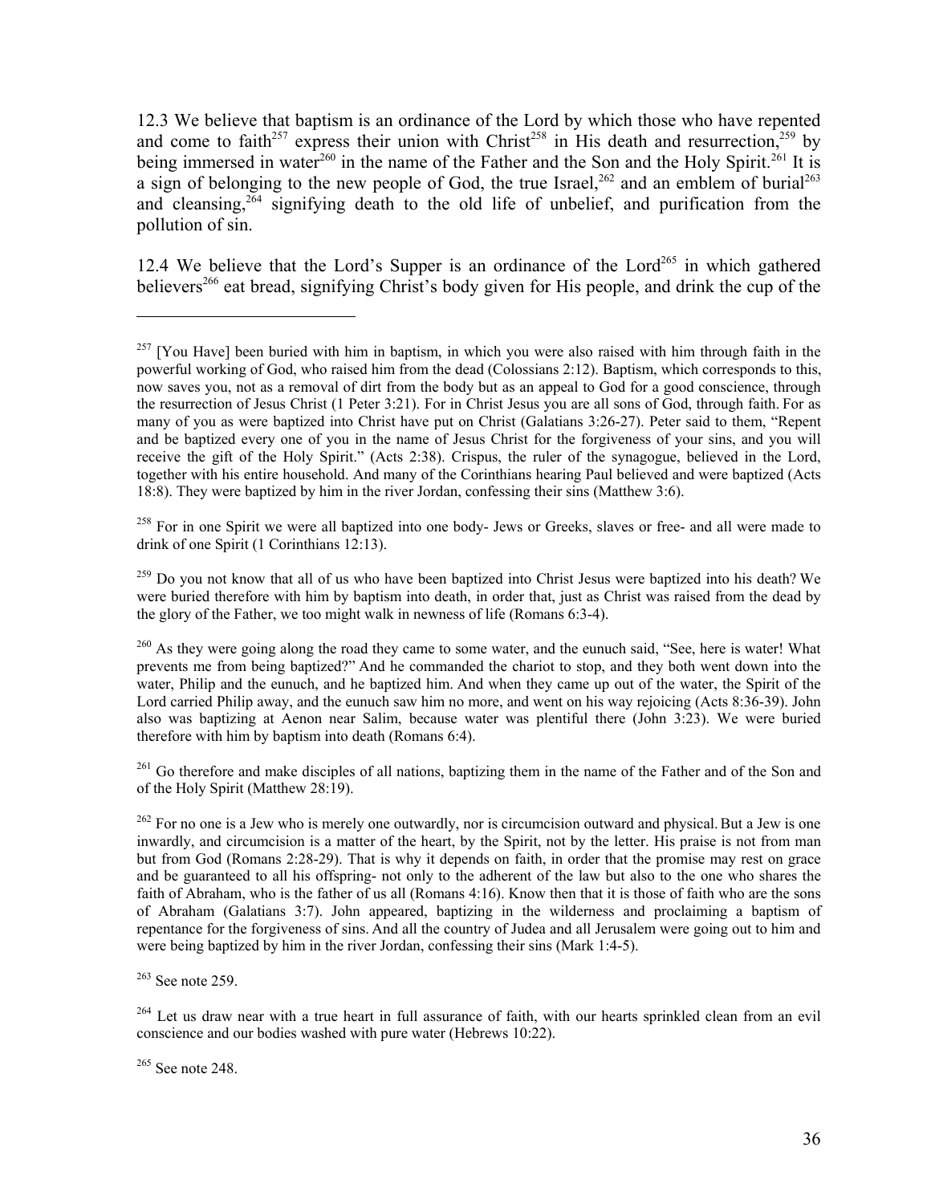12.3 We believe that baptism is an ordinance of the Lord by which those who have repented and come to faith[257] express their union with Christ[258] in His death and resurrection,[259] by being immersed in water[260] in the name of the Father and the Son and the Holy Spirit.[261] It is a sign of belonging to the new people of God, the true Israel,[262] and an emblem of burial[263] and cleansing,[264] signifying death to the old life of unbelief, and purification from the pollution of sin.

12.4 We believe that the Lord's Supper is an ordinance of the Lord[265] in which gathered believers[266] eat bread, signifying Christ's body given for His people, and drink the cup of the

---

[257] [You Have] been buried with him in baptism, in which you were also raised with him through faith in the powerful working of God, who raised him from the dead (Colossians 2:12). Baptism, which corresponds to this, now saves you, not as a removal of dirt from the body but as an appeal to God for a good conscience, through the resurrection of Jesus Christ (1 Peter 3:21). For in Christ Jesus you are all sons of God, through faith. For as many of you as were baptized into Christ have put on Christ (Galatians 3:26-27). Peter said to them, "Repent and be baptized every one of you in the name of Jesus Christ for the forgiveness of your sins, and you will receive the gift of the Holy Spirit." (Acts 2:38). Crispus, the ruler of the synagogue, believed in the Lord, together with his entire household. And many of the Corinthians hearing Paul believed and were baptized (Acts 18:8). They were baptized by him in the river Jordan, confessing their sins (Matthew 3:6).

[258] For in one Spirit we were all baptized into one body- Jews or Greeks, slaves or free- and all were made to drink of one Spirit (1 Corinthians 12:13).

[259] Do you not know that all of us who have been baptized into Christ Jesus were baptized into his death? We were buried therefore with him by baptism into death, in order that, just as Christ was raised from the dead by the glory of the Father, we too might walk in newness of life (Romans 6:3-4).

[260] As they were going along the road they came to some water, and the eunuch said, "See, here is water! What prevents me from being baptized?" And he commanded the chariot to stop, and they both went down into the water, Philip and the eunuch, and he baptized him. And when they came up out of the water, the Spirit of the Lord carried Philip away, and the eunuch saw him no more, and went on his way rejoicing (Acts 8:36-39). John also was baptizing at Aenon near Salim, because water was plentiful there (John 3:23). We were buried therefore with him by baptism into death (Romans 6:4).

[261] Go therefore and make disciples of all nations, baptizing them in the name of the Father and of the Son and of the Holy Spirit (Matthew 28:19).

[262] For no one is a Jew who is merely one outwardly, nor is circumcision outward and physical. But a Jew is one inwardly, and circumcision is a matter of the heart, by the Spirit, not by the letter. His praise is not from man but from God (Romans 2:28-29). That is why it depends on faith, in order that the promise may rest on grace and be guaranteed to all his offspring- not only to the adherent of the law but also to the one who shares the faith of Abraham, who is the father of us all (Romans 4:16). Know then that it is those of faith who are the sons of Abraham (Galatians 3:7). John appeared, baptizing in the wilderness and proclaiming a baptism of repentance for the forgiveness of sins. And all the country of Judea and all Jerusalem were going out to him and were being baptized by him in the river Jordan, confessing their sins (Mark 1:4-5).

[263] See note 259.

[264] Let us draw near with a true heart in full assurance of faith, with our hearts sprinkled clean from an evil conscience and our bodies washed with pure water (Hebrews 10:22).

[265] See note 248.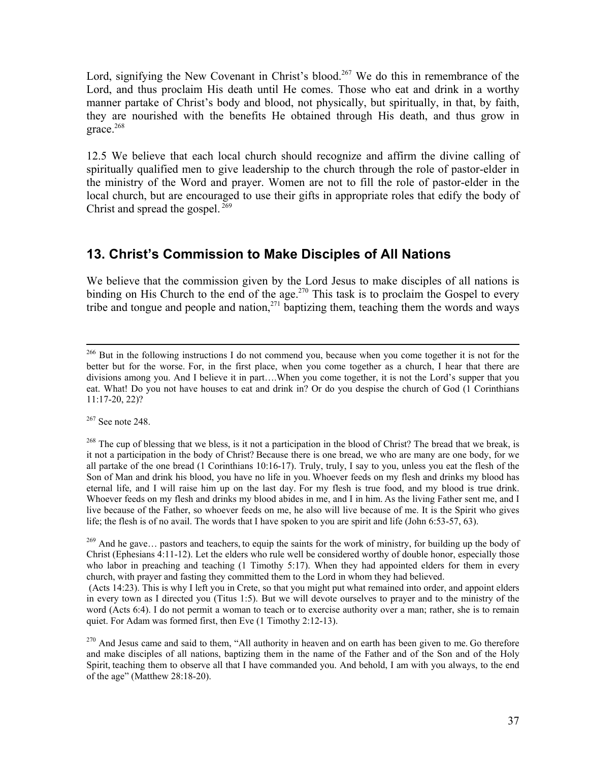Lord, signifying the New Covenant in Christ's blood.[267] We do this in remembrance of the Lord, and thus proclaim His death until He comes. Those who eat and drink in a worthy manner partake of Christ's body and blood, not physically, but spiritually, in that, by faith, they are nourished with the benefits He obtained through His death, and thus grow in grace.[268]

12.5 We believe that each local church should recognize and affirm the divine calling of spiritually qualified men to give leadership to the church through the role of pastor-elder in the ministry of the Word and prayer. Women are not to fill the role of pastor-elder in the local church, but are encouraged to use their gifts in appropriate roles that edify the body of Christ and spread the gospel.[269]

## 13. Christ's Commission to Make Disciples of All Nations

We believe that the commission given by the Lord Jesus to make disciples of all nations is binding on His Church to the end of the age.[270] This task is to proclaim the Gospel to every tribe and tongue and people and nation,[271] baptizing them, teaching them the words and ways

---

[266] But in the following instructions I do not commend you, because when you come together it is not for the better but for the worse. For, in the first place, when you come together as a church, I hear that there are divisions among you. And I believe it in part….When you come together, it is not the Lord's supper that you eat. What! Do you not have houses to eat and drink in? Or do you despise the church of God (1 Corinthians 11:17-20, 22)?

[267] See note 248.

[268] The cup of blessing that we bless, is it not a participation in the blood of Christ? The bread that we break, is it not a participation in the body of Christ? Because there is one bread, we who are many are one body, for we all partake of the one bread (1 Corinthians 10:16-17). Truly, truly, I say to you, unless you eat the flesh of the Son of Man and drink his blood, you have no life in you. Whoever feeds on my flesh and drinks my blood has eternal life, and I will raise him up on the last day. For my flesh is true food, and my blood is true drink. Whoever feeds on my flesh and drinks my blood abides in me, and I in him. As the living Father sent me, and I live because of the Father, so whoever feeds on me, he also will live because of me. It is the Spirit who gives life; the flesh is of no avail. The words that I have spoken to you are spirit and life (John 6:53-57, 63).

[269] And he gave… pastors and teachers, to equip the saints for the work of ministry, for building up the body of Christ (Ephesians 4:11-12). Let the elders who rule well be considered worthy of double honor, especially those who labor in preaching and teaching (1 Timothy 5:17). When they had appointed elders for them in every church, with prayer and fasting they committed them to the Lord in whom they had believed.
(Acts 14:23). This is why I left you in Crete, so that you might put what remained into order, and appoint elders in every town as I directed you (Titus 1:5). But we will devote ourselves to prayer and to the ministry of the word (Acts 6:4). I do not permit a woman to teach or to exercise authority over a man; rather, she is to remain quiet. For Adam was formed first, then Eve (1 Timothy 2:12-13).

[270] And Jesus came and said to them, "All authority in heaven and on earth has been given to me. Go therefore and make disciples of all nations, baptizing them in the name of the Father and of the Son and of the Holy Spirit, teaching them to observe all that I have commanded you. And behold, I am with you always, to the end of the age" (Matthew 28:18-20).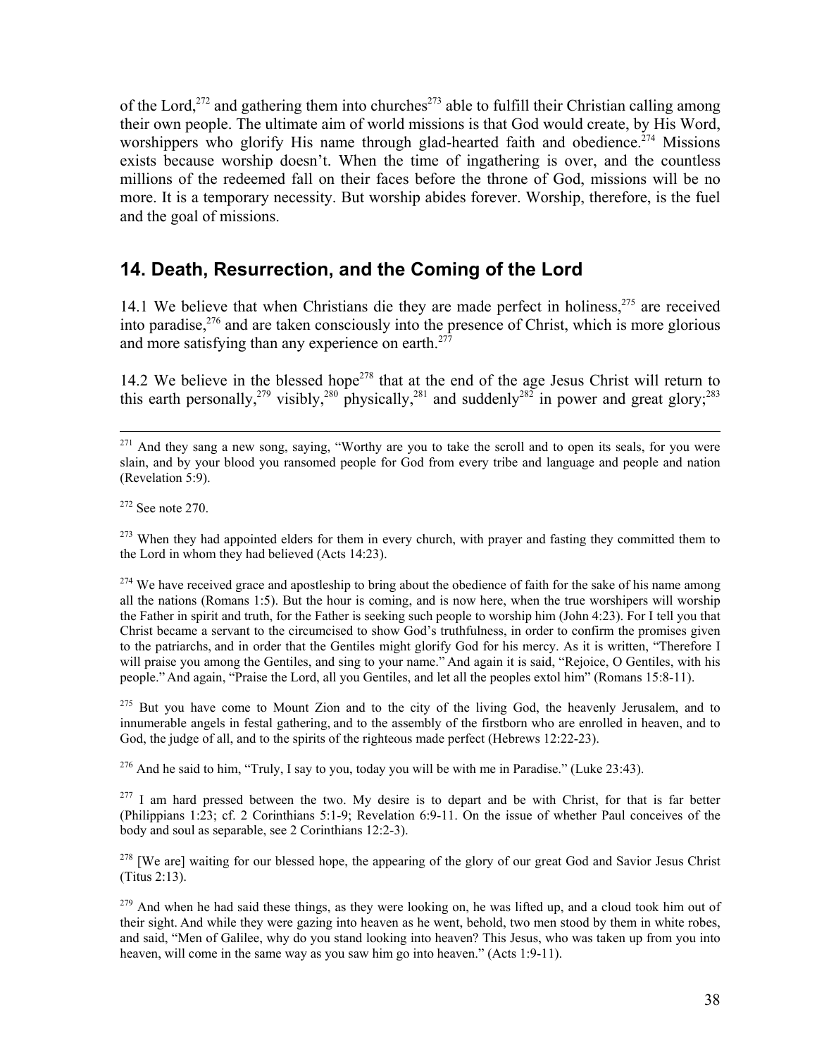of the Lord,[272] and gathering them into churches[273] able to fulfill their Christian calling among their own people. The ultimate aim of world missions is that God would create, by His Word, worshippers who glorify His name through glad-hearted faith and obedience.[274] Missions exists because worship doesn't. When the time of ingathering is over, and the countless millions of the redeemed fall on their faces before the throne of God, missions will be no more. It is a temporary necessity. But worship abides forever. Worship, therefore, is the fuel and the goal of missions.

## 14. Death, Resurrection, and the Coming of the Lord

14.1 We believe that when Christians die they are made perfect in holiness,[275] are received into paradise,[276] and are taken consciously into the presence of Christ, which is more glorious and more satisfying than any experience on earth.[277]

14.2 We believe in the blessed hope[278] that at the end of the age Jesus Christ will return to this earth personally,[279] visibly,[280] physically,[281] and suddenly[282] in power and great glory;[283]

---

[271] And they sang a new song, saying, "Worthy are you to take the scroll and to open its seals, for you were slain, and by your blood you ransomed people for God from every tribe and language and people and nation (Revelation 5:9).

[272] See note 270.

[273] When they had appointed elders for them in every church, with prayer and fasting they committed them to the Lord in whom they had believed (Acts 14:23).

[274] We have received grace and apostleship to bring about the obedience of faith for the sake of his name among all the nations (Romans 1:5). But the hour is coming, and is now here, when the true worshipers will worship the Father in spirit and truth, for the Father is seeking such people to worship him (John 4:23). For I tell you that Christ became a servant to the circumcised to show God's truthfulness, in order to confirm the promises given to the patriarchs, and in order that the Gentiles might glorify God for his mercy. As it is written, "Therefore I will praise you among the Gentiles, and sing to your name." And again it is said, "Rejoice, O Gentiles, with his people." And again, "Praise the Lord, all you Gentiles, and let all the peoples extol him" (Romans 15:8-11).

[275] But you have come to Mount Zion and to the city of the living God, the heavenly Jerusalem, and to innumerable angels in festal gathering, and to the assembly of the firstborn who are enrolled in heaven, and to God, the judge of all, and to the spirits of the righteous made perfect (Hebrews 12:22-23).

[276] And he said to him, "Truly, I say to you, today you will be with me in Paradise." (Luke 23:43).

[277] I am hard pressed between the two. My desire is to depart and be with Christ, for that is far better (Philippians 1:23; cf. 2 Corinthians 5:1-9; Revelation 6:9-11. On the issue of whether Paul conceives of the body and soul as separable, see 2 Corinthians 12:2-3).

[278] [We are] waiting for our blessed hope, the appearing of the glory of our great God and Savior Jesus Christ (Titus 2:13).

[279] And when he had said these things, as they were looking on, he was lifted up, and a cloud took him out of their sight. And while they were gazing into heaven as he went, behold, two men stood by them in white robes, and said, "Men of Galilee, why do you stand looking into heaven? This Jesus, who was taken up from you into heaven, will come in the same way as you saw him go into heaven." (Acts 1:9-11).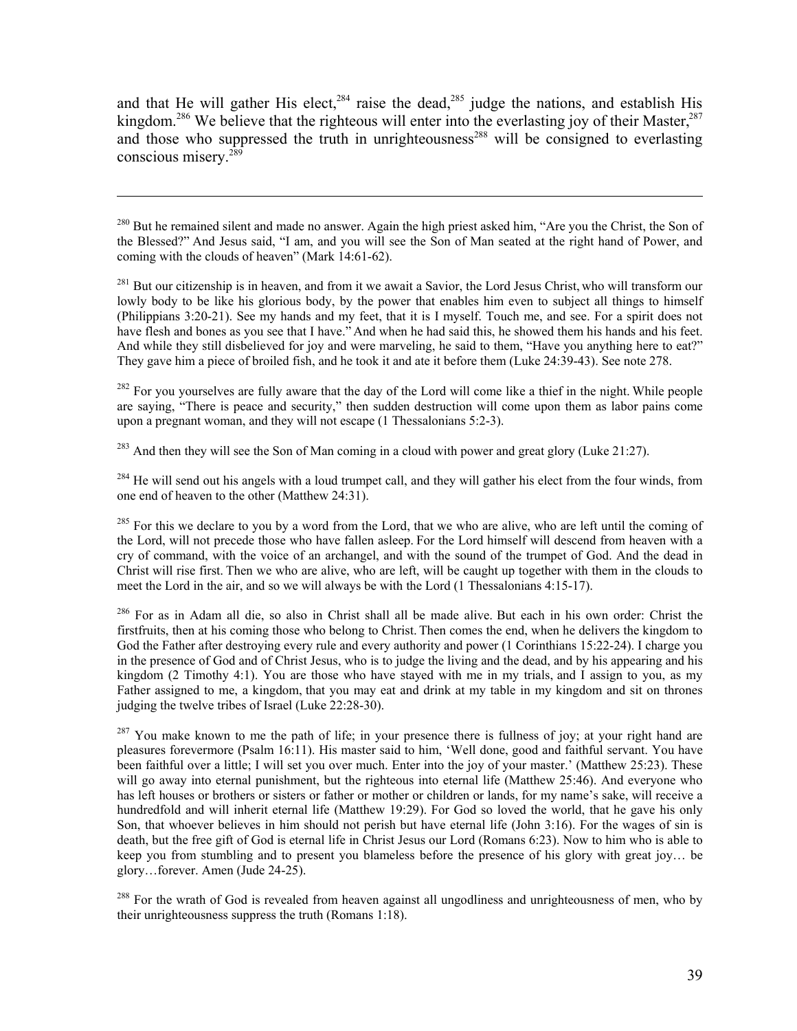and that He will gather His elect,[284] raise the dead,[285] judge the nations, and establish His kingdom.[286] We believe that the righteous will enter into the everlasting joy of their Master,[287] and those who suppressed the truth in unrighteousness[288] will be consigned to everlasting conscious misery.[289]

---

[280] But he remained silent and made no answer. Again the high priest asked him, "Are you the Christ, the Son of the Blessed?" And Jesus said, "I am, and you will see the Son of Man seated at the right hand of Power, and coming with the clouds of heaven" (Mark 14:61-62).

[281] But our citizenship is in heaven, and from it we await a Savior, the Lord Jesus Christ, who will transform our lowly body to be like his glorious body, by the power that enables him even to subject all things to himself (Philippians 3:20-21). See my hands and my feet, that it is I myself. Touch me, and see. For a spirit does not have flesh and bones as you see that I have." And when he had said this, he showed them his hands and his feet. And while they still disbelieved for joy and were marveling, he said to them, "Have you anything here to eat?" They gave him a piece of broiled fish, and he took it and ate it before them (Luke 24:39-43). See note 278.

[282] For you yourselves are fully aware that the day of the Lord will come like a thief in the night. While people are saying, "There is peace and security," then sudden destruction will come upon them as labor pains come upon a pregnant woman, and they will not escape (1 Thessalonians 5:2-3).

[283] And then they will see the Son of Man coming in a cloud with power and great glory (Luke 21:27).

[284] He will send out his angels with a loud trumpet call, and they will gather his elect from the four winds, from one end of heaven to the other (Matthew 24:31).

[285] For this we declare to you by a word from the Lord, that we who are alive, who are left until the coming of the Lord, will not precede those who have fallen asleep. For the Lord himself will descend from heaven with a cry of command, with the voice of an archangel, and with the sound of the trumpet of God. And the dead in Christ will rise first. Then we who are alive, who are left, will be caught up together with them in the clouds to meet the Lord in the air, and so we will always be with the Lord (1 Thessalonians 4:15-17).

[286] For as in Adam all die, so also in Christ shall all be made alive. But each in his own order: Christ the firstfruits, then at his coming those who belong to Christ. Then comes the end, when he delivers the kingdom to God the Father after destroying every rule and every authority and power (1 Corinthians 15:22-24). I charge you in the presence of God and of Christ Jesus, who is to judge the living and the dead, and by his appearing and his kingdom (2 Timothy 4:1). You are those who have stayed with me in my trials, and I assign to you, as my Father assigned to me, a kingdom, that you may eat and drink at my table in my kingdom and sit on thrones judging the twelve tribes of Israel (Luke 22:28-30).

[287] You make known to me the path of life; in your presence there is fullness of joy; at your right hand are pleasures forevermore (Psalm 16:11). His master said to him, 'Well done, good and faithful servant. You have been faithful over a little; I will set you over much. Enter into the joy of your master.' (Matthew 25:23). These will go away into eternal punishment, but the righteous into eternal life (Matthew 25:46). And everyone who has left houses or brothers or sisters or father or mother or children or lands, for my name's sake, will receive a hundredfold and will inherit eternal life (Matthew 19:29). For God so loved the world, that he gave his only Son, that whoever believes in him should not perish but have eternal life (John 3:16). For the wages of sin is death, but the free gift of God is eternal life in Christ Jesus our Lord (Romans 6:23). Now to him who is able to keep you from stumbling and to present you blameless before the presence of his glory with great joy… be glory…forever. Amen (Jude 24-25).

[288] For the wrath of God is revealed from heaven against all ungodliness and unrighteousness of men, who by their unrighteousness suppress the truth (Romans 1:18).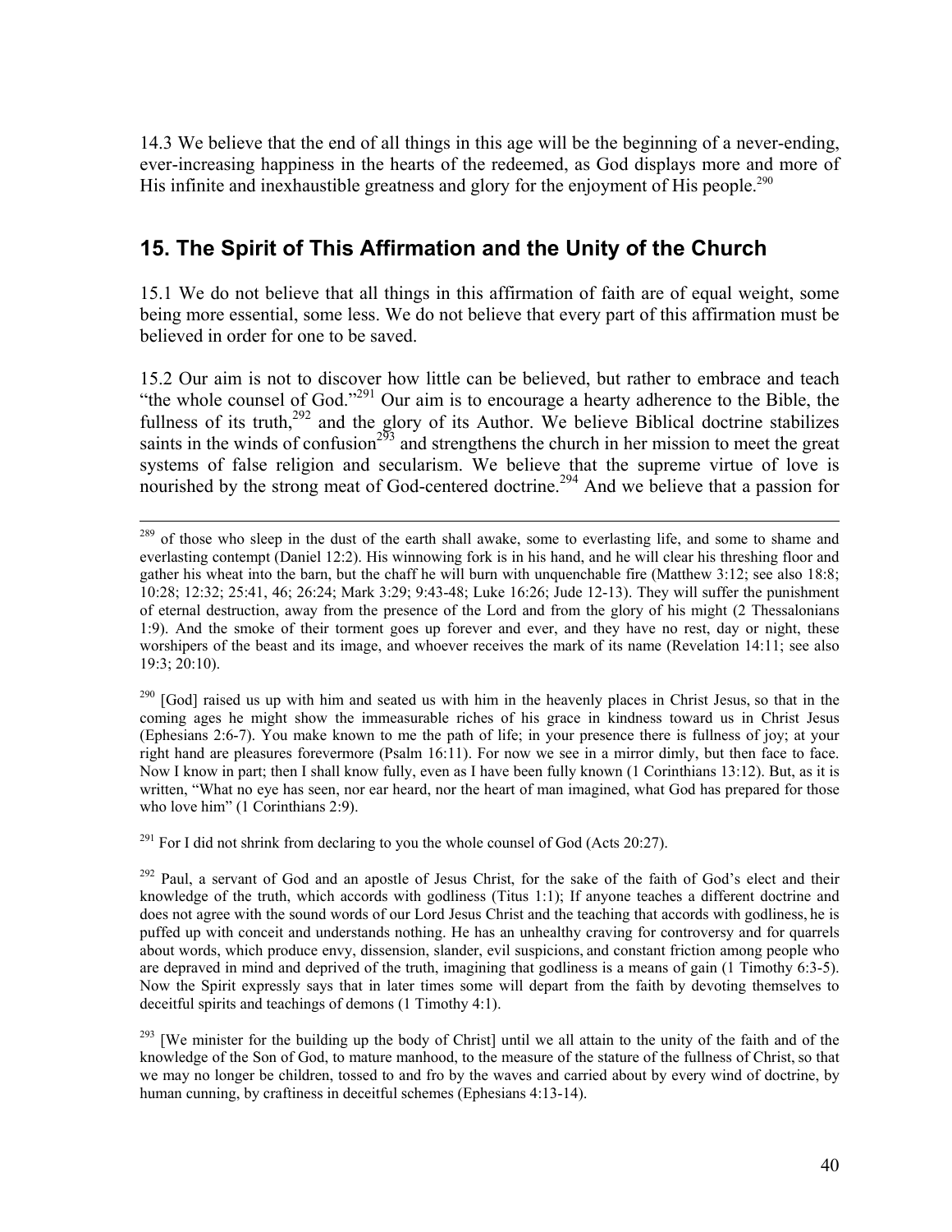14.3 We believe that the end of all things in this age will be the beginning of a never-ending, ever-increasing happiness in the hearts of the redeemed, as God displays more and more of His infinite and inexhaustible greatness and glory for the enjoyment of His people.[290]

## 15. The Spirit of This Affirmation and the Unity of the Church

15.1 We do not believe that all things in this affirmation of faith are of equal weight, some being more essential, some less. We do not believe that every part of this affirmation must be believed in order for one to be saved.

15.2 Our aim is not to discover how little can be believed, but rather to embrace and teach "the whole counsel of God."[291] Our aim is to encourage a hearty adherence to the Bible, the fullness of its truth,[292] and the glory of its Author. We believe Biblical doctrine stabilizes saints in the winds of confusion[293] and strengthens the church in her mission to meet the great systems of false religion and secularism. We believe that the supreme virtue of love is nourished by the strong meat of God-centered doctrine.[294] And we believe that a passion for

---

[289] of those who sleep in the dust of the earth shall awake, some to everlasting life, and some to shame and everlasting contempt (Daniel 12:2). His winnowing fork is in his hand, and he will clear his threshing floor and gather his wheat into the barn, but the chaff he will burn with unquenchable fire (Matthew 3:12; see also 18:8; 10:28; 12:32; 25:41, 46; 26:24; Mark 3:29; 9:43-48; Luke 16:26; Jude 12-13). They will suffer the punishment of eternal destruction, away from the presence of the Lord and from the glory of his might (2 Thessalonians 1:9). And the smoke of their torment goes up forever and ever, and they have no rest, day or night, these worshipers of the beast and its image, and whoever receives the mark of its name (Revelation 14:11; see also 19:3; 20:10).

[290] [God] raised us up with him and seated us with him in the heavenly places in Christ Jesus, so that in the coming ages he might show the immeasurable riches of his grace in kindness toward us in Christ Jesus (Ephesians 2:6-7). You make known to me the path of life; in your presence there is fullness of joy; at your right hand are pleasures forevermore (Psalm 16:11). For now we see in a mirror dimly, but then face to face. Now I know in part; then I shall know fully, even as I have been fully known (1 Corinthians 13:12). But, as it is written, "What no eye has seen, nor ear heard, nor the heart of man imagined, what God has prepared for those who love him" (1 Corinthians 2:9).

[291] For I did not shrink from declaring to you the whole counsel of God (Acts 20:27).

[292] Paul, a servant of God and an apostle of Jesus Christ, for the sake of the faith of God's elect and their knowledge of the truth, which accords with godliness (Titus 1:1); If anyone teaches a different doctrine and does not agree with the sound words of our Lord Jesus Christ and the teaching that accords with godliness, he is puffed up with conceit and understands nothing. He has an unhealthy craving for controversy and for quarrels about words, which produce envy, dissension, slander, evil suspicions, and constant friction among people who are depraved in mind and deprived of the truth, imagining that godliness is a means of gain (1 Timothy 6:3-5). Now the Spirit expressly says that in later times some will depart from the faith by devoting themselves to deceitful spirits and teachings of demons (1 Timothy 4:1).

[293] [We minister for the building up the body of Christ] until we all attain to the unity of the faith and of the knowledge of the Son of God, to mature manhood, to the measure of the stature of the fullness of Christ, so that we may no longer be children, tossed to and fro by the waves and carried about by every wind of doctrine, by human cunning, by craftiness in deceitful schemes (Ephesians 4:13-14).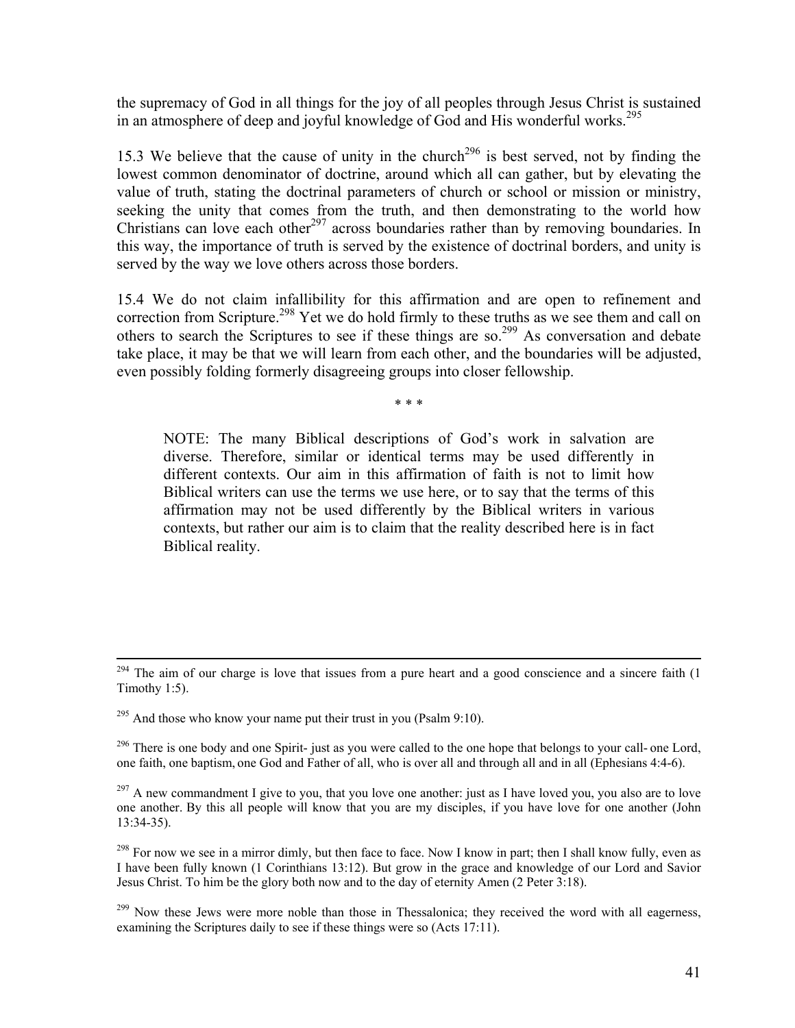the supremacy of God in all things for the joy of all peoples through Jesus Christ is sustained in an atmosphere of deep and joyful knowledge of God and His wonderful works.[295]

15.3 We believe that the cause of unity in the church[296] is best served, not by finding the lowest common denominator of doctrine, around which all can gather, but by elevating the value of truth, stating the doctrinal parameters of church or school or mission or ministry, seeking the unity that comes from the truth, and then demonstrating to the world how Christians can love each other[297] across boundaries rather than by removing boundaries. In this way, the importance of truth is served by the existence of doctrinal borders, and unity is served by the way we love others across those borders.

15.4 We do not claim infallibility for this affirmation and are open to refinement and correction from Scripture.[298] Yet we do hold firmly to these truths as we see them and call on others to search the Scriptures to see if these things are so.[299] As conversation and debate take place, it may be that we will learn from each other, and the boundaries will be adjusted, even possibly folding formerly disagreeing groups into closer fellowship.

\* \* \*

> NOTE: The many Biblical descriptions of God's work in salvation are diverse. Therefore, similar or identical terms may be used differently in different contexts. Our aim in this affirmation of faith is not to limit how Biblical writers can use the terms we use here, or to say that the terms of this affirmation may not be used differently by the Biblical writers in various contexts, but rather our aim is to claim that the reality described here is in fact Biblical reality.

---

[294] The aim of our charge is love that issues from a pure heart and a good conscience and a sincere faith (1 Timothy 1:5).

[295] And those who know your name put their trust in you (Psalm 9:10).

[296] There is one body and one Spirit- just as you were called to the one hope that belongs to your call- one Lord, one faith, one baptism, one God and Father of all, who is over all and through all and in all (Ephesians 4:4-6).

[297] A new commandment I give to you, that you love one another: just as I have loved you, you also are to love one another. By this all people will know that you are my disciples, if you have love for one another (John 13:34-35).

[298] For now we see in a mirror dimly, but then face to face. Now I know in part; then I shall know fully, even as I have been fully known (1 Corinthians 13:12). But grow in the grace and knowledge of our Lord and Savior Jesus Christ. To him be the glory both now and to the day of eternity Amen (2 Peter 3:18).

[299] Now these Jews were more noble than those in Thessalonica; they received the word with all eagerness, examining the Scriptures daily to see if these things were so (Acts 17:11).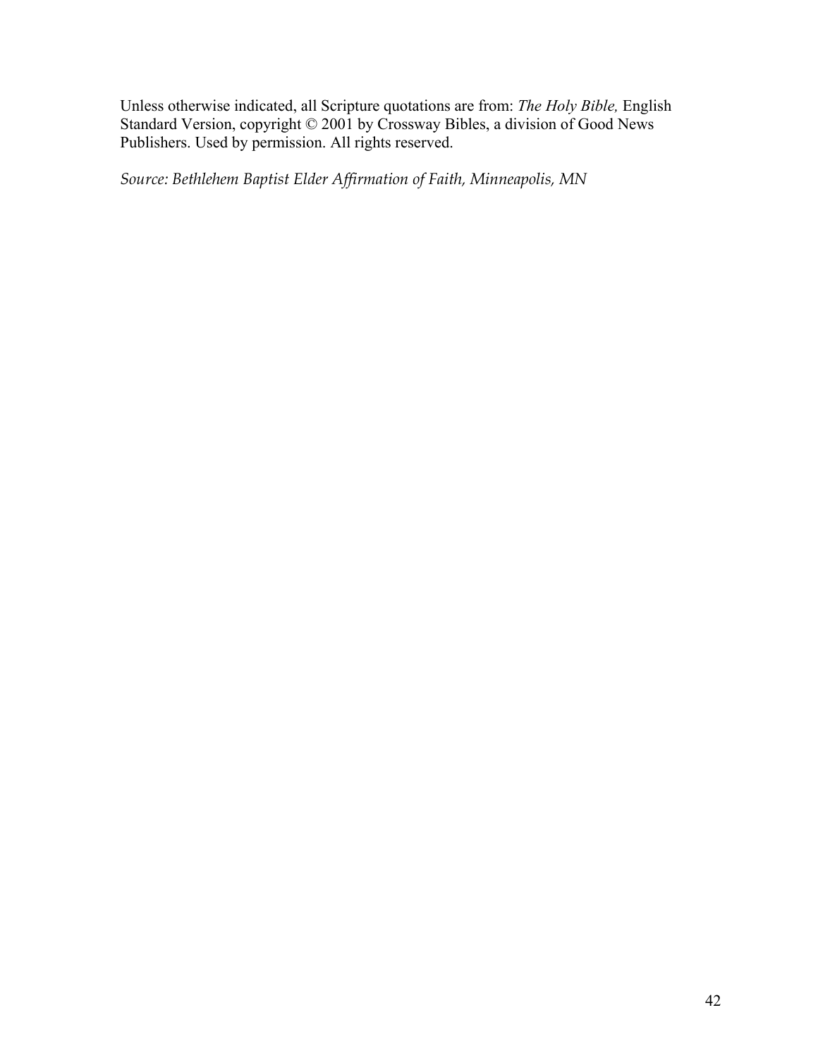Unless otherwise indicated, all Scripture quotations are from: *The Holy Bible,* English Standard Version, copyright © 2001 by Crossway Bibles, a division of Good News Publishers. Used by permission. All rights reserved.

*Source: Bethlehem Baptist Elder Affirmation of Faith, Minneapolis, MN*